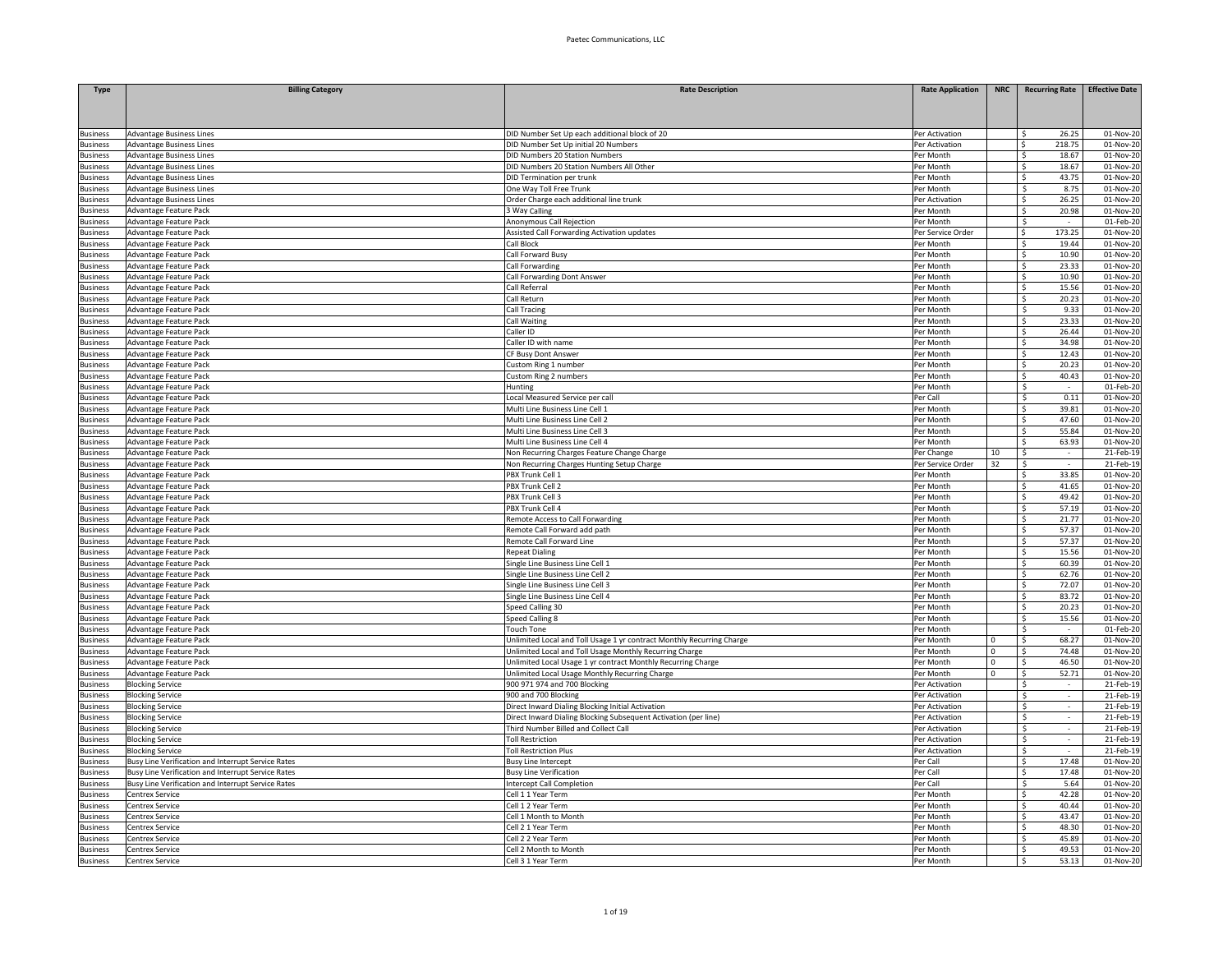| Type | Billing Category | Rate Description | Rate Application | NRC | Recurring Rate | Effective Date |
|---|---|---|---|---|---|---|
| Business | Advantage Business Lines | DID Number Set Up each additional block of 20 | Per Activation | | $ 26.25 | 01-Nov-20 |
| Business | Advantage Business Lines | DID Number Set Up initial 20 Numbers | Per Activation | | $ 218.75 | 01-Nov-20 |
| Business | Advantage Business Lines | DID Numbers 20 Station Numbers | Per Month | | $ 18.67 | 01-Nov-20 |
| Business | Advantage Business Lines | DID Numbers 20 Station Numbers All Other | Per Month | | $ 18.67 | 01-Nov-20 |
| Business | Advantage Business Lines | DID Termination per trunk | Per Month | | $ 43.75 | 01-Nov-20 |
| Business | Advantage Business Lines | One Way Toll Free Trunk | Per Month | | $ 8.75 | 01-Nov-20 |
| Business | Advantage Business Lines | Order Charge each additional line trunk | Per Activation | | $ 26.25 | 01-Nov-20 |
| Business | Advantage Feature Pack | 3 Way Calling | Per Month | | $ 20.98 | 01-Nov-20 |
| Business | Advantage Feature Pack | Anonymous Call Rejection | Per Month | | $ - | 01-Feb-20 |
| Business | Advantage Feature Pack | Assisted Call Forwarding Activation updates | Per Service Order | | $ 173.25 | 01-Nov-20 |
| Business | Advantage Feature Pack | Call Block | Per Month | | $ 19.44 | 01-Nov-20 |
| Business | Advantage Feature Pack | Call Forward Busy | Per Month | | $ 10.90 | 01-Nov-20 |
| Business | Advantage Feature Pack | Call Forwarding | Per Month | | $ 23.33 | 01-Nov-20 |
| Business | Advantage Feature Pack | Call Forwarding Dont Answer | Per Month | | $ 10.90 | 01-Nov-20 |
| Business | Advantage Feature Pack | Call Referral | Per Month | | $ 15.56 | 01-Nov-20 |
| Business | Advantage Feature Pack | Call Return | Per Month | | $ 20.23 | 01-Nov-20 |
| Business | Advantage Feature Pack | Call Tracing | Per Month | | $ 9.33 | 01-Nov-20 |
| Business | Advantage Feature Pack | Call Waiting | Per Month | | $ 23.33 | 01-Nov-20 |
| Business | Advantage Feature Pack | Caller ID | Per Month | | $ 26.44 | 01-Nov-20 |
| Business | Advantage Feature Pack | Caller ID with name | Per Month | | $ 34.98 | 01-Nov-20 |
| Business | Advantage Feature Pack | CF Busy Dont Answer | Per Month | | $ 12.43 | 01-Nov-20 |
| Business | Advantage Feature Pack | Custom Ring 1 number | Per Month | | $ 20.23 | 01-Nov-20 |
| Business | Advantage Feature Pack | Custom Ring 2 numbers | Per Month | | $ 40.43 | 01-Nov-20 |
| Business | Advantage Feature Pack | Hunting | Per Month | | $ - | 01-Feb-20 |
| Business | Advantage Feature Pack | Local Measured Service per call | Per Call | | $ 0.11 | 01-Nov-20 |
| Business | Advantage Feature Pack | Multi Line Business Line Cell 1 | Per Month | | $ 39.81 | 01-Nov-20 |
| Business | Advantage Feature Pack | Multi Line Business Line Cell 2 | Per Month | | $ 47.60 | 01-Nov-20 |
| Business | Advantage Feature Pack | Multi Line Business Line Cell 3 | Per Month | | $ 55.84 | 01-Nov-20 |
| Business | Advantage Feature Pack | Multi Line Business Line Cell 4 | Per Month | | $ 63.93 | 01-Nov-20 |
| Business | Advantage Feature Pack | Non Recurring Charges Feature Change Charge | Per Change | 10 | $ - | 21-Feb-19 |
| Business | Advantage Feature Pack | Non Recurring Charges Hunting Setup Charge | Per Service Order | 32 | $ - | 21-Feb-19 |
| Business | Advantage Feature Pack | PBX Trunk Cell 1 | Per Month | | $ 33.85 | 01-Nov-20 |
| Business | Advantage Feature Pack | PBX Trunk Cell 2 | Per Month | | $ 41.65 | 01-Nov-20 |
| Business | Advantage Feature Pack | PBX Trunk Cell 3 | Per Month | | $ 49.42 | 01-Nov-20 |
| Business | Advantage Feature Pack | PBX Trunk Cell 4 | Per Month | | $ 57.19 | 01-Nov-20 |
| Business | Advantage Feature Pack | Remote Access to Call Forwarding | Per Month | | $ 21.77 | 01-Nov-20 |
| Business | Advantage Feature Pack | Remote Call Forward add path | Per Month | | $ 57.37 | 01-Nov-20 |
| Business | Advantage Feature Pack | Remote Call Forward Line | Per Month | | $ 57.37 | 01-Nov-20 |
| Business | Advantage Feature Pack | Repeat Dialing | Per Month | | $ 15.56 | 01-Nov-20 |
| Business | Advantage Feature Pack | Single Line Business Line Cell 1 | Per Month | | $ 60.39 | 01-Nov-20 |
| Business | Advantage Feature Pack | Single Line Business Line Cell 2 | Per Month | | $ 62.76 | 01-Nov-20 |
| Business | Advantage Feature Pack | Single Line Business Line Cell 3 | Per Month | | $ 72.07 | 01-Nov-20 |
| Business | Advantage Feature Pack | Single Line Business Line Cell 4 | Per Month | | $ 83.72 | 01-Nov-20 |
| Business | Advantage Feature Pack | Speed Calling 30 | Per Month | | $ 20.23 | 01-Nov-20 |
| Business | Advantage Feature Pack | Speed Calling 8 | Per Month | | $ 15.56 | 01-Nov-20 |
| Business | Advantage Feature Pack | Touch Tone | Per Month | | $ - | 01-Feb-20 |
| Business | Advantage Feature Pack | Unlimited Local and Toll Usage 1 yr contract Monthly Recurring Charge | Per Month | 0 | $ 68.27 | 01-Nov-20 |
| Business | Advantage Feature Pack | Unlimited Local and Toll Usage Monthly Recurring Charge | Per Month | 0 | $ 74.48 | 01-Nov-20 |
| Business | Advantage Feature Pack | Unlimited Local Usage 1 yr contract Monthly Recurring Charge | Per Month | 0 | $ 46.50 | 01-Nov-20 |
| Business | Advantage Feature Pack | Unlimited Local Usage Monthly Recurring Charge | Per Month | 0 | $ 52.71 | 01-Nov-20 |
| Business | Blocking Service | 900 971 974 and 700 Blocking | Per Activation | | $ - | 21-Feb-19 |
| Business | Blocking Service | 900 and 700 Blocking | Per Activation | | $ - | 21-Feb-19 |
| Business | Blocking Service | Direct Inward Dialing Blocking Initial Activation | Per Activation | | $ - | 21-Feb-19 |
| Business | Blocking Service | Direct Inward Dialing Blocking Subsequent Activation (per line) | Per Activation | | $ - | 21-Feb-19 |
| Business | Blocking Service | Third Number Billed and Collect Call | Per Activation | | $ - | 21-Feb-19 |
| Business | Blocking Service | Toll Restriction | Per Activation | | $ - | 21-Feb-19 |
| Business | Blocking Service | Toll Restriction Plus | Per Activation | | $ - | 21-Feb-19 |
| Business | Busy Line Verification and Interrupt Service Rates | Busy Line Intercept | Per Call | | $ 17.48 | 01-Nov-20 |
| Business | Busy Line Verification and Interrupt Service Rates | Busy Line Verification | Per Call | | $ 17.48 | 01-Nov-20 |
| Business | Busy Line Verification and Interrupt Service Rates | Intercept Call Completion | Per Call | | $ 5.64 | 01-Nov-20 |
| Business | Centrex Service | Cell 1 1 Year Term | Per Month | | $ 42.28 | 01-Nov-20 |
| Business | Centrex Service | Cell 1 2 Year Term | Per Month | | $ 40.44 | 01-Nov-20 |
| Business | Centrex Service | Cell 1 Month to Month | Per Month | | $ 43.47 | 01-Nov-20 |
| Business | Centrex Service | Cell 2 1 Year Term | Per Month | | $ 48.30 | 01-Nov-20 |
| Business | Centrex Service | Cell 2 2 Year Term | Per Month | | $ 45.89 | 01-Nov-20 |
| Business | Centrex Service | Cell 2 Month to Month | Per Month | | $ 49.53 | 01-Nov-20 |
| Business | Centrex Service | Cell 3 1 Year Term | Per Month | | $ 53.13 | 01-Nov-20 |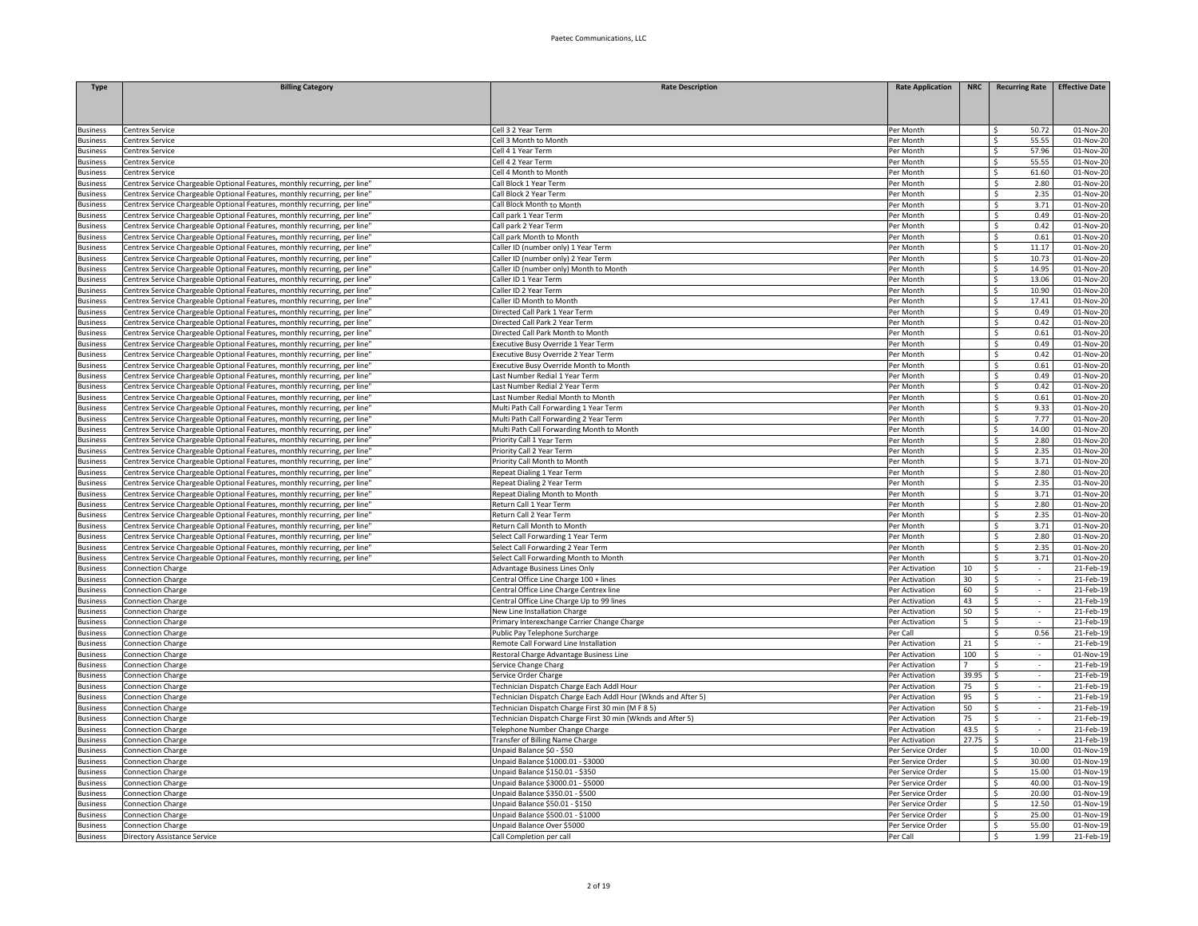Paetec Communications, LLC

| Type | Billing Category | Rate Description | Rate Application | NRC | Recurring Rate | Effective Date |
|---|---|---|---|---|---|---|
| Business | Centrex Service | Cell 3 2 Year Term | Per Month | | $ 50.72 | 01-Nov-20 |
| Business | Centrex Service | Cell 3 Month to Month | Per Month | | $ 55.55 | 01-Nov-20 |
| Business | Centrex Service | Cell 4 1 Year Term | Per Month | | $ 57.96 | 01-Nov-20 |
| Business | Centrex Service | Cell 4 2 Year Term | Per Month | | $ 55.55 | 01-Nov-20 |
| Business | Centrex Service | Cell 4 Month to Month | Per Month | | $ 61.60 | 01-Nov-20 |
| Business | Centrex Service Chargeable Optional Features, monthly recurring, per line" | Call Block 1 Year Term | Per Month | | $ 2.80 | 01-Nov-20 |
| Business | Centrex Service Chargeable Optional Features, monthly recurring, per line" | Call Block 2 Year Term | Per Month | | $ 2.35 | 01-Nov-20 |
| Business | Centrex Service Chargeable Optional Features, monthly recurring, per line" | Call Block Month to Month | Per Month | | $ 3.71 | 01-Nov-20 |
| Business | Centrex Service Chargeable Optional Features, monthly recurring, per line" | Call park 1 Year Term | Per Month | | $ 0.49 | 01-Nov-20 |
| Business | Centrex Service Chargeable Optional Features, monthly recurring, per line" | Call park 2 Year Term | Per Month | | $ 0.42 | 01-Nov-20 |
| Business | Centrex Service Chargeable Optional Features, monthly recurring, per line" | Call park Month to Month | Per Month | | $ 0.61 | 01-Nov-20 |
| Business | Centrex Service Chargeable Optional Features, monthly recurring, per line" | Caller ID (number only) 1 Year Term | Per Month | | $ 11.17 | 01-Nov-20 |
| Business | Centrex Service Chargeable Optional Features, monthly recurring, per line" | Caller ID (number only) 2 Year Term | Per Month | | $ 10.73 | 01-Nov-20 |
| Business | Centrex Service Chargeable Optional Features, monthly recurring, per line" | Caller ID (number only) Month to Month | Per Month | | $ 14.95 | 01-Nov-20 |
| Business | Centrex Service Chargeable Optional Features, monthly recurring, per line" | Caller ID 1 Year Term | Per Month | | $ 13.06 | 01-Nov-20 |
| Business | Centrex Service Chargeable Optional Features, monthly recurring, per line" | Caller ID 2 Year Term | Per Month | | $ 10.90 | 01-Nov-20 |
| Business | Centrex Service Chargeable Optional Features, monthly recurring, per line" | Caller ID Month to Month | Per Month | | $ 17.41 | 01-Nov-20 |
| Business | Centrex Service Chargeable Optional Features, monthly recurring, per line" | Directed Call Park 1 Year Term | Per Month | | $ 0.49 | 01-Nov-20 |
| Business | Centrex Service Chargeable Optional Features, monthly recurring, per line" | Directed Call Park 2 Year Term | Per Month | | $ 0.42 | 01-Nov-20 |
| Business | Centrex Service Chargeable Optional Features, monthly recurring, per line" | Directed Call Park Month to Month | Per Month | | $ 0.61 | 01-Nov-20 |
| Business | Centrex Service Chargeable Optional Features, monthly recurring, per line" | Executive Busy Override 1 Year Term | Per Month | | $ 0.49 | 01-Nov-20 |
| Business | Centrex Service Chargeable Optional Features, monthly recurring, per line" | Executive Busy Override 2 Year Term | Per Month | | $ 0.42 | 01-Nov-20 |
| Business | Centrex Service Chargeable Optional Features, monthly recurring, per line" | Executive Busy Override Month to Month | Per Month | | $ 0.61 | 01-Nov-20 |
| Business | Centrex Service Chargeable Optional Features, monthly recurring, per line" | Last Number Redial 1 Year Term | Per Month | | $ 0.49 | 01-Nov-20 |
| Business | Centrex Service Chargeable Optional Features, monthly recurring, per line" | Last Number Redial 2 Year Term | Per Month | | $ 0.42 | 01-Nov-20 |
| Business | Centrex Service Chargeable Optional Features, monthly recurring, per line" | Last Number Redial Month to Month | Per Month | | $ 0.61 | 01-Nov-20 |
| Business | Centrex Service Chargeable Optional Features, monthly recurring, per line" | Multi Path Call Forwarding 1 Year Term | Per Month | | $ 9.33 | 01-Nov-20 |
| Business | Centrex Service Chargeable Optional Features, monthly recurring, per line" | Multi Path Call Forwarding 2 Year Term | Per Month | | $ 7.77 | 01-Nov-20 |
| Business | Centrex Service Chargeable Optional Features, monthly recurring, per line" | Multi Path Call Forwarding Month to Month | Per Month | | $ 14.00 | 01-Nov-20 |
| Business | Centrex Service Chargeable Optional Features, monthly recurring, per line" | Priority Call 1 Year Term | Per Month | | $ 2.80 | 01-Nov-20 |
| Business | Centrex Service Chargeable Optional Features, monthly recurring, per line" | Priority Call 2 Year Term | Per Month | | $ 2.35 | 01-Nov-20 |
| Business | Centrex Service Chargeable Optional Features, monthly recurring, per line" | Priority Call Month to Month | Per Month | | $ 3.71 | 01-Nov-20 |
| Business | Centrex Service Chargeable Optional Features, monthly recurring, per line" | Repeat Dialing 1 Year Term | Per Month | | $ 2.80 | 01-Nov-20 |
| Business | Centrex Service Chargeable Optional Features, monthly recurring, per line" | Repeat Dialing 2 Year Term | Per Month | | $ 2.35 | 01-Nov-20 |
| Business | Centrex Service Chargeable Optional Features, monthly recurring, per line" | Repeat Dialing Month to Month | Per Month | | $ 3.71 | 01-Nov-20 |
| Business | Centrex Service Chargeable Optional Features, monthly recurring, per line" | Return Call 1 Year Term | Per Month | | $ 2.80 | 01-Nov-20 |
| Business | Centrex Service Chargeable Optional Features, monthly recurring, per line" | Return Call 2 Year Term | Per Month | | $ 2.35 | 01-Nov-20 |
| Business | Centrex Service Chargeable Optional Features, monthly recurring, per line" | Return Call Month to Month | Per Month | | $ 3.71 | 01-Nov-20 |
| Business | Centrex Service Chargeable Optional Features, monthly recurring, per line" | Select Call Forwarding 1 Year Term | Per Month | | $ 2.80 | 01-Nov-20 |
| Business | Centrex Service Chargeable Optional Features, monthly recurring, per line" | Select Call Forwarding 2 Year Term | Per Month | | $ 2.35 | 01-Nov-20 |
| Business | Centrex Service Chargeable Optional Features, monthly recurring, per line" | Select Call Forwarding Month to Month | Per Month | | $ 3.71 | 01-Nov-20 |
| Business | Connection Charge | Advantage Business Lines Only | Per Activation | 10 | $ - | 21-Feb-19 |
| Business | Connection Charge | Central Office Line Charge 100 + lines | Per Activation | 30 | $ - | 21-Feb-19 |
| Business | Connection Charge | Central Office Line Charge Centrex line | Per Activation | 60 | $ - | 21-Feb-19 |
| Business | Connection Charge | Central Office Line Charge Up to 99 lines | Per Activation | 43 | $ - | 21-Feb-19 |
| Business | Connection Charge | New Line Installation Charge | Per Activation | 50 | $ - | 21-Feb-19 |
| Business | Connection Charge | Primary Interexchange Carrier Change Charge | Per Activation | 5 | $ - | 21-Feb-19 |
| Business | Connection Charge | Public Pay Telephone Surcharge | Per Call | | $ 0.56 | 21-Feb-19 |
| Business | Connection Charge | Remote Call Forward Line Installation | Per Activation | 21 | $ - | 21-Feb-19 |
| Business | Connection Charge | Restoral Charge Advantage Business Line | Per Activation | 100 | $ - | 01-Nov-19 |
| Business | Connection Charge | Service Change Charg | Per Activation | 7 | $ - | 21-Feb-19 |
| Business | Connection Charge | Service Order Charge | Per Activation | 39.95 | $ - | 21-Feb-19 |
| Business | Connection Charge | Technician Dispatch Charge Each Addl Hour | Per Activation | 75 | $ - | 21-Feb-19 |
| Business | Connection Charge | Technician Dispatch Charge Each Addl Hour (Wknds and After 5) | Per Activation | 95 | $ - | 21-Feb-19 |
| Business | Connection Charge | Technician Dispatch Charge First 30 min (M F 8 5) | Per Activation | 50 | $ - | 21-Feb-19 |
| Business | Connection Charge | Technician Dispatch Charge First 30 min (Wknds and After 5) | Per Activation | 75 | $ - | 21-Feb-19 |
| Business | Connection Charge | Telephone Number Change Charge | Per Activation | 43.5 | $ - | 21-Feb-19 |
| Business | Connection Charge | Transfer of Billing Name Charge | Per Activation | 27.75 | $ - | 21-Feb-19 |
| Business | Connection Charge | Unpaid Balance $0 - $50 | Per Service Order | | $ 10.00 | 01-Nov-19 |
| Business | Connection Charge | Unpaid Balance $1000.01 - $3000 | Per Service Order | | $ 30.00 | 01-Nov-19 |
| Business | Connection Charge | Unpaid Balance $150.01 - $350 | Per Service Order | | $ 15.00 | 01-Nov-19 |
| Business | Connection Charge | Unpaid Balance $3000.01 - $5000 | Per Service Order | | $ 40.00 | 01-Nov-19 |
| Business | Connection Charge | Unpaid Balance $350.01 - $500 | Per Service Order | | $ 20.00 | 01-Nov-19 |
| Business | Connection Charge | Unpaid Balance $50.01 - $150 | Per Service Order | | $ 12.50 | 01-Nov-19 |
| Business | Connection Charge | Unpaid Balance $500.01 - $1000 | Per Service Order | | $ 25.00 | 01-Nov-19 |
| Business | Connection Charge | Unpaid Balance Over $5000 | Per Service Order | | $ 55.00 | 01-Nov-19 |
| Business | Directory Assistance Service | Call Completion per call | Per Call | | $ 1.99 | 21-Feb-19 |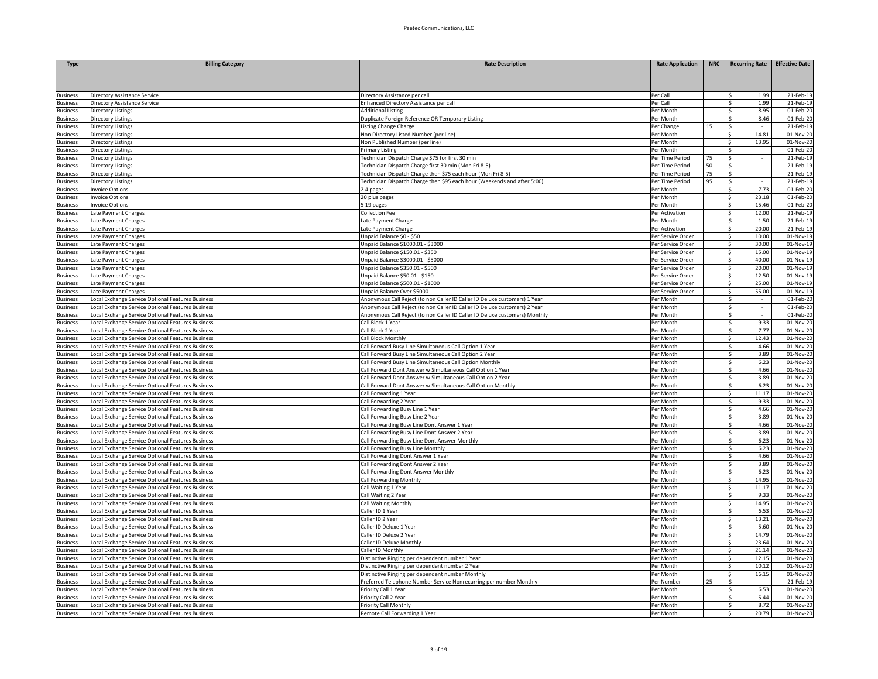| Type | Billing Category | Rate Description | Rate Application | NRC | Recurring Rate | Effective Date |
|---|---|---|---|---|---|---|
| Business | Directory Assistance Service | Directory Assistance per call | Per Call | | $ 1.99 | 21-Feb-19 |
| Business | Directory Assistance Service | Enhanced Directory Assistance per call | Per Call | | $ 1.99 | 21-Feb-19 |
| Business | Directory Listings | Additional Listing | Per Month | | $ 8.95 | 01-Feb-20 |
| Business | Directory Listings | Duplicate Foreign Reference OR Temporary Listing | Per Month | | $ 8.46 | 01-Feb-20 |
| Business | Directory Listings | Listing Change Charge | Per Change | 15 | $ - | 21-Feb-19 |
| Business | Directory Listings | Non Directory Listed Number (per line) | Per Month | | $ 14.81 | 01-Nov-20 |
| Business | Directory Listings | Non Published Number (per line) | Per Month | | $ 13.95 | 01-Nov-20 |
| Business | Directory Listings | Primary Listing | Per Month | | $ - | 01-Feb-20 |
| Business | Directory Listings | Technician Dispatch Charge $75 for first 30 min | Per Time Period | 75 | $ - | 21-Feb-19 |
| Business | Directory Listings | Technician Dispatch Charge first 30 min (Mon Fri 8-5) | Per Time Period | 50 | $ - | 21-Feb-19 |
| Business | Directory Listings | Technician Dispatch Charge then $75 each hour (Mon Fri 8-5) | Per Time Period | 75 | $ - | 21-Feb-19 |
| Business | Directory Listings | Technician Dispatch Charge then $95 each hour (Weekends and after 5:00) | Per Time Period | 95 | $ - | 21-Feb-19 |
| Business | Invoice Options | 2 4 pages | Per Month | | $ 7.73 | 01-Feb-20 |
| Business | Invoice Options | 20 plus pages | Per Month | | $ 23.18 | 01-Feb-20 |
| Business | Invoice Options | 5 19 pages | Per Month | | $ 15.46 | 01-Feb-20 |
| Business | Late Payment Charges | Collection Fee | Per Activation | | $ 12.00 | 21-Feb-19 |
| Business | Late Payment Charges | Late Payment Charge | Per Month | | $ 1.50 | 21-Feb-19 |
| Business | Late Payment Charges | Late Payment Charge | Per Activation | | $ 20.00 | 21-Feb-19 |
| Business | Late Payment Charges | Unpaid Balance $0 - $50 | Per Service Order | | $ 10.00 | 01-Nov-19 |
| Business | Late Payment Charges | Unpaid Balance $1000.01 - $3000 | Per Service Order | | $ 30.00 | 01-Nov-19 |
| Business | Late Payment Charges | Unpaid Balance $150.01 - $350 | Per Service Order | | $ 15.00 | 01-Nov-19 |
| Business | Late Payment Charges | Unpaid Balance $3000.01 - $5000 | Per Service Order | | $ 40.00 | 01-Nov-19 |
| Business | Late Payment Charges | Unpaid Balance $350.01 - $500 | Per Service Order | | $ 20.00 | 01-Nov-19 |
| Business | Late Payment Charges | Unpaid Balance $50.01 - $150 | Per Service Order | | $ 12.50 | 01-Nov-19 |
| Business | Late Payment Charges | Unpaid Balance $500.01 - $1000 | Per Service Order | | $ 25.00 | 01-Nov-19 |
| Business | Late Payment Charges | Unpaid Balance Over $5000 | Per Service Order | | $ 55.00 | 01-Nov-19 |
| Business | Local Exchange Service Optional Features Business | Anonymous Call Reject (to non Caller ID Caller ID Deluxe customers) 1 Year | Per Month | | $ - | 01-Feb-20 |
| Business | Local Exchange Service Optional Features Business | Anonymous Call Reject (to non Caller ID Caller ID Deluxe customers) 2 Year | Per Month | | $ - | 01-Feb-20 |
| Business | Local Exchange Service Optional Features Business | Anonymous Call Reject (to non Caller ID Caller ID Deluxe customers) Monthly | Per Month | | $ - | 01-Feb-20 |
| Business | Local Exchange Service Optional Features Business | Call Block 1 Year | Per Month | | $ 9.33 | 01-Nov-20 |
| Business | Local Exchange Service Optional Features Business | Call Block 2 Year | Per Month | | $ 7.77 | 01-Nov-20 |
| Business | Local Exchange Service Optional Features Business | Call Block Monthly | Per Month | | $ 12.43 | 01-Nov-20 |
| Business | Local Exchange Service Optional Features Business | Call Forward Busy Line Simultaneous Call Option 1 Year | Per Month | | $ 4.66 | 01-Nov-20 |
| Business | Local Exchange Service Optional Features Business | Call Forward Busy Line Simultaneous Call Option 2 Year | Per Month | | $ 3.89 | 01-Nov-20 |
| Business | Local Exchange Service Optional Features Business | Call Forward Busy Line Simultaneous Call Option Monthly | Per Month | | $ 6.23 | 01-Nov-20 |
| Business | Local Exchange Service Optional Features Business | Call Forward Dont Answer w Simultaneous Call Option 1 Year | Per Month | | $ 4.66 | 01-Nov-20 |
| Business | Local Exchange Service Optional Features Business | Call Forward Dont Answer w Simultaneous Call Option 2 Year | Per Month | | $ 3.89 | 01-Nov-20 |
| Business | Local Exchange Service Optional Features Business | Call Forward Dont Answer w Simultaneous Call Option Monthly | Per Month | | $ 6.23 | 01-Nov-20 |
| Business | Local Exchange Service Optional Features Business | Call Forwarding 1 Year | Per Month | | $ 11.17 | 01-Nov-20 |
| Business | Local Exchange Service Optional Features Business | Call Forwarding 2 Year | Per Month | | $ 9.33 | 01-Nov-20 |
| Business | Local Exchange Service Optional Features Business | Call Forwarding Busy Line 1 Year | Per Month | | $ 4.66 | 01-Nov-20 |
| Business | Local Exchange Service Optional Features Business | Call Forwarding Busy Line 2 Year | Per Month | | $ 3.89 | 01-Nov-20 |
| Business | Local Exchange Service Optional Features Business | Call Forwarding Busy Line Dont Answer 1 Year | Per Month | | $ 4.66 | 01-Nov-20 |
| Business | Local Exchange Service Optional Features Business | Call Forwarding Busy Line Dont Answer 2 Year | Per Month | | $ 3.89 | 01-Nov-20 |
| Business | Local Exchange Service Optional Features Business | Call Forwarding Busy Line Dont Answer Monthly | Per Month | | $ 6.23 | 01-Nov-20 |
| Business | Local Exchange Service Optional Features Business | Call Forwarding Busy Line Monthly | Per Month | | $ 6.23 | 01-Nov-20 |
| Business | Local Exchange Service Optional Features Business | Call Forwarding Dont Answer 1 Year | Per Month | | $ 4.66 | 01-Nov-20 |
| Business | Local Exchange Service Optional Features Business | Call Forwarding Dont Answer 2 Year | Per Month | | $ 3.89 | 01-Nov-20 |
| Business | Local Exchange Service Optional Features Business | Call Forwarding Dont Answer Monthly | Per Month | | $ 6.23 | 01-Nov-20 |
| Business | Local Exchange Service Optional Features Business | Call Forwarding Monthly | Per Month | | $ 14.95 | 01-Nov-20 |
| Business | Local Exchange Service Optional Features Business | Call Waiting 1 Year | Per Month | | $ 11.17 | 01-Nov-20 |
| Business | Local Exchange Service Optional Features Business | Call Waiting 2 Year | Per Month | | $ 9.33 | 01-Nov-20 |
| Business | Local Exchange Service Optional Features Business | Call Waiting Monthly | Per Month | | $ 14.95 | 01-Nov-20 |
| Business | Local Exchange Service Optional Features Business | Caller ID 1 Year | Per Month | | $ 6.53 | 01-Nov-20 |
| Business | Local Exchange Service Optional Features Business | Caller ID 2 Year | Per Month | | $ 13.21 | 01-Nov-20 |
| Business | Local Exchange Service Optional Features Business | Caller ID Deluxe 1 Year | Per Month | | $ 5.60 | 01-Nov-20 |
| Business | Local Exchange Service Optional Features Business | Caller ID Deluxe 2 Year | Per Month | | $ 14.79 | 01-Nov-20 |
| Business | Local Exchange Service Optional Features Business | Caller ID Deluxe Monthly | Per Month | | $ 23.64 | 01-Nov-20 |
| Business | Local Exchange Service Optional Features Business | Caller ID Monthly | Per Month | | $ 21.14 | 01-Nov-20 |
| Business | Local Exchange Service Optional Features Business | Distinctive Ringing per dependent number 1 Year | Per Month | | $ 12.15 | 01-Nov-20 |
| Business | Local Exchange Service Optional Features Business | Distinctive Ringing per dependent number 2 Year | Per Month | | $ 10.12 | 01-Nov-20 |
| Business | Local Exchange Service Optional Features Business | Distinctive Ringing per dependent number Monthly | Per Month | | $ 16.15 | 01-Nov-20 |
| Business | Local Exchange Service Optional Features Business | Preferred Telephone Number Service Nonrecurring per number Monthly | Per Number | 25 | $ - | 21-Feb-19 |
| Business | Local Exchange Service Optional Features Business | Priority Call 1 Year | Per Month | | $ 6.53 | 01-Nov-20 |
| Business | Local Exchange Service Optional Features Business | Priority Call 2 Year | Per Month | | $ 5.44 | 01-Nov-20 |
| Business | Local Exchange Service Optional Features Business | Priority Call Monthly | Per Month | | $ 8.72 | 01-Nov-20 |
| Business | Local Exchange Service Optional Features Business | Remote Call Forwarding 1 Year | Per Month | | $ 20.79 | 01-Nov-20 |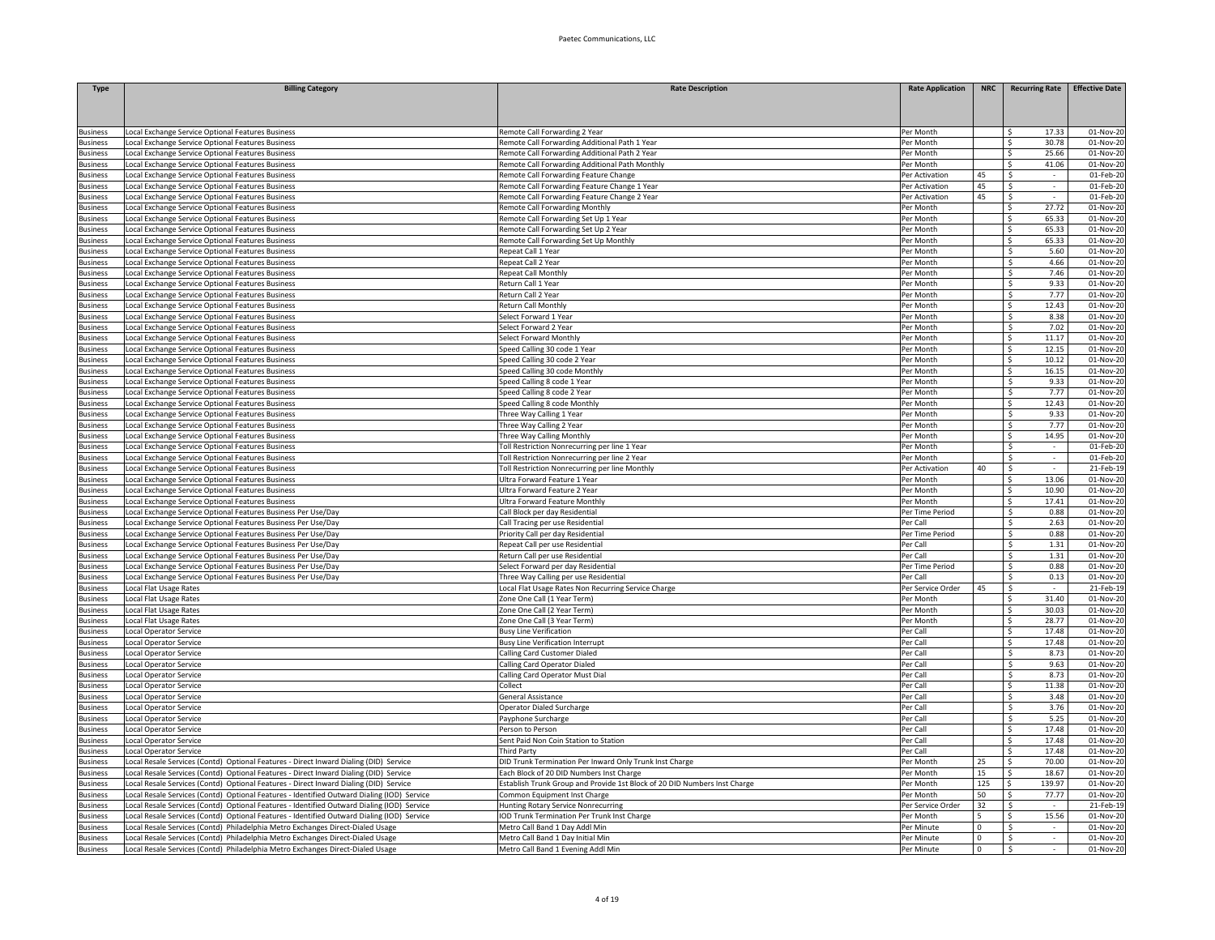| Type | Billing Category | Rate Description | Rate Application | NRC | Recurring Rate | Effective Date |
|---|---|---|---|---|---|---|
| Business | Local Exchange Service Optional Features Business | Remote Call Forwarding 2 Year | Per Month | | $ 17.33 | 01-Nov-20 |
| Business | Local Exchange Service Optional Features Business | Remote Call Forwarding Additional Path 1 Year | Per Month | | $ 30.78 | 01-Nov-20 |
| Business | Local Exchange Service Optional Features Business | Remote Call Forwarding Additional Path 2 Year | Per Month | | $ 25.66 | 01-Nov-20 |
| Business | Local Exchange Service Optional Features Business | Remote Call Forwarding Additional Path Monthly | Per Month | | $ 41.06 | 01-Nov-20 |
| Business | Local Exchange Service Optional Features Business | Remote Call Forwarding Feature Change | Per Activation | 45 | $ - | 01-Feb-20 |
| Business | Local Exchange Service Optional Features Business | Remote Call Forwarding Feature Change 1 Year | Per Activation | 45 | $ - | 01-Feb-20 |
| Business | Local Exchange Service Optional Features Business | Remote Call Forwarding Feature Change 2 Year | Per Activation | 45 | $ - | 01-Feb-20 |
| Business | Local Exchange Service Optional Features Business | Remote Call Forwarding Monthly | Per Month | | $ 27.72 | 01-Nov-20 |
| Business | Local Exchange Service Optional Features Business | Remote Call Forwarding Set Up 1 Year | Per Month | | $ 65.33 | 01-Nov-20 |
| Business | Local Exchange Service Optional Features Business | Remote Call Forwarding Set Up 2 Year | Per Month | | $ 65.33 | 01-Nov-20 |
| Business | Local Exchange Service Optional Features Business | Remote Call Forwarding Set Up Monthly | Per Month | | $ 65.33 | 01-Nov-20 |
| Business | Local Exchange Service Optional Features Business | Repeat Call 1 Year | Per Month | | $ 5.60 | 01-Nov-20 |
| Business | Local Exchange Service Optional Features Business | Repeat Call 2 Year | Per Month | | $ 4.66 | 01-Nov-20 |
| Business | Local Exchange Service Optional Features Business | Repeat Call Monthly | Per Month | | $ 7.46 | 01-Nov-20 |
| Business | Local Exchange Service Optional Features Business | Return Call 1 Year | Per Month | | $ 9.33 | 01-Nov-20 |
| Business | Local Exchange Service Optional Features Business | Return Call 2 Year | Per Month | | $ 7.77 | 01-Nov-20 |
| Business | Local Exchange Service Optional Features Business | Return Call Monthly | Per Month | | $ 12.43 | 01-Nov-20 |
| Business | Local Exchange Service Optional Features Business | Select Forward 1 Year | Per Month | | $ 8.38 | 01-Nov-20 |
| Business | Local Exchange Service Optional Features Business | Select Forward 2 Year | Per Month | | $ 7.02 | 01-Nov-20 |
| Business | Local Exchange Service Optional Features Business | Select Forward Monthly | Per Month | | $ 11.17 | 01-Nov-20 |
| Business | Local Exchange Service Optional Features Business | Speed Calling 30 code 1 Year | Per Month | | $ 12.15 | 01-Nov-20 |
| Business | Local Exchange Service Optional Features Business | Speed Calling 30 code 2 Year | Per Month | | $ 10.12 | 01-Nov-20 |
| Business | Local Exchange Service Optional Features Business | Speed Calling 30 code Monthly | Per Month | | $ 16.15 | 01-Nov-20 |
| Business | Local Exchange Service Optional Features Business | Speed Calling 8 code 1 Year | Per Month | | $ 9.33 | 01-Nov-20 |
| Business | Local Exchange Service Optional Features Business | Speed Calling 8 code 2 Year | Per Month | | $ 7.77 | 01-Nov-20 |
| Business | Local Exchange Service Optional Features Business | Speed Calling 8 code Monthly | Per Month | | $ 12.43 | 01-Nov-20 |
| Business | Local Exchange Service Optional Features Business | Three Way Calling 1 Year | Per Month | | $ 9.33 | 01-Nov-20 |
| Business | Local Exchange Service Optional Features Business | Three Way Calling 2 Year | Per Month | | $ 7.77 | 01-Nov-20 |
| Business | Local Exchange Service Optional Features Business | Three Way Calling Monthly | Per Month | | $ 14.95 | 01-Nov-20 |
| Business | Local Exchange Service Optional Features Business | Toll Restriction Nonrecurring per line 1 Year | Per Month | | $ - | 01-Feb-20 |
| Business | Local Exchange Service Optional Features Business | Toll Restriction Nonrecurring per line 2 Year | Per Month | | $ - | 01-Feb-20 |
| Business | Local Exchange Service Optional Features Business | Toll Restriction Nonrecurring per line Monthly | Per Activation | 40 | $ - | 21-Feb-19 |
| Business | Local Exchange Service Optional Features Business | Ultra Forward Feature 1 Year | Per Month | | $ 13.06 | 01-Nov-20 |
| Business | Local Exchange Service Optional Features Business | Ultra Forward Feature 2 Year | Per Month | | $ 10.90 | 01-Nov-20 |
| Business | Local Exchange Service Optional Features Business | Ultra Forward Feature Monthly | Per Month | | $ 17.41 | 01-Nov-20 |
| Business | Local Exchange Service Optional Features Business Per Use/Day | Call Block per day Residential | Per Time Period | | $ 0.88 | 01-Nov-20 |
| Business | Local Exchange Service Optional Features Business Per Use/Day | Call Tracing per use Residential | Per Call | | $ 2.63 | 01-Nov-20 |
| Business | Local Exchange Service Optional Features Business Per Use/Day | Priority Call per day Residential | Per Time Period | | $ 0.88 | 01-Nov-20 |
| Business | Local Exchange Service Optional Features Business Per Use/Day | Repeat Call per use Residential | Per Call | | $ 1.31 | 01-Nov-20 |
| Business | Local Exchange Service Optional Features Business Per Use/Day | Return Call per use Residential | Per Call | | $ 1.31 | 01-Nov-20 |
| Business | Local Exchange Service Optional Features Business Per Use/Day | Select Forward per day Residential | Per Time Period | | $ 0.88 | 01-Nov-20 |
| Business | Local Exchange Service Optional Features Business Per Use/Day | Three Way Calling per use Residential | Per Call | | $ 0.13 | 01-Nov-20 |
| Business | Local Flat Usage Rates | Local Flat Usage Rates Non Recurring Service Charge | Per Service Order | 45 | $ - | 21-Feb-19 |
| Business | Local Flat Usage Rates | Zone One Call (1 Year Term) | Per Month | | $ 31.40 | 01-Nov-20 |
| Business | Local Flat Usage Rates | Zone One Call (2 Year Term) | Per Month | | $ 30.03 | 01-Nov-20 |
| Business | Local Flat Usage Rates | Zone One Call (3 Year Term) | Per Month | | $ 28.77 | 01-Nov-20 |
| Business | Local Operator Service | Busy Line Verification | Per Call | | $ 17.48 | 01-Nov-20 |
| Business | Local Operator Service | Busy Line Verification Interrupt | Per Call | | $ 17.48 | 01-Nov-20 |
| Business | Local Operator Service | Calling Card Customer Dialed | Per Call | | $ 8.73 | 01-Nov-20 |
| Business | Local Operator Service | Calling Card Operator Dialed | Per Call | | $ 9.63 | 01-Nov-20 |
| Business | Local Operator Service | Calling Card Operator Must Dial | Per Call | | $ 8.73 | 01-Nov-20 |
| Business | Local Operator Service | Collect | Per Call | | $ 11.38 | 01-Nov-20 |
| Business | Local Operator Service | General Assistance | Per Call | | $ 3.48 | 01-Nov-20 |
| Business | Local Operator Service | Operator Dialed Surcharge | Per Call | | $ 3.76 | 01-Nov-20 |
| Business | Local Operator Service | Payphone Surcharge | Per Call | | $ 5.25 | 01-Nov-20 |
| Business | Local Operator Service | Person to Person | Per Call | | $ 17.48 | 01-Nov-20 |
| Business | Local Operator Service | Sent Paid Non Coin Station to Station | Per Call | | $ 17.48 | 01-Nov-20 |
| Business | Local Operator Service | Third Party | Per Call | | $ 17.48 | 01-Nov-20 |
| Business | Local Resale Services (Contd) Optional Features - Direct Inward Dialing (DID) Service | DID Trunk Termination Per Inward Only Trunk Inst Charge | Per Month | 25 | $ 70.00 | 01-Nov-20 |
| Business | Local Resale Services (Contd) Optional Features - Direct Inward Dialing (DID) Service | Each Block of 20 DID Numbers Inst Charge | Per Month | 15 | $ 18.67 | 01-Nov-20 |
| Business | Local Resale Services (Contd) Optional Features - Direct Inward Dialing (DID) Service | Establish Trunk Group and Provide 1st Block of 20 DID Numbers Inst Charge | Per Month | 125 | $ 139.97 | 01-Nov-20 |
| Business | Local Resale Services (Contd) Optional Features - Identified Outward Dialing (IOD) Service | Common Equipment Inst Charge | Per Month | 50 | $ 77.77 | 01-Nov-20 |
| Business | Local Resale Services (Contd) Optional Features - Identified Outward Dialing (IOD) Service | Hunting Rotary Service Nonrecurring | Per Service Order | 32 | $ - | 21-Feb-19 |
| Business | Local Resale Services (Contd) Optional Features - Identified Outward Dialing (IOD) Service | IOD Trunk Termination Per Trunk Inst Charge | Per Month | 5 | $ 15.56 | 01-Nov-20 |
| Business | Local Resale Services (Contd) Philadelphia Metro Exchanges Direct-Dialed Usage | Metro Call Band 1 Day Addl Min | Per Minute | 0 | $ - | 01-Nov-20 |
| Business | Local Resale Services (Contd) Philadelphia Metro Exchanges Direct-Dialed Usage | Metro Call Band 1 Day Initial Min | Per Minute | 0 | $ - | 01-Nov-20 |
| Business | Local Resale Services (Contd) Philadelphia Metro Exchanges Direct-Dialed Usage | Metro Call Band 1 Evening Addl Min | Per Minute | 0 | $ - | 01-Nov-20 |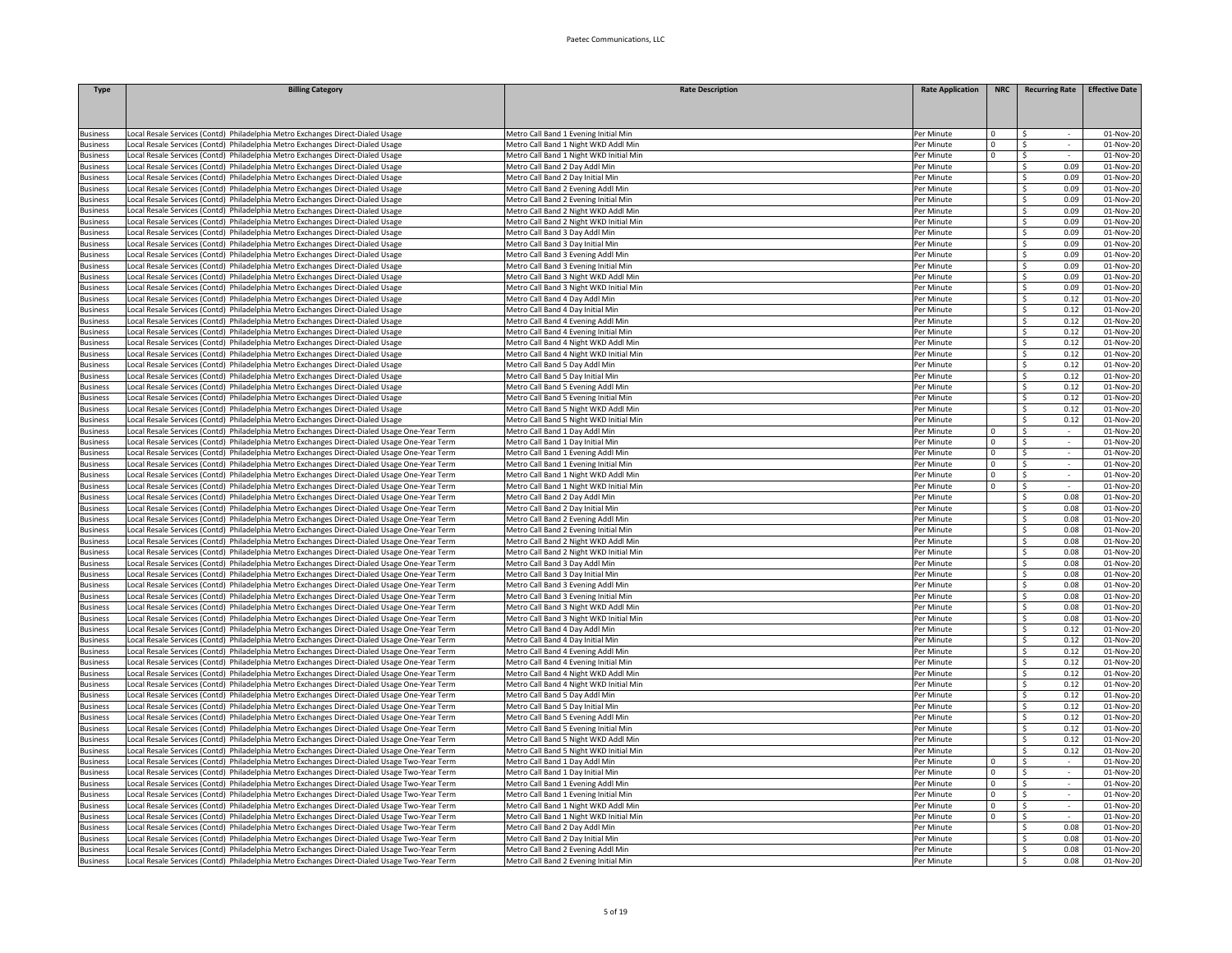| Type | Billing Category | Rate Description | Rate Application | NRC | Recurring Rate | Effective Date |
|---|---|---|---|---|---|---|
| Business | Local Resale Services (Contd) Philadelphia Metro Exchanges Direct-Dialed Usage | Metro Call Band 1 Evening Initial Min | Per Minute | 0 | $ - | 01-Nov-20 |
| Business | Local Resale Services (Contd) Philadelphia Metro Exchanges Direct-Dialed Usage | Metro Call Band 1 Night WKD Addl Min | Per Minute | 0 | $ - | 01-Nov-20 |
| Business | Local Resale Services (Contd) Philadelphia Metro Exchanges Direct-Dialed Usage | Metro Call Band 1 Night WKD Initial Min | Per Minute | 0 | $ - | 01-Nov-20 |
| Business | Local Resale Services (Contd) Philadelphia Metro Exchanges Direct-Dialed Usage | Metro Call Band 2 Day Addl Min | Per Minute | | $ 0.09 | 01-Nov-20 |
| Business | Local Resale Services (Contd) Philadelphia Metro Exchanges Direct-Dialed Usage | Metro Call Band 2 Day Initial Min | Per Minute | | $ 0.09 | 01-Nov-20 |
| Business | Local Resale Services (Contd) Philadelphia Metro Exchanges Direct-Dialed Usage | Metro Call Band 2 Evening Addl Min | Per Minute | | $ 0.09 | 01-Nov-20 |
| Business | Local Resale Services (Contd) Philadelphia Metro Exchanges Direct-Dialed Usage | Metro Call Band 2 Evening Initial Min | Per Minute | | $ 0.09 | 01-Nov-20 |
| Business | Local Resale Services (Contd) Philadelphia Metro Exchanges Direct-Dialed Usage | Metro Call Band 2 Night WKD Addl Min | Per Minute | | $ 0.09 | 01-Nov-20 |
| Business | Local Resale Services (Contd) Philadelphia Metro Exchanges Direct-Dialed Usage | Metro Call Band 2 Night WKD Initial Min | Per Minute | | $ 0.09 | 01-Nov-20 |
| Business | Local Resale Services (Contd) Philadelphia Metro Exchanges Direct-Dialed Usage | Metro Call Band 3 Day Addl Min | Per Minute | | $ 0.09 | 01-Nov-20 |
| Business | Local Resale Services (Contd) Philadelphia Metro Exchanges Direct-Dialed Usage | Metro Call Band 3 Day Initial Min | Per Minute | | $ 0.09 | 01-Nov-20 |
| Business | Local Resale Services (Contd) Philadelphia Metro Exchanges Direct-Dialed Usage | Metro Call Band 3 Evening Addl Min | Per Minute | | $ 0.09 | 01-Nov-20 |
| Business | Local Resale Services (Contd) Philadelphia Metro Exchanges Direct-Dialed Usage | Metro Call Band 3 Evening Initial Min | Per Minute | | $ 0.09 | 01-Nov-20 |
| Business | Local Resale Services (Contd) Philadelphia Metro Exchanges Direct-Dialed Usage | Metro Call Band 3 Night WKD Addl Min | Per Minute | | $ 0.09 | 01-Nov-20 |
| Business | Local Resale Services (Contd) Philadelphia Metro Exchanges Direct-Dialed Usage | Metro Call Band 3 Night WKD Initial Min | Per Minute | | $ 0.09 | 01-Nov-20 |
| Business | Local Resale Services (Contd) Philadelphia Metro Exchanges Direct-Dialed Usage | Metro Call Band 4 Day Addl Min | Per Minute | | $ 0.12 | 01-Nov-20 |
| Business | Local Resale Services (Contd) Philadelphia Metro Exchanges Direct-Dialed Usage | Metro Call Band 4 Day Initial Min | Per Minute | | $ 0.12 | 01-Nov-20 |
| Business | Local Resale Services (Contd) Philadelphia Metro Exchanges Direct-Dialed Usage | Metro Call Band 4 Evening Addl Min | Per Minute | | $ 0.12 | 01-Nov-20 |
| Business | Local Resale Services (Contd) Philadelphia Metro Exchanges Direct-Dialed Usage | Metro Call Band 4 Evening Initial Min | Per Minute | | $ 0.12 | 01-Nov-20 |
| Business | Local Resale Services (Contd) Philadelphia Metro Exchanges Direct-Dialed Usage | Metro Call Band 4 Night WKD Addl Min | Per Minute | | $ 0.12 | 01-Nov-20 |
| Business | Local Resale Services (Contd) Philadelphia Metro Exchanges Direct-Dialed Usage | Metro Call Band 4 Night WKD Initial Min | Per Minute | | $ 0.12 | 01-Nov-20 |
| Business | Local Resale Services (Contd) Philadelphia Metro Exchanges Direct-Dialed Usage | Metro Call Band 5 Day Addl Min | Per Minute | | $ 0.12 | 01-Nov-20 |
| Business | Local Resale Services (Contd) Philadelphia Metro Exchanges Direct-Dialed Usage | Metro Call Band 5 Day Initial Min | Per Minute | | $ 0.12 | 01-Nov-20 |
| Business | Local Resale Services (Contd) Philadelphia Metro Exchanges Direct-Dialed Usage | Metro Call Band 5 Evening Addl Min | Per Minute | | $ 0.12 | 01-Nov-20 |
| Business | Local Resale Services (Contd) Philadelphia Metro Exchanges Direct-Dialed Usage | Metro Call Band 5 Evening Initial Min | Per Minute | | $ 0.12 | 01-Nov-20 |
| Business | Local Resale Services (Contd) Philadelphia Metro Exchanges Direct-Dialed Usage | Metro Call Band 5 Night WKD Addl Min | Per Minute | | $ 0.12 | 01-Nov-20 |
| Business | Local Resale Services (Contd) Philadelphia Metro Exchanges Direct-Dialed Usage | Metro Call Band 5 Night WKD Initial Min | Per Minute | | $ 0.12 | 01-Nov-20 |
| Business | Local Resale Services (Contd) Philadelphia Metro Exchanges Direct-Dialed Usage One-Year Term | Metro Call Band 1 Day Addl Min | Per Minute | 0 | $ - | 01-Nov-20 |
| Business | Local Resale Services (Contd) Philadelphia Metro Exchanges Direct-Dialed Usage One-Year Term | Metro Call Band 1 Day Initial Min | Per Minute | 0 | $ - | 01-Nov-20 |
| Business | Local Resale Services (Contd) Philadelphia Metro Exchanges Direct-Dialed Usage One-Year Term | Metro Call Band 1 Evening Addl Min | Per Minute | 0 | $ - | 01-Nov-20 |
| Business | Local Resale Services (Contd) Philadelphia Metro Exchanges Direct-Dialed Usage One-Year Term | Metro Call Band 1 Evening Initial Min | Per Minute | 0 | $ - | 01-Nov-20 |
| Business | Local Resale Services (Contd) Philadelphia Metro Exchanges Direct-Dialed Usage One-Year Term | Metro Call Band 1 Night WKD Addl Min | Per Minute | 0 | $ - | 01-Nov-20 |
| Business | Local Resale Services (Contd) Philadelphia Metro Exchanges Direct-Dialed Usage One-Year Term | Metro Call Band 1 Night WKD Initial Min | Per Minute | 0 | $ - | 01-Nov-20 |
| Business | Local Resale Services (Contd) Philadelphia Metro Exchanges Direct-Dialed Usage One-Year Term | Metro Call Band 2 Day Addl Min | Per Minute | | $ 0.08 | 01-Nov-20 |
| Business | Local Resale Services (Contd) Philadelphia Metro Exchanges Direct-Dialed Usage One-Year Term | Metro Call Band 2 Day Initial Min | Per Minute | | $ 0.08 | 01-Nov-20 |
| Business | Local Resale Services (Contd) Philadelphia Metro Exchanges Direct-Dialed Usage One-Year Term | Metro Call Band 2 Evening Addl Min | Per Minute | | $ 0.08 | 01-Nov-20 |
| Business | Local Resale Services (Contd) Philadelphia Metro Exchanges Direct-Dialed Usage One-Year Term | Metro Call Band 2 Evening Initial Min | Per Minute | | $ 0.08 | 01-Nov-20 |
| Business | Local Resale Services (Contd) Philadelphia Metro Exchanges Direct-Dialed Usage One-Year Term | Metro Call Band 2 Night WKD Addl Min | Per Minute | | $ 0.08 | 01-Nov-20 |
| Business | Local Resale Services (Contd) Philadelphia Metro Exchanges Direct-Dialed Usage One-Year Term | Metro Call Band 2 Night WKD Initial Min | Per Minute | | $ 0.08 | 01-Nov-20 |
| Business | Local Resale Services (Contd) Philadelphia Metro Exchanges Direct-Dialed Usage One-Year Term | Metro Call Band 3 Day Addl Min | Per Minute | | $ 0.08 | 01-Nov-20 |
| Business | Local Resale Services (Contd) Philadelphia Metro Exchanges Direct-Dialed Usage One-Year Term | Metro Call Band 3 Day Initial Min | Per Minute | | $ 0.08 | 01-Nov-20 |
| Business | Local Resale Services (Contd) Philadelphia Metro Exchanges Direct-Dialed Usage One-Year Term | Metro Call Band 3 Evening Addl Min | Per Minute | | $ 0.08 | 01-Nov-20 |
| Business | Local Resale Services (Contd) Philadelphia Metro Exchanges Direct-Dialed Usage One-Year Term | Metro Call Band 3 Evening Initial Min | Per Minute | | $ 0.08 | 01-Nov-20 |
| Business | Local Resale Services (Contd) Philadelphia Metro Exchanges Direct-Dialed Usage One-Year Term | Metro Call Band 3 Night WKD Addl Min | Per Minute | | $ 0.08 | 01-Nov-20 |
| Business | Local Resale Services (Contd) Philadelphia Metro Exchanges Direct-Dialed Usage One-Year Term | Metro Call Band 3 Night WKD Initial Min | Per Minute | | $ 0.08 | 01-Nov-20 |
| Business | Local Resale Services (Contd) Philadelphia Metro Exchanges Direct-Dialed Usage One-Year Term | Metro Call Band 4 Day Addl Min | Per Minute | | $ 0.12 | 01-Nov-20 |
| Business | Local Resale Services (Contd) Philadelphia Metro Exchanges Direct-Dialed Usage One-Year Term | Metro Call Band 4 Day Initial Min | Per Minute | | $ 0.12 | 01-Nov-20 |
| Business | Local Resale Services (Contd) Philadelphia Metro Exchanges Direct-Dialed Usage One-Year Term | Metro Call Band 4 Evening Addl Min | Per Minute | | $ 0.12 | 01-Nov-20 |
| Business | Local Resale Services (Contd) Philadelphia Metro Exchanges Direct-Dialed Usage One-Year Term | Metro Call Band 4 Evening Initial Min | Per Minute | | $ 0.12 | 01-Nov-20 |
| Business | Local Resale Services (Contd) Philadelphia Metro Exchanges Direct-Dialed Usage One-Year Term | Metro Call Band 4 Night WKD Addl Min | Per Minute | | $ 0.12 | 01-Nov-20 |
| Business | Local Resale Services (Contd) Philadelphia Metro Exchanges Direct-Dialed Usage One-Year Term | Metro Call Band 4 Night WKD Initial Min | Per Minute | | $ 0.12 | 01-Nov-20 |
| Business | Local Resale Services (Contd) Philadelphia Metro Exchanges Direct-Dialed Usage One-Year Term | Metro Call Band 5 Day Addl Min | Per Minute | | $ 0.12 | 01-Nov-20 |
| Business | Local Resale Services (Contd) Philadelphia Metro Exchanges Direct-Dialed Usage One-Year Term | Metro Call Band 5 Day Initial Min | Per Minute | | $ 0.12 | 01-Nov-20 |
| Business | Local Resale Services (Contd) Philadelphia Metro Exchanges Direct-Dialed Usage One-Year Term | Metro Call Band 5 Evening Addl Min | Per Minute | | $ 0.12 | 01-Nov-20 |
| Business | Local Resale Services (Contd) Philadelphia Metro Exchanges Direct-Dialed Usage One-Year Term | Metro Call Band 5 Evening Initial Min | Per Minute | | $ 0.12 | 01-Nov-20 |
| Business | Local Resale Services (Contd) Philadelphia Metro Exchanges Direct-Dialed Usage One-Year Term | Metro Call Band 5 Night WKD Addl Min | Per Minute | | $ 0.12 | 01-Nov-20 |
| Business | Local Resale Services (Contd) Philadelphia Metro Exchanges Direct-Dialed Usage One-Year Term | Metro Call Band 5 Night WKD Initial Min | Per Minute | | $ 0.12 | 01-Nov-20 |
| Business | Local Resale Services (Contd) Philadelphia Metro Exchanges Direct-Dialed Usage Two-Year Term | Metro Call Band 1 Day Addl Min | Per Minute | 0 | $ - | 01-Nov-20 |
| Business | Local Resale Services (Contd) Philadelphia Metro Exchanges Direct-Dialed Usage Two-Year Term | Metro Call Band 1 Day Initial Min | Per Minute | 0 | $ - | 01-Nov-20 |
| Business | Local Resale Services (Contd) Philadelphia Metro Exchanges Direct-Dialed Usage Two-Year Term | Metro Call Band 1 Evening Addl Min | Per Minute | 0 | $ - | 01-Nov-20 |
| Business | Local Resale Services (Contd) Philadelphia Metro Exchanges Direct-Dialed Usage Two-Year Term | Metro Call Band 1 Evening Initial Min | Per Minute | 0 | $ - | 01-Nov-20 |
| Business | Local Resale Services (Contd) Philadelphia Metro Exchanges Direct-Dialed Usage Two-Year Term | Metro Call Band 1 Night WKD Addl Min | Per Minute | 0 | $ - | 01-Nov-20 |
| Business | Local Resale Services (Contd) Philadelphia Metro Exchanges Direct-Dialed Usage Two-Year Term | Metro Call Band 1 Night WKD Initial Min | Per Minute | 0 | $ - | 01-Nov-20 |
| Business | Local Resale Services (Contd) Philadelphia Metro Exchanges Direct-Dialed Usage Two-Year Term | Metro Call Band 2 Day Addl Min | Per Minute | | $ 0.08 | 01-Nov-20 |
| Business | Local Resale Services (Contd) Philadelphia Metro Exchanges Direct-Dialed Usage Two-Year Term | Metro Call Band 2 Day Initial Min | Per Minute | | $ 0.08 | 01-Nov-20 |
| Business | Local Resale Services (Contd) Philadelphia Metro Exchanges Direct-Dialed Usage Two-Year Term | Metro Call Band 2 Evening Addl Min | Per Minute | | $ 0.08 | 01-Nov-20 |
| Business | Local Resale Services (Contd) Philadelphia Metro Exchanges Direct-Dialed Usage Two-Year Term | Metro Call Band 2 Evening Initial Min | Per Minute | | $ 0.08 | 01-Nov-20 |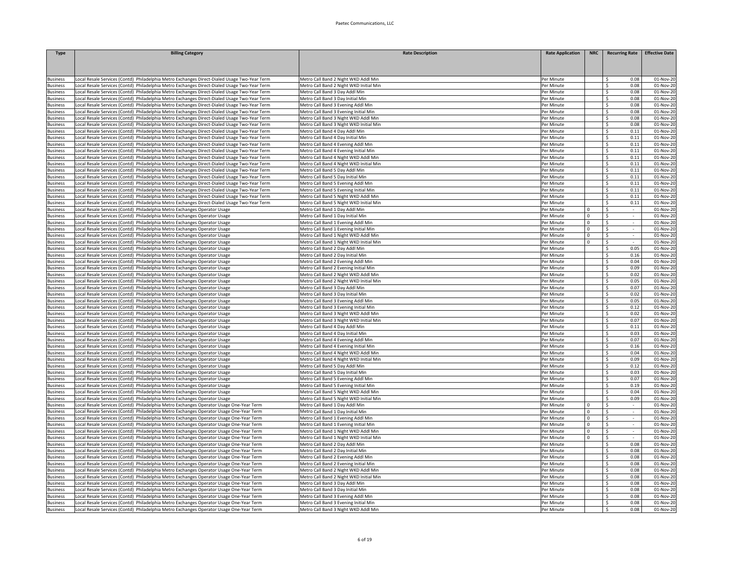| Type | Billing Category | Rate Description | Rate Application | NRC | Recurring Rate | Effective Date |
|---|---|---|---|---|---|---|
| Business | Local Resale Services (Contd) Philadelphia Metro Exchanges Direct-Dialed Usage Two-Year Term | Metro Call Band 2 Night WKD Addl Min | Per Minute | | $ 0.08 | 01-Nov-20 |
| Business | Local Resale Services (Contd) Philadelphia Metro Exchanges Direct-Dialed Usage Two-Year Term | Metro Call Band 2 Night WKD Initial Min | Per Minute | | $ 0.08 | 01-Nov-20 |
| Business | Local Resale Services (Contd) Philadelphia Metro Exchanges Direct-Dialed Usage Two-Year Term | Metro Call Band 3 Day Addl Min | Per Minute | | $ 0.08 | 01-Nov-20 |
| Business | Local Resale Services (Contd) Philadelphia Metro Exchanges Direct-Dialed Usage Two-Year Term | Metro Call Band 3 Day Initial Min | Per Minute | | $ 0.08 | 01-Nov-20 |
| Business | Local Resale Services (Contd) Philadelphia Metro Exchanges Direct-Dialed Usage Two-Year Term | Metro Call Band 3 Evening Addl Min | Per Minute | | $ 0.08 | 01-Nov-20 |
| Business | Local Resale Services (Contd) Philadelphia Metro Exchanges Direct-Dialed Usage Two-Year Term | Metro Call Band 3 Evening Initial Min | Per Minute | | $ 0.08 | 01-Nov-20 |
| Business | Local Resale Services (Contd) Philadelphia Metro Exchanges Direct-Dialed Usage Two-Year Term | Metro Call Band 3 Night WKD Addl Min | Per Minute | | $ 0.08 | 01-Nov-20 |
| Business | Local Resale Services (Contd) Philadelphia Metro Exchanges Direct-Dialed Usage Two-Year Term | Metro Call Band 3 Night WKD Initial Min | Per Minute | | $ 0.08 | 01-Nov-20 |
| Business | Local Resale Services (Contd) Philadelphia Metro Exchanges Direct-Dialed Usage Two-Year Term | Metro Call Band 4 Day Addl Min | Per Minute | | $ 0.11 | 01-Nov-20 |
| Business | Local Resale Services (Contd) Philadelphia Metro Exchanges Direct-Dialed Usage Two-Year Term | Metro Call Band 4 Day Initial Min | Per Minute | | $ 0.11 | 01-Nov-20 |
| Business | Local Resale Services (Contd) Philadelphia Metro Exchanges Direct-Dialed Usage Two-Year Term | Metro Call Band 4 Evening Addl Min | Per Minute | | $ 0.11 | 01-Nov-20 |
| Business | Local Resale Services (Contd) Philadelphia Metro Exchanges Direct-Dialed Usage Two-Year Term | Metro Call Band 4 Evening Initial Min | Per Minute | | $ 0.11 | 01-Nov-20 |
| Business | Local Resale Services (Contd) Philadelphia Metro Exchanges Direct-Dialed Usage Two-Year Term | Metro Call Band 4 Night WKD Addl Min | Per Minute | | $ 0.11 | 01-Nov-20 |
| Business | Local Resale Services (Contd) Philadelphia Metro Exchanges Direct-Dialed Usage Two-Year Term | Metro Call Band 4 Night WKD Initial Min | Per Minute | | $ 0.11 | 01-Nov-20 |
| Business | Local Resale Services (Contd) Philadelphia Metro Exchanges Direct-Dialed Usage Two-Year Term | Metro Call Band 5 Day Addl Min | Per Minute | | $ 0.11 | 01-Nov-20 |
| Business | Local Resale Services (Contd) Philadelphia Metro Exchanges Direct-Dialed Usage Two-Year Term | Metro Call Band 5 Day Initial Min | Per Minute | | $ 0.11 | 01-Nov-20 |
| Business | Local Resale Services (Contd) Philadelphia Metro Exchanges Direct-Dialed Usage Two-Year Term | Metro Call Band 5 Evening Addl Min | Per Minute | | $ 0.11 | 01-Nov-20 |
| Business | Local Resale Services (Contd) Philadelphia Metro Exchanges Direct-Dialed Usage Two-Year Term | Metro Call Band 5 Evening Initial Min | Per Minute | | $ 0.11 | 01-Nov-20 |
| Business | Local Resale Services (Contd) Philadelphia Metro Exchanges Direct-Dialed Usage Two-Year Term | Metro Call Band 5 Night WKD Addl Min | Per Minute | | $ 0.11 | 01-Nov-20 |
| Business | Local Resale Services (Contd) Philadelphia Metro Exchanges Direct-Dialed Usage Two-Year Term | Metro Call Band 5 Night WKD Initial Min | Per Minute | | $ 0.11 | 01-Nov-20 |
| Business | Local Resale Services (Contd) Philadelphia Metro Exchanges Operator Usage | Metro Call Band 1 Day Addl Min | Per Minute | 0 | $ - | 01-Nov-20 |
| Business | Local Resale Services (Contd) Philadelphia Metro Exchanges Operator Usage | Metro Call Band 1 Day Initial Min | Per Minute | 0 | $ - | 01-Nov-20 |
| Business | Local Resale Services (Contd) Philadelphia Metro Exchanges Operator Usage | Metro Call Band 1 Evening Addl Min | Per Minute | 0 | $ - | 01-Nov-20 |
| Business | Local Resale Services (Contd) Philadelphia Metro Exchanges Operator Usage | Metro Call Band 1 Evening Initial Min | Per Minute | 0 | $ - | 01-Nov-20 |
| Business | Local Resale Services (Contd) Philadelphia Metro Exchanges Operator Usage | Metro Call Band 1 Night WKD Addl Min | Per Minute | 0 | $ - | 01-Nov-20 |
| Business | Local Resale Services (Contd) Philadelphia Metro Exchanges Operator Usage | Metro Call Band 1 Night WKD Initial Min | Per Minute | 0 | $ - | 01-Nov-20 |
| Business | Local Resale Services (Contd) Philadelphia Metro Exchanges Operator Usage | Metro Call Band 2 Day Addl Min | Per Minute | | $ 0.05 | 01-Nov-20 |
| Business | Local Resale Services (Contd) Philadelphia Metro Exchanges Operator Usage | Metro Call Band 2 Day Initial Min | Per Minute | | $ 0.16 | 01-Nov-20 |
| Business | Local Resale Services (Contd) Philadelphia Metro Exchanges Operator Usage | Metro Call Band 2 Evening Addl Min | Per Minute | | $ 0.04 | 01-Nov-20 |
| Business | Local Resale Services (Contd) Philadelphia Metro Exchanges Operator Usage | Metro Call Band 2 Evening Initial Min | Per Minute | | $ 0.09 | 01-Nov-20 |
| Business | Local Resale Services (Contd) Philadelphia Metro Exchanges Operator Usage | Metro Call Band 2 Night WKD Addl Min | Per Minute | | $ 0.02 | 01-Nov-20 |
| Business | Local Resale Services (Contd) Philadelphia Metro Exchanges Operator Usage | Metro Call Band 2 Night WKD Initial Min | Per Minute | | $ 0.05 | 01-Nov-20 |
| Business | Local Resale Services (Contd) Philadelphia Metro Exchanges Operator Usage | Metro Call Band 3 Day Addl Min | Per Minute | | $ 0.07 | 01-Nov-20 |
| Business | Local Resale Services (Contd) Philadelphia Metro Exchanges Operator Usage | Metro Call Band 3 Day Initial Min | Per Minute | | $ 0.02 | 01-Nov-20 |
| Business | Local Resale Services (Contd) Philadelphia Metro Exchanges Operator Usage | Metro Call Band 3 Evening Addl Min | Per Minute | | $ 0.05 | 01-Nov-20 |
| Business | Local Resale Services (Contd) Philadelphia Metro Exchanges Operator Usage | Metro Call Band 3 Evening Initial Min | Per Minute | | $ 0.12 | 01-Nov-20 |
| Business | Local Resale Services (Contd) Philadelphia Metro Exchanges Operator Usage | Metro Call Band 3 Night WKD Addl Min | Per Minute | | $ 0.02 | 01-Nov-20 |
| Business | Local Resale Services (Contd) Philadelphia Metro Exchanges Operator Usage | Metro Call Band 3 Night WKD Initial Min | Per Minute | | $ 0.07 | 01-Nov-20 |
| Business | Local Resale Services (Contd) Philadelphia Metro Exchanges Operator Usage | Metro Call Band 4 Day Addl Min | Per Minute | | $ 0.11 | 01-Nov-20 |
| Business | Local Resale Services (Contd) Philadelphia Metro Exchanges Operator Usage | Metro Call Band 4 Day Initial Min | Per Minute | | $ 0.03 | 01-Nov-20 |
| Business | Local Resale Services (Contd) Philadelphia Metro Exchanges Operator Usage | Metro Call Band 4 Evening Addl Min | Per Minute | | $ 0.07 | 01-Nov-20 |
| Business | Local Resale Services (Contd) Philadelphia Metro Exchanges Operator Usage | Metro Call Band 4 Evening Initial Min | Per Minute | | $ 0.16 | 01-Nov-20 |
| Business | Local Resale Services (Contd) Philadelphia Metro Exchanges Operator Usage | Metro Call Band 4 Night WKD Addl Min | Per Minute | | $ 0.04 | 01-Nov-20 |
| Business | Local Resale Services (Contd) Philadelphia Metro Exchanges Operator Usage | Metro Call Band 4 Night WKD Initial Min | Per Minute | | $ 0.09 | 01-Nov-20 |
| Business | Local Resale Services (Contd) Philadelphia Metro Exchanges Operator Usage | Metro Call Band 5 Day Addl Min | Per Minute | | $ 0.12 | 01-Nov-20 |
| Business | Local Resale Services (Contd) Philadelphia Metro Exchanges Operator Usage | Metro Call Band 5 Day Initial Min | Per Minute | | $ 0.03 | 01-Nov-20 |
| Business | Local Resale Services (Contd) Philadelphia Metro Exchanges Operator Usage | Metro Call Band 5 Evening Addl Min | Per Minute | | $ 0.07 | 01-Nov-20 |
| Business | Local Resale Services (Contd) Philadelphia Metro Exchanges Operator Usage | Metro Call Band 5 Evening Initial Min | Per Minute | | $ 0.19 | 01-Nov-20 |
| Business | Local Resale Services (Contd) Philadelphia Metro Exchanges Operator Usage | Metro Call Band 5 Night WKD Addl Min | Per Minute | | $ 0.04 | 01-Nov-20 |
| Business | Local Resale Services (Contd) Philadelphia Metro Exchanges Operator Usage | Metro Call Band 5 Night WKD Initial Min | Per Minute | | $ 0.09 | 01-Nov-20 |
| Business | Local Resale Services (Contd) Philadelphia Metro Exchanges Operator Usage One-Year Term | Metro Call Band 1 Day Addl Min | Per Minute | 0 | $ - | 01-Nov-20 |
| Business | Local Resale Services (Contd) Philadelphia Metro Exchanges Operator Usage One-Year Term | Metro Call Band 1 Day Initial Min | Per Minute | 0 | $ - | 01-Nov-20 |
| Business | Local Resale Services (Contd) Philadelphia Metro Exchanges Operator Usage One-Year Term | Metro Call Band 1 Evening Addl Min | Per Minute | 0 | $ - | 01-Nov-20 |
| Business | Local Resale Services (Contd) Philadelphia Metro Exchanges Operator Usage One-Year Term | Metro Call Band 1 Evening Initial Min | Per Minute | 0 | $ - | 01-Nov-20 |
| Business | Local Resale Services (Contd) Philadelphia Metro Exchanges Operator Usage One-Year Term | Metro Call Band 1 Night WKD Addl Min | Per Minute | 0 | $ - | 01-Nov-20 |
| Business | Local Resale Services (Contd) Philadelphia Metro Exchanges Operator Usage One-Year Term | Metro Call Band 1 Night WKD Initial Min | Per Minute | 0 | $ - | 01-Nov-20 |
| Business | Local Resale Services (Contd) Philadelphia Metro Exchanges Operator Usage One-Year Term | Metro Call Band 2 Day Addl Min | Per Minute | | $ 0.08 | 01-Nov-20 |
| Business | Local Resale Services (Contd) Philadelphia Metro Exchanges Operator Usage One-Year Term | Metro Call Band 2 Day Initial Min | Per Minute | | $ 0.08 | 01-Nov-20 |
| Business | Local Resale Services (Contd) Philadelphia Metro Exchanges Operator Usage One-Year Term | Metro Call Band 2 Evening Addl Min | Per Minute | | $ 0.08 | 01-Nov-20 |
| Business | Local Resale Services (Contd) Philadelphia Metro Exchanges Operator Usage One-Year Term | Metro Call Band 2 Evening Initial Min | Per Minute | | $ 0.08 | 01-Nov-20 |
| Business | Local Resale Services (Contd) Philadelphia Metro Exchanges Operator Usage One-Year Term | Metro Call Band 2 Night WKD Addl Min | Per Minute | | $ 0.08 | 01-Nov-20 |
| Business | Local Resale Services (Contd) Philadelphia Metro Exchanges Operator Usage One-Year Term | Metro Call Band 2 Night WKD Initial Min | Per Minute | | $ 0.08 | 01-Nov-20 |
| Business | Local Resale Services (Contd) Philadelphia Metro Exchanges Operator Usage One-Year Term | Metro Call Band 3 Day Addl Min | Per Minute | | $ 0.08 | 01-Nov-20 |
| Business | Local Resale Services (Contd) Philadelphia Metro Exchanges Operator Usage One-Year Term | Metro Call Band 3 Day Initial Min | Per Minute | | $ 0.08 | 01-Nov-20 |
| Business | Local Resale Services (Contd) Philadelphia Metro Exchanges Operator Usage One-Year Term | Metro Call Band 3 Evening Addl Min | Per Minute | | $ 0.08 | 01-Nov-20 |
| Business | Local Resale Services (Contd) Philadelphia Metro Exchanges Operator Usage One-Year Term | Metro Call Band 3 Evening Initial Min | Per Minute | | $ 0.08 | 01-Nov-20 |
| Business | Local Resale Services (Contd) Philadelphia Metro Exchanges Operator Usage One-Year Term | Metro Call Band 3 Night WKD Addl Min | Per Minute | | $ 0.08 | 01-Nov-20 |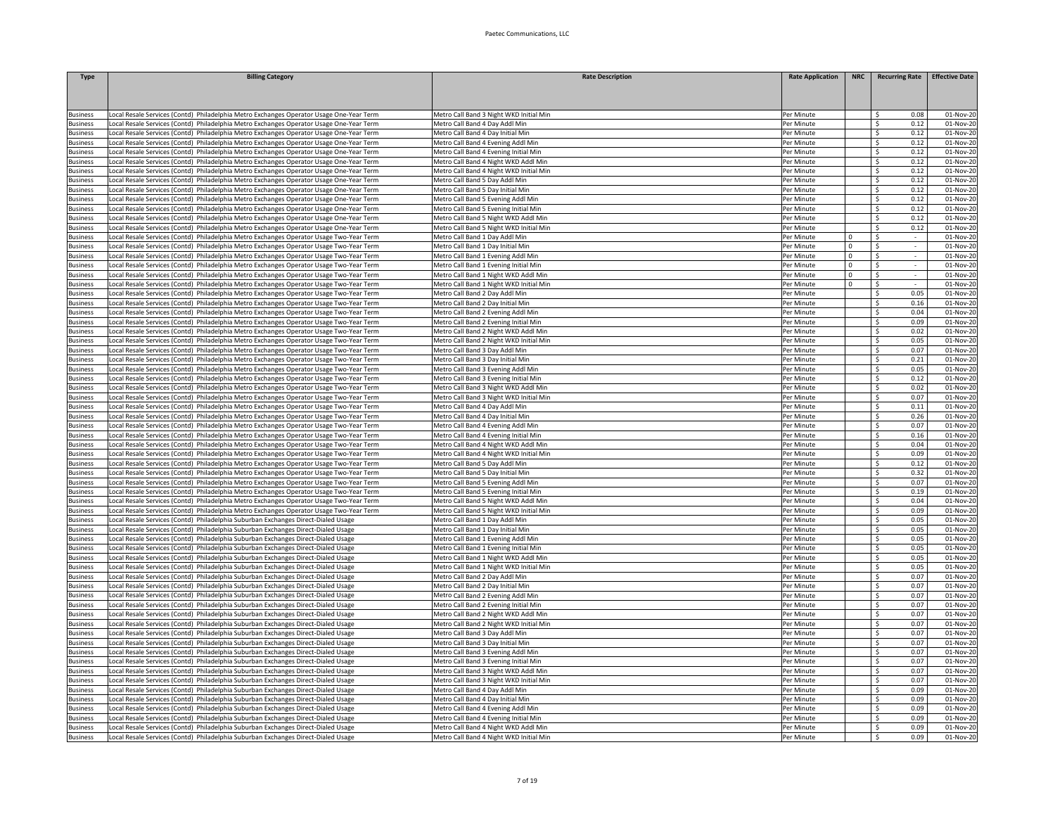| Type | Billing Category | Rate Description | Rate Application | NRC | Recurring Rate | Effective Date |
|---|---|---|---|---|---|---|
| Business | Local Resale Services (Contd) Philadelphia Metro Exchanges Operator Usage One-Year Term | Metro Call Band 3 Night WKD Initial Min | Per Minute | | $ 0.08 | 01-Nov-20 |
| Business | Local Resale Services (Contd) Philadelphia Metro Exchanges Operator Usage One-Year Term | Metro Call Band 4 Day Addl Min | Per Minute | | $ 0.12 | 01-Nov-20 |
| Business | Local Resale Services (Contd) Philadelphia Metro Exchanges Operator Usage One-Year Term | Metro Call Band 4 Day Initial Min | Per Minute | | $ 0.12 | 01-Nov-20 |
| Business | Local Resale Services (Contd) Philadelphia Metro Exchanges Operator Usage One-Year Term | Metro Call Band 4 Evening Addl Min | Per Minute | | $ 0.12 | 01-Nov-20 |
| Business | Local Resale Services (Contd) Philadelphia Metro Exchanges Operator Usage One-Year Term | Metro Call Band 4 Evening Initial Min | Per Minute | | $ 0.12 | 01-Nov-20 |
| Business | Local Resale Services (Contd) Philadelphia Metro Exchanges Operator Usage One-Year Term | Metro Call Band 4 Night WKD Addl Min | Per Minute | | $ 0.12 | 01-Nov-20 |
| Business | Local Resale Services (Contd) Philadelphia Metro Exchanges Operator Usage One-Year Term | Metro Call Band 4 Night WKD Initial Min | Per Minute | | $ 0.12 | 01-Nov-20 |
| Business | Local Resale Services (Contd) Philadelphia Metro Exchanges Operator Usage One-Year Term | Metro Call Band 5 Day Addl Min | Per Minute | | $ 0.12 | 01-Nov-20 |
| Business | Local Resale Services (Contd) Philadelphia Metro Exchanges Operator Usage One-Year Term | Metro Call Band 5 Day Initial Min | Per Minute | | $ 0.12 | 01-Nov-20 |
| Business | Local Resale Services (Contd) Philadelphia Metro Exchanges Operator Usage One-Year Term | Metro Call Band 5 Evening Addl Min | Per Minute | | $ 0.12 | 01-Nov-20 |
| Business | Local Resale Services (Contd) Philadelphia Metro Exchanges Operator Usage One-Year Term | Metro Call Band 5 Evening Initial Min | Per Minute | | $ 0.12 | 01-Nov-20 |
| Business | Local Resale Services (Contd) Philadelphia Metro Exchanges Operator Usage One-Year Term | Metro Call Band 5 Night WKD Addl Min | Per Minute | | $ 0.12 | 01-Nov-20 |
| Business | Local Resale Services (Contd) Philadelphia Metro Exchanges Operator Usage One-Year Term | Metro Call Band 5 Night WKD Initial Min | Per Minute | | $ 0.12 | 01-Nov-20 |
| Business | Local Resale Services (Contd) Philadelphia Metro Exchanges Operator Usage Two-Year Term | Metro Call Band 1 Day Addl Min | Per Minute | 0 | $ - | 01-Nov-20 |
| Business | Local Resale Services (Contd) Philadelphia Metro Exchanges Operator Usage Two-Year Term | Metro Call Band 1 Day Initial Min | Per Minute | 0 | $ - | 01-Nov-20 |
| Business | Local Resale Services (Contd) Philadelphia Metro Exchanges Operator Usage Two-Year Term | Metro Call Band 1 Evening Addl Min | Per Minute | 0 | $ - | 01-Nov-20 |
| Business | Local Resale Services (Contd) Philadelphia Metro Exchanges Operator Usage Two-Year Term | Metro Call Band 1 Evening Initial Min | Per Minute | 0 | $ - | 01-Nov-20 |
| Business | Local Resale Services (Contd) Philadelphia Metro Exchanges Operator Usage Two-Year Term | Metro Call Band 1 Night WKD Addl Min | Per Minute | 0 | $ - | 01-Nov-20 |
| Business | Local Resale Services (Contd) Philadelphia Metro Exchanges Operator Usage Two-Year Term | Metro Call Band 1 Night WKD Initial Min | Per Minute | 0 | $ - | 01-Nov-20 |
| Business | Local Resale Services (Contd) Philadelphia Metro Exchanges Operator Usage Two-Year Term | Metro Call Band 2 Day Addl Min | Per Minute | | $ 0.05 | 01-Nov-20 |
| Business | Local Resale Services (Contd) Philadelphia Metro Exchanges Operator Usage Two-Year Term | Metro Call Band 2 Day Initial Min | Per Minute | | $ 0.16 | 01-Nov-20 |
| Business | Local Resale Services (Contd) Philadelphia Metro Exchanges Operator Usage Two-Year Term | Metro Call Band 2 Evening Addl Min | Per Minute | | $ 0.04 | 01-Nov-20 |
| Business | Local Resale Services (Contd) Philadelphia Metro Exchanges Operator Usage Two-Year Term | Metro Call Band 2 Evening Initial Min | Per Minute | | $ 0.09 | 01-Nov-20 |
| Business | Local Resale Services (Contd) Philadelphia Metro Exchanges Operator Usage Two-Year Term | Metro Call Band 2 Night WKD Addl Min | Per Minute | | $ 0.02 | 01-Nov-20 |
| Business | Local Resale Services (Contd) Philadelphia Metro Exchanges Operator Usage Two-Year Term | Metro Call Band 2 Night WKD Initial Min | Per Minute | | $ 0.05 | 01-Nov-20 |
| Business | Local Resale Services (Contd) Philadelphia Metro Exchanges Operator Usage Two-Year Term | Metro Call Band 3 Day Addl Min | Per Minute | | $ 0.07 | 01-Nov-20 |
| Business | Local Resale Services (Contd) Philadelphia Metro Exchanges Operator Usage Two-Year Term | Metro Call Band 3 Day Initial Min | Per Minute | | $ 0.21 | 01-Nov-20 |
| Business | Local Resale Services (Contd) Philadelphia Metro Exchanges Operator Usage Two-Year Term | Metro Call Band 3 Evening Addl Min | Per Minute | | $ 0.05 | 01-Nov-20 |
| Business | Local Resale Services (Contd) Philadelphia Metro Exchanges Operator Usage Two-Year Term | Metro Call Band 3 Evening Initial Min | Per Minute | | $ 0.12 | 01-Nov-20 |
| Business | Local Resale Services (Contd) Philadelphia Metro Exchanges Operator Usage Two-Year Term | Metro Call Band 3 Night WKD Addl Min | Per Minute | | $ 0.02 | 01-Nov-20 |
| Business | Local Resale Services (Contd) Philadelphia Metro Exchanges Operator Usage Two-Year Term | Metro Call Band 3 Night WKD Initial Min | Per Minute | | $ 0.07 | 01-Nov-20 |
| Business | Local Resale Services (Contd) Philadelphia Metro Exchanges Operator Usage Two-Year Term | Metro Call Band 4 Day Addl Min | Per Minute | | $ 0.11 | 01-Nov-20 |
| Business | Local Resale Services (Contd) Philadelphia Metro Exchanges Operator Usage Two-Year Term | Metro Call Band 4 Day Initial Min | Per Minute | | $ 0.26 | 01-Nov-20 |
| Business | Local Resale Services (Contd) Philadelphia Metro Exchanges Operator Usage Two-Year Term | Metro Call Band 4 Evening Addl Min | Per Minute | | $ 0.07 | 01-Nov-20 |
| Business | Local Resale Services (Contd) Philadelphia Metro Exchanges Operator Usage Two-Year Term | Metro Call Band 4 Evening Initial Min | Per Minute | | $ 0.16 | 01-Nov-20 |
| Business | Local Resale Services (Contd) Philadelphia Metro Exchanges Operator Usage Two-Year Term | Metro Call Band 4 Night WKD Addl Min | Per Minute | | $ 0.04 | 01-Nov-20 |
| Business | Local Resale Services (Contd) Philadelphia Metro Exchanges Operator Usage Two-Year Term | Metro Call Band 4 Night WKD Initial Min | Per Minute | | $ 0.09 | 01-Nov-20 |
| Business | Local Resale Services (Contd) Philadelphia Metro Exchanges Operator Usage Two-Year Term | Metro Call Band 5 Day Addl Min | Per Minute | | $ 0.12 | 01-Nov-20 |
| Business | Local Resale Services (Contd) Philadelphia Metro Exchanges Operator Usage Two-Year Term | Metro Call Band 5 Day Initial Min | Per Minute | | $ 0.32 | 01-Nov-20 |
| Business | Local Resale Services (Contd) Philadelphia Metro Exchanges Operator Usage Two-Year Term | Metro Call Band 5 Evening Addl Min | Per Minute | | $ 0.07 | 01-Nov-20 |
| Business | Local Resale Services (Contd) Philadelphia Metro Exchanges Operator Usage Two-Year Term | Metro Call Band 5 Evening Initial Min | Per Minute | | $ 0.19 | 01-Nov-20 |
| Business | Local Resale Services (Contd) Philadelphia Metro Exchanges Operator Usage Two-Year Term | Metro Call Band 5 Night WKD Addl Min | Per Minute | | $ 0.04 | 01-Nov-20 |
| Business | Local Resale Services (Contd) Philadelphia Metro Exchanges Operator Usage Two-Year Term | Metro Call Band 5 Night WKD Initial Min | Per Minute | | $ 0.09 | 01-Nov-20 |
| Business | Local Resale Services (Contd) Philadelphia Suburban Exchanges Direct-Dialed Usage | Metro Call Band 1 Day Addl Min | Per Minute | | $ 0.05 | 01-Nov-20 |
| Business | Local Resale Services (Contd) Philadelphia Suburban Exchanges Direct-Dialed Usage | Metro Call Band 1 Day Initial Min | Per Minute | | $ 0.05 | 01-Nov-20 |
| Business | Local Resale Services (Contd) Philadelphia Suburban Exchanges Direct-Dialed Usage | Metro Call Band 1 Evening Addl Min | Per Minute | | $ 0.05 | 01-Nov-20 |
| Business | Local Resale Services (Contd) Philadelphia Suburban Exchanges Direct-Dialed Usage | Metro Call Band 1 Evening Initial Min | Per Minute | | $ 0.05 | 01-Nov-20 |
| Business | Local Resale Services (Contd) Philadelphia Suburban Exchanges Direct-Dialed Usage | Metro Call Band 1 Night WKD Addl Min | Per Minute | | $ 0.05 | 01-Nov-20 |
| Business | Local Resale Services (Contd) Philadelphia Suburban Exchanges Direct-Dialed Usage | Metro Call Band 1 Night WKD Initial Min | Per Minute | | $ 0.05 | 01-Nov-20 |
| Business | Local Resale Services (Contd) Philadelphia Suburban Exchanges Direct-Dialed Usage | Metro Call Band 2 Day Addl Min | Per Minute | | $ 0.07 | 01-Nov-20 |
| Business | Local Resale Services (Contd) Philadelphia Suburban Exchanges Direct-Dialed Usage | Metro Call Band 2 Day Initial Min | Per Minute | | $ 0.07 | 01-Nov-20 |
| Business | Local Resale Services (Contd) Philadelphia Suburban Exchanges Direct-Dialed Usage | Metro Call Band 2 Evening Addl Min | Per Minute | | $ 0.07 | 01-Nov-20 |
| Business | Local Resale Services (Contd) Philadelphia Suburban Exchanges Direct-Dialed Usage | Metro Call Band 2 Evening Initial Min | Per Minute | | $ 0.07 | 01-Nov-20 |
| Business | Local Resale Services (Contd) Philadelphia Suburban Exchanges Direct-Dialed Usage | Metro Call Band 2 Night WKD Addl Min | Per Minute | | $ 0.07 | 01-Nov-20 |
| Business | Local Resale Services (Contd) Philadelphia Suburban Exchanges Direct-Dialed Usage | Metro Call Band 2 Night WKD Initial Min | Per Minute | | $ 0.07 | 01-Nov-20 |
| Business | Local Resale Services (Contd) Philadelphia Suburban Exchanges Direct-Dialed Usage | Metro Call Band 3 Day Addl Min | Per Minute | | $ 0.07 | 01-Nov-20 |
| Business | Local Resale Services (Contd) Philadelphia Suburban Exchanges Direct-Dialed Usage | Metro Call Band 3 Day Initial Min | Per Minute | | $ 0.07 | 01-Nov-20 |
| Business | Local Resale Services (Contd) Philadelphia Suburban Exchanges Direct-Dialed Usage | Metro Call Band 3 Evening Addl Min | Per Minute | | $ 0.07 | 01-Nov-20 |
| Business | Local Resale Services (Contd) Philadelphia Suburban Exchanges Direct-Dialed Usage | Metro Call Band 3 Evening Initial Min | Per Minute | | $ 0.07 | 01-Nov-20 |
| Business | Local Resale Services (Contd) Philadelphia Suburban Exchanges Direct-Dialed Usage | Metro Call Band 3 Night WKD Addl Min | Per Minute | | $ 0.07 | 01-Nov-20 |
| Business | Local Resale Services (Contd) Philadelphia Suburban Exchanges Direct-Dialed Usage | Metro Call Band 3 Night WKD Initial Min | Per Minute | | $ 0.07 | 01-Nov-20 |
| Business | Local Resale Services (Contd) Philadelphia Suburban Exchanges Direct-Dialed Usage | Metro Call Band 4 Day Addl Min | Per Minute | | $ 0.09 | 01-Nov-20 |
| Business | Local Resale Services (Contd) Philadelphia Suburban Exchanges Direct-Dialed Usage | Metro Call Band 4 Day Initial Min | Per Minute | | $ 0.09 | 01-Nov-20 |
| Business | Local Resale Services (Contd) Philadelphia Suburban Exchanges Direct-Dialed Usage | Metro Call Band 4 Evening Addl Min | Per Minute | | $ 0.09 | 01-Nov-20 |
| Business | Local Resale Services (Contd) Philadelphia Suburban Exchanges Direct-Dialed Usage | Metro Call Band 4 Evening Initial Min | Per Minute | | $ 0.09 | 01-Nov-20 |
| Business | Local Resale Services (Contd) Philadelphia Suburban Exchanges Direct-Dialed Usage | Metro Call Band 4 Night WKD Addl Min | Per Minute | | $ 0.09 | 01-Nov-20 |
| Business | Local Resale Services (Contd) Philadelphia Suburban Exchanges Direct-Dialed Usage | Metro Call Band 4 Night WKD Initial Min | Per Minute | | $ 0.09 | 01-Nov-20 |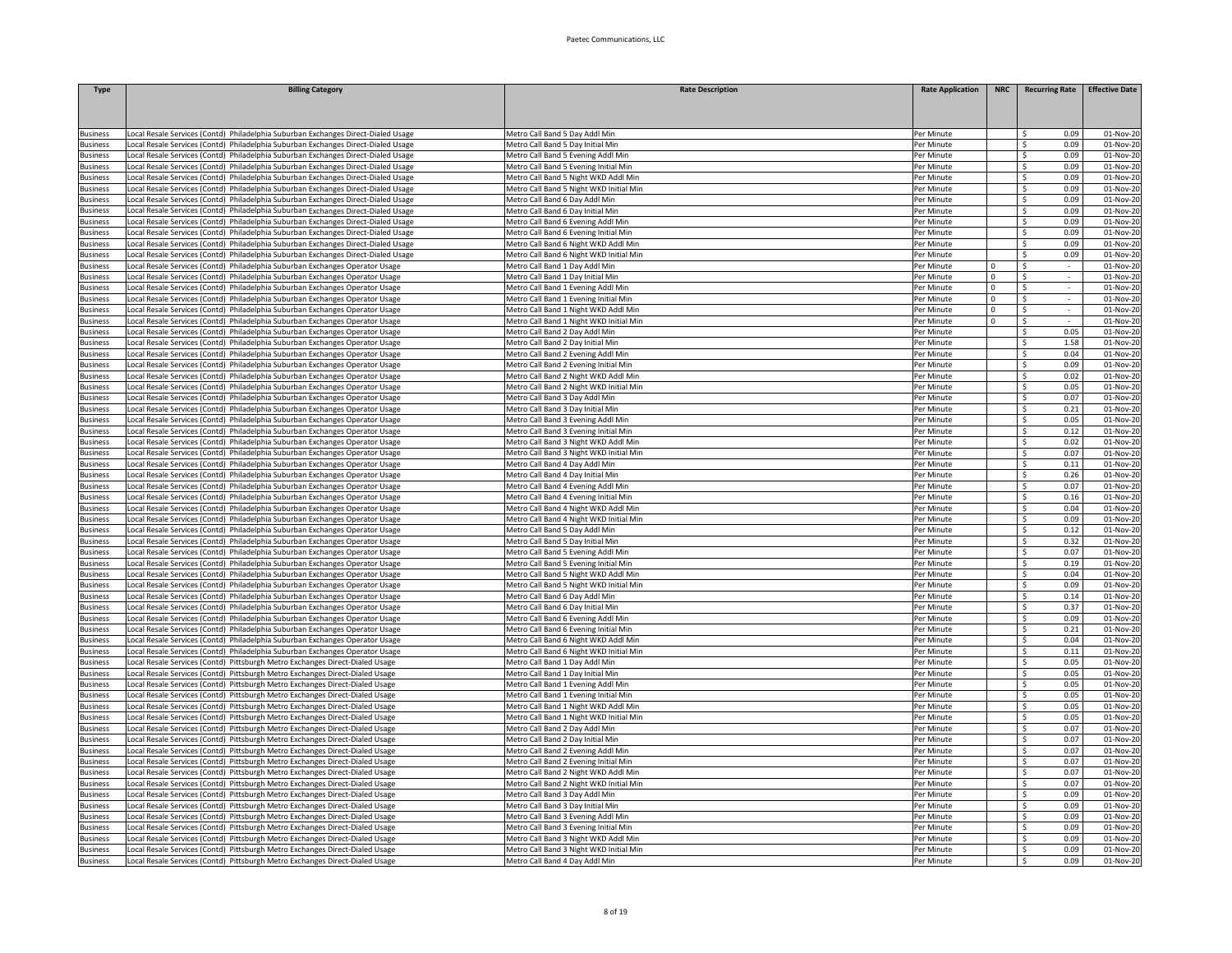| Type | Billing Category | Rate Description | Rate Application | NRC | Recurring Rate | Effective Date |
|---|---|---|---|---|---|---|
| Business | Local Resale Services (Contd) Philadelphia Suburban Exchanges Direct-Dialed Usage | Metro Call Band 5 Day Addl Min | Per Minute | | $ 0.09 | 01-Nov-20 |
| Business | Local Resale Services (Contd) Philadelphia Suburban Exchanges Direct-Dialed Usage | Metro Call Band 5 Day Initial Min | Per Minute | | $ 0.09 | 01-Nov-20 |
| Business | Local Resale Services (Contd) Philadelphia Suburban Exchanges Direct-Dialed Usage | Metro Call Band 5 Evening Addl Min | Per Minute | | $ 0.09 | 01-Nov-20 |
| Business | Local Resale Services (Contd) Philadelphia Suburban Exchanges Direct-Dialed Usage | Metro Call Band 5 Evening Initial Min | Per Minute | | $ 0.09 | 01-Nov-20 |
| Business | Local Resale Services (Contd) Philadelphia Suburban Exchanges Direct-Dialed Usage | Metro Call Band 5 Night WKD Addl Min | Per Minute | | $ 0.09 | 01-Nov-20 |
| Business | Local Resale Services (Contd) Philadelphia Suburban Exchanges Direct-Dialed Usage | Metro Call Band 5 Night WKD Initial Min | Per Minute | | $ 0.09 | 01-Nov-20 |
| Business | Local Resale Services (Contd) Philadelphia Suburban Exchanges Direct-Dialed Usage | Metro Call Band 6 Day Addl Min | Per Minute | | $ 0.09 | 01-Nov-20 |
| Business | Local Resale Services (Contd) Philadelphia Suburban Exchanges Direct-Dialed Usage | Metro Call Band 6 Day Initial Min | Per Minute | | $ 0.09 | 01-Nov-20 |
| Business | Local Resale Services (Contd) Philadelphia Suburban Exchanges Direct-Dialed Usage | Metro Call Band 6 Evening Addl Min | Per Minute | | $ 0.09 | 01-Nov-20 |
| Business | Local Resale Services (Contd) Philadelphia Suburban Exchanges Direct-Dialed Usage | Metro Call Band 6 Evening Initial Min | Per Minute | | $ 0.09 | 01-Nov-20 |
| Business | Local Resale Services (Contd) Philadelphia Suburban Exchanges Direct-Dialed Usage | Metro Call Band 6 Night WKD Addl Min | Per Minute | | $ 0.09 | 01-Nov-20 |
| Business | Local Resale Services (Contd) Philadelphia Suburban Exchanges Direct-Dialed Usage | Metro Call Band 6 Night WKD Initial Min | Per Minute | | $ 0.09 | 01-Nov-20 |
| Business | Local Resale Services (Contd) Philadelphia Suburban Exchanges Operator Usage | Metro Call Band 1 Day Addl Min | Per Minute | 0 | $ - | 01-Nov-20 |
| Business | Local Resale Services (Contd) Philadelphia Suburban Exchanges Operator Usage | Metro Call Band 1 Day Initial Min | Per Minute | 0 | $ - | 01-Nov-20 |
| Business | Local Resale Services (Contd) Philadelphia Suburban Exchanges Operator Usage | Metro Call Band 1 Evening Addl Min | Per Minute | 0 | $ - | 01-Nov-20 |
| Business | Local Resale Services (Contd) Philadelphia Suburban Exchanges Operator Usage | Metro Call Band 1 Evening Initial Min | Per Minute | 0 | $ - | 01-Nov-20 |
| Business | Local Resale Services (Contd) Philadelphia Suburban Exchanges Operator Usage | Metro Call Band 1 Night WKD Addl Min | Per Minute | 0 | $ - | 01-Nov-20 |
| Business | Local Resale Services (Contd) Philadelphia Suburban Exchanges Operator Usage | Metro Call Band 1 Night WKD Initial Min | Per Minute | 0 | $ - | 01-Nov-20 |
| Business | Local Resale Services (Contd) Philadelphia Suburban Exchanges Operator Usage | Metro Call Band 2 Day Addl Min | Per Minute | | $ 0.05 | 01-Nov-20 |
| Business | Local Resale Services (Contd) Philadelphia Suburban Exchanges Operator Usage | Metro Call Band 2 Day Initial Min | Per Minute | | $ 1.58 | 01-Nov-20 |
| Business | Local Resale Services (Contd) Philadelphia Suburban Exchanges Operator Usage | Metro Call Band 2 Evening Addl Min | Per Minute | | $ 0.04 | 01-Nov-20 |
| Business | Local Resale Services (Contd) Philadelphia Suburban Exchanges Operator Usage | Metro Call Band 2 Evening Initial Min | Per Minute | | $ 0.09 | 01-Nov-20 |
| Business | Local Resale Services (Contd) Philadelphia Suburban Exchanges Operator Usage | Metro Call Band 2 Night WKD Addl Min | Per Minute | | $ 0.02 | 01-Nov-20 |
| Business | Local Resale Services (Contd) Philadelphia Suburban Exchanges Operator Usage | Metro Call Band 2 Night WKD Initial Min | Per Minute | | $ 0.05 | 01-Nov-20 |
| Business | Local Resale Services (Contd) Philadelphia Suburban Exchanges Operator Usage | Metro Call Band 3 Day Addl Min | Per Minute | | $ 0.07 | 01-Nov-20 |
| Business | Local Resale Services (Contd) Philadelphia Suburban Exchanges Operator Usage | Metro Call Band 3 Day Initial Min | Per Minute | | $ 0.21 | 01-Nov-20 |
| Business | Local Resale Services (Contd) Philadelphia Suburban Exchanges Operator Usage | Metro Call Band 3 Evening Addl Min | Per Minute | | $ 0.05 | 01-Nov-20 |
| Business | Local Resale Services (Contd) Philadelphia Suburban Exchanges Operator Usage | Metro Call Band 3 Evening Initial Min | Per Minute | | $ 0.12 | 01-Nov-20 |
| Business | Local Resale Services (Contd) Philadelphia Suburban Exchanges Operator Usage | Metro Call Band 3 Night WKD Addl Min | Per Minute | | $ 0.02 | 01-Nov-20 |
| Business | Local Resale Services (Contd) Philadelphia Suburban Exchanges Operator Usage | Metro Call Band 3 Night WKD Initial Min | Per Minute | | $ 0.07 | 01-Nov-20 |
| Business | Local Resale Services (Contd) Philadelphia Suburban Exchanges Operator Usage | Metro Call Band 4 Day Addl Min | Per Minute | | $ 0.11 | 01-Nov-20 |
| Business | Local Resale Services (Contd) Philadelphia Suburban Exchanges Operator Usage | Metro Call Band 4 Day Initial Min | Per Minute | | $ 0.26 | 01-Nov-20 |
| Business | Local Resale Services (Contd) Philadelphia Suburban Exchanges Operator Usage | Metro Call Band 4 Evening Addl Min | Per Minute | | $ 0.07 | 01-Nov-20 |
| Business | Local Resale Services (Contd) Philadelphia Suburban Exchanges Operator Usage | Metro Call Band 4 Evening Initial Min | Per Minute | | $ 0.16 | 01-Nov-20 |
| Business | Local Resale Services (Contd) Philadelphia Suburban Exchanges Operator Usage | Metro Call Band 4 Night WKD Addl Min | Per Minute | | $ 0.04 | 01-Nov-20 |
| Business | Local Resale Services (Contd) Philadelphia Suburban Exchanges Operator Usage | Metro Call Band 4 Night WKD Initial Min | Per Minute | | $ 0.09 | 01-Nov-20 |
| Business | Local Resale Services (Contd) Philadelphia Suburban Exchanges Operator Usage | Metro Call Band 5 Day Addl Min | Per Minute | | $ 0.12 | 01-Nov-20 |
| Business | Local Resale Services (Contd) Philadelphia Suburban Exchanges Operator Usage | Metro Call Band 5 Day Initial Min | Per Minute | | $ 0.32 | 01-Nov-20 |
| Business | Local Resale Services (Contd) Philadelphia Suburban Exchanges Operator Usage | Metro Call Band 5 Evening Addl Min | Per Minute | | $ 0.07 | 01-Nov-20 |
| Business | Local Resale Services (Contd) Philadelphia Suburban Exchanges Operator Usage | Metro Call Band 5 Evening Initial Min | Per Minute | | $ 0.19 | 01-Nov-20 |
| Business | Local Resale Services (Contd) Philadelphia Suburban Exchanges Operator Usage | Metro Call Band 5 Night WKD Addl Min | Per Minute | | $ 0.04 | 01-Nov-20 |
| Business | Local Resale Services (Contd) Philadelphia Suburban Exchanges Operator Usage | Metro Call Band 5 Night WKD Initial Min | Per Minute | | $ 0.09 | 01-Nov-20 |
| Business | Local Resale Services (Contd) Philadelphia Suburban Exchanges Operator Usage | Metro Call Band 6 Day Addl Min | Per Minute | | $ 0.14 | 01-Nov-20 |
| Business | Local Resale Services (Contd) Philadelphia Suburban Exchanges Operator Usage | Metro Call Band 6 Day Initial Min | Per Minute | | $ 0.37 | 01-Nov-20 |
| Business | Local Resale Services (Contd) Philadelphia Suburban Exchanges Operator Usage | Metro Call Band 6 Evening Addl Min | Per Minute | | $ 0.09 | 01-Nov-20 |
| Business | Local Resale Services (Contd) Philadelphia Suburban Exchanges Operator Usage | Metro Call Band 6 Evening Initial Min | Per Minute | | $ 0.21 | 01-Nov-20 |
| Business | Local Resale Services (Contd) Philadelphia Suburban Exchanges Operator Usage | Metro Call Band 6 Night WKD Addl Min | Per Minute | | $ 0.04 | 01-Nov-20 |
| Business | Local Resale Services (Contd) Philadelphia Suburban Exchanges Operator Usage | Metro Call Band 6 Night WKD Initial Min | Per Minute | | $ 0.11 | 01-Nov-20 |
| Business | Local Resale Services (Contd) Pittsburgh Metro Exchanges Direct-Dialed Usage | Metro Call Band 1 Day Addl Min | Per Minute | | $ 0.05 | 01-Nov-20 |
| Business | Local Resale Services (Contd) Pittsburgh Metro Exchanges Direct-Dialed Usage | Metro Call Band 1 Day Initial Min | Per Minute | | $ 0.05 | 01-Nov-20 |
| Business | Local Resale Services (Contd) Pittsburgh Metro Exchanges Direct-Dialed Usage | Metro Call Band 1 Evening Addl Min | Per Minute | | $ 0.05 | 01-Nov-20 |
| Business | Local Resale Services (Contd) Pittsburgh Metro Exchanges Direct-Dialed Usage | Metro Call Band 1 Evening Initial Min | Per Minute | | $ 0.05 | 01-Nov-20 |
| Business | Local Resale Services (Contd) Pittsburgh Metro Exchanges Direct-Dialed Usage | Metro Call Band 1 Night WKD Addl Min | Per Minute | | $ 0.05 | 01-Nov-20 |
| Business | Local Resale Services (Contd) Pittsburgh Metro Exchanges Direct-Dialed Usage | Metro Call Band 1 Night WKD Initial Min | Per Minute | | $ 0.05 | 01-Nov-20 |
| Business | Local Resale Services (Contd) Pittsburgh Metro Exchanges Direct-Dialed Usage | Metro Call Band 2 Day Addl Min | Per Minute | | $ 0.07 | 01-Nov-20 |
| Business | Local Resale Services (Contd) Pittsburgh Metro Exchanges Direct-Dialed Usage | Metro Call Band 2 Day Initial Min | Per Minute | | $ 0.07 | 01-Nov-20 |
| Business | Local Resale Services (Contd) Pittsburgh Metro Exchanges Direct-Dialed Usage | Metro Call Band 2 Evening Addl Min | Per Minute | | $ 0.07 | 01-Nov-20 |
| Business | Local Resale Services (Contd) Pittsburgh Metro Exchanges Direct-Dialed Usage | Metro Call Band 2 Evening Initial Min | Per Minute | | $ 0.07 | 01-Nov-20 |
| Business | Local Resale Services (Contd) Pittsburgh Metro Exchanges Direct-Dialed Usage | Metro Call Band 2 Night WKD Addl Min | Per Minute | | $ 0.07 | 01-Nov-20 |
| Business | Local Resale Services (Contd) Pittsburgh Metro Exchanges Direct-Dialed Usage | Metro Call Band 2 Night WKD Initial Min | Per Minute | | $ 0.07 | 01-Nov-20 |
| Business | Local Resale Services (Contd) Pittsburgh Metro Exchanges Direct-Dialed Usage | Metro Call Band 3 Day Addl Min | Per Minute | | $ 0.09 | 01-Nov-20 |
| Business | Local Resale Services (Contd) Pittsburgh Metro Exchanges Direct-Dialed Usage | Metro Call Band 3 Day Initial Min | Per Minute | | $ 0.09 | 01-Nov-20 |
| Business | Local Resale Services (Contd) Pittsburgh Metro Exchanges Direct-Dialed Usage | Metro Call Band 3 Evening Addl Min | Per Minute | | $ 0.09 | 01-Nov-20 |
| Business | Local Resale Services (Contd) Pittsburgh Metro Exchanges Direct-Dialed Usage | Metro Call Band 3 Evening Initial Min | Per Minute | | $ 0.09 | 01-Nov-20 |
| Business | Local Resale Services (Contd) Pittsburgh Metro Exchanges Direct-Dialed Usage | Metro Call Band 3 Night WKD Addl Min | Per Minute | | $ 0.09 | 01-Nov-20 |
| Business | Local Resale Services (Contd) Pittsburgh Metro Exchanges Direct-Dialed Usage | Metro Call Band 3 Night WKD Initial Min | Per Minute | | $ 0.09 | 01-Nov-20 |
| Business | Local Resale Services (Contd) Pittsburgh Metro Exchanges Direct-Dialed Usage | Metro Call Band 4 Day Addl Min | Per Minute | | $ 0.09 | 01-Nov-20 |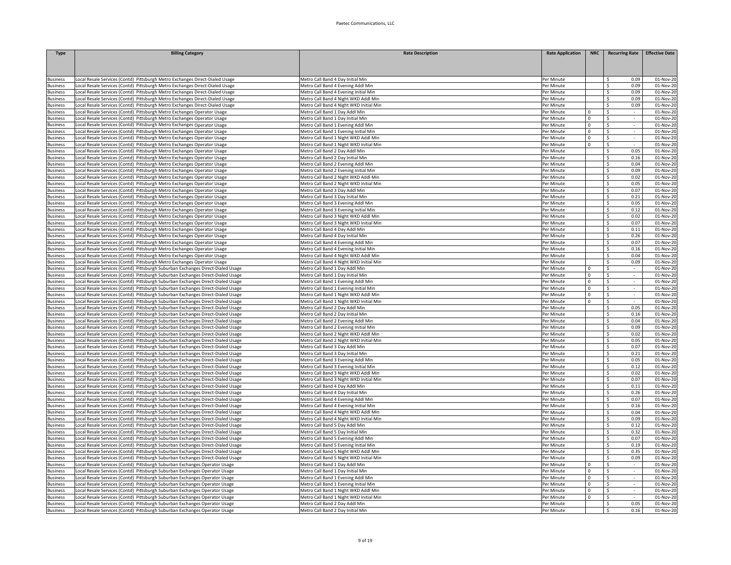| Type | Billing Category | Rate Description | Rate Application | NRC | Recurring Rate | Effective Date |
|---|---|---|---|---|---|---|
| Business | Local Resale Services (Contd) Pittsburgh Metro Exchanges Direct-Dialed Usage | Metro Call Band 4 Day Initial Min | Per Minute | | $ 0.09 | 01-Nov-20 |
| Business | Local Resale Services (Contd) Pittsburgh Metro Exchanges Direct-Dialed Usage | Metro Call Band 4 Evening Addl Min | Per Minute | | $ 0.09 | 01-Nov-20 |
| Business | Local Resale Services (Contd) Pittsburgh Metro Exchanges Direct-Dialed Usage | Metro Call Band 4 Evening Initial Min | Per Minute | | $ 0.09 | 01-Nov-20 |
| Business | Local Resale Services (Contd) Pittsburgh Metro Exchanges Direct-Dialed Usage | Metro Call Band 4 Night WKD Addl Min | Per Minute | | $ 0.09 | 01-Nov-20 |
| Business | Local Resale Services (Contd) Pittsburgh Metro Exchanges Direct-Dialed Usage | Metro Call Band 4 Night WKD Initial Min | Per Minute | | $ 0.09 | 01-Nov-20 |
| Business | Local Resale Services (Contd) Pittsburgh Metro Exchanges Operator Usage | Metro Call Band 1 Day Addl Min | Per Minute | 0 | $ - | 01-Nov-20 |
| Business | Local Resale Services (Contd) Pittsburgh Metro Exchanges Operator Usage | Metro Call Band 1 Day Initial Min | Per Minute | 0 | $ - | 01-Nov-20 |
| Business | Local Resale Services (Contd) Pittsburgh Metro Exchanges Operator Usage | Metro Call Band 1 Evening Addl Min | Per Minute | 0 | $ - | 01-Nov-20 |
| Business | Local Resale Services (Contd) Pittsburgh Metro Exchanges Operator Usage | Metro Call Band 1 Evening Initial Min | Per Minute | 0 | $ - | 01-Nov-20 |
| Business | Local Resale Services (Contd) Pittsburgh Metro Exchanges Operator Usage | Metro Call Band 1 Night WKD Addl Min | Per Minute | 0 | $ - | 01-Nov-20 |
| Business | Local Resale Services (Contd) Pittsburgh Metro Exchanges Operator Usage | Metro Call Band 1 Night WKD Initial Min | Per Minute | 0 | $ - | 01-Nov-20 |
| Business | Local Resale Services (Contd) Pittsburgh Metro Exchanges Operator Usage | Metro Call Band 2 Day Addl Min | Per Minute | | $ 0.05 | 01-Nov-20 |
| Business | Local Resale Services (Contd) Pittsburgh Metro Exchanges Operator Usage | Metro Call Band 2 Day Initial Min | Per Minute | | $ 0.16 | 01-Nov-20 |
| Business | Local Resale Services (Contd) Pittsburgh Metro Exchanges Operator Usage | Metro Call Band 2 Evening Addl Min | Per Minute | | $ 0.04 | 01-Nov-20 |
| Business | Local Resale Services (Contd) Pittsburgh Metro Exchanges Operator Usage | Metro Call Band 2 Evening Initial Min | Per Minute | | $ 0.09 | 01-Nov-20 |
| Business | Local Resale Services (Contd) Pittsburgh Metro Exchanges Operator Usage | Metro Call Band 2 Night WKD Addl Min | Per Minute | | $ 0.02 | 01-Nov-20 |
| Business | Local Resale Services (Contd) Pittsburgh Metro Exchanges Operator Usage | Metro Call Band 2 Night WKD Initial Min | Per Minute | | $ 0.05 | 01-Nov-20 |
| Business | Local Resale Services (Contd) Pittsburgh Metro Exchanges Operator Usage | Metro Call Band 3 Day Addl Min | Per Minute | | $ 0.07 | 01-Nov-20 |
| Business | Local Resale Services (Contd) Pittsburgh Metro Exchanges Operator Usage | Metro Call Band 3 Day Initial Min | Per Minute | | $ 0.21 | 01-Nov-20 |
| Business | Local Resale Services (Contd) Pittsburgh Metro Exchanges Operator Usage | Metro Call Band 3 Evening Addl Min | Per Minute | | $ 0.05 | 01-Nov-20 |
| Business | Local Resale Services (Contd) Pittsburgh Metro Exchanges Operator Usage | Metro Call Band 3 Evening Initial Min | Per Minute | | $ 0.12 | 01-Nov-20 |
| Business | Local Resale Services (Contd) Pittsburgh Metro Exchanges Operator Usage | Metro Call Band 3 Night WKD Addl Min | Per Minute | | $ 0.02 | 01-Nov-20 |
| Business | Local Resale Services (Contd) Pittsburgh Metro Exchanges Operator Usage | Metro Call Band 3 Night WKD Initial Min | Per Minute | | $ 0.07 | 01-Nov-20 |
| Business | Local Resale Services (Contd) Pittsburgh Metro Exchanges Operator Usage | Metro Call Band 4 Day Addl Min | Per Minute | | $ 0.11 | 01-Nov-20 |
| Business | Local Resale Services (Contd) Pittsburgh Metro Exchanges Operator Usage | Metro Call Band 4 Day Initial Min | Per Minute | | $ 0.26 | 01-Nov-20 |
| Business | Local Resale Services (Contd) Pittsburgh Metro Exchanges Operator Usage | Metro Call Band 4 Evening Addl Min | Per Minute | | $ 0.07 | 01-Nov-20 |
| Business | Local Resale Services (Contd) Pittsburgh Metro Exchanges Operator Usage | Metro Call Band 4 Evening Initial Min | Per Minute | | $ 0.16 | 01-Nov-20 |
| Business | Local Resale Services (Contd) Pittsburgh Metro Exchanges Operator Usage | Metro Call Band 4 Night WKD Addl Min | Per Minute | | $ 0.04 | 01-Nov-20 |
| Business | Local Resale Services (Contd) Pittsburgh Metro Exchanges Operator Usage | Metro Call Band 4 Night WKD Initial Min | Per Minute | | $ 0.09 | 01-Nov-20 |
| Business | Local Resale Services (Contd) Pittsburgh Suburban Exchanges Direct-Dialed Usage | Metro Call Band 1 Day Addl Min | Per Minute | 0 | $ - | 01-Nov-20 |
| Business | Local Resale Services (Contd) Pittsburgh Suburban Exchanges Direct-Dialed Usage | Metro Call Band 1 Day Initial Min | Per Minute | 0 | $ - | 01-Nov-20 |
| Business | Local Resale Services (Contd) Pittsburgh Suburban Exchanges Direct-Dialed Usage | Metro Call Band 1 Evening Addl Min | Per Minute | 0 | $ - | 01-Nov-20 |
| Business | Local Resale Services (Contd) Pittsburgh Suburban Exchanges Direct-Dialed Usage | Metro Call Band 1 Evening Initial Min | Per Minute | 0 | $ - | 01-Nov-20 |
| Business | Local Resale Services (Contd) Pittsburgh Suburban Exchanges Direct-Dialed Usage | Metro Call Band 1 Night WKD Addl Min | Per Minute | 0 | $ - | 01-Nov-20 |
| Business | Local Resale Services (Contd) Pittsburgh Suburban Exchanges Direct-Dialed Usage | Metro Call Band 1 Night WKD Initial Min | Per Minute | 0 | $ - | 01-Nov-20 |
| Business | Local Resale Services (Contd) Pittsburgh Suburban Exchanges Direct-Dialed Usage | Metro Call Band 2 Day Addl Min | Per Minute | | $ 0.05 | 01-Nov-20 |
| Business | Local Resale Services (Contd) Pittsburgh Suburban Exchanges Direct-Dialed Usage | Metro Call Band 2 Day Initial Min | Per Minute | | $ 0.16 | 01-Nov-20 |
| Business | Local Resale Services (Contd) Pittsburgh Suburban Exchanges Direct-Dialed Usage | Metro Call Band 2 Evening Addl Min | Per Minute | | $ 0.04 | 01-Nov-20 |
| Business | Local Resale Services (Contd) Pittsburgh Suburban Exchanges Direct-Dialed Usage | Metro Call Band 2 Evening Initial Min | Per Minute | | $ 0.09 | 01-Nov-20 |
| Business | Local Resale Services (Contd) Pittsburgh Suburban Exchanges Direct-Dialed Usage | Metro Call Band 2 Night WKD Addl Min | Per Minute | | $ 0.02 | 01-Nov-20 |
| Business | Local Resale Services (Contd) Pittsburgh Suburban Exchanges Direct-Dialed Usage | Metro Call Band 2 Night WKD Initial Min | Per Minute | | $ 0.05 | 01-Nov-20 |
| Business | Local Resale Services (Contd) Pittsburgh Suburban Exchanges Direct-Dialed Usage | Metro Call Band 3 Day Addl Min | Per Minute | | $ 0.07 | 01-Nov-20 |
| Business | Local Resale Services (Contd) Pittsburgh Suburban Exchanges Direct-Dialed Usage | Metro Call Band 3 Day Initial Min | Per Minute | | $ 0.21 | 01-Nov-20 |
| Business | Local Resale Services (Contd) Pittsburgh Suburban Exchanges Direct-Dialed Usage | Metro Call Band 3 Evening Addl Min | Per Minute | | $ 0.05 | 01-Nov-20 |
| Business | Local Resale Services (Contd) Pittsburgh Suburban Exchanges Direct-Dialed Usage | Metro Call Band 3 Evening Initial Min | Per Minute | | $ 0.12 | 01-Nov-20 |
| Business | Local Resale Services (Contd) Pittsburgh Suburban Exchanges Direct-Dialed Usage | Metro Call Band 3 Night WKD Addl Min | Per Minute | | $ 0.02 | 01-Nov-20 |
| Business | Local Resale Services (Contd) Pittsburgh Suburban Exchanges Direct-Dialed Usage | Metro Call Band 3 Night WKD Initial Min | Per Minute | | $ 0.07 | 01-Nov-20 |
| Business | Local Resale Services (Contd) Pittsburgh Suburban Exchanges Direct-Dialed Usage | Metro Call Band 4 Day Addl Min | Per Minute | | $ 0.11 | 01-Nov-20 |
| Business | Local Resale Services (Contd) Pittsburgh Suburban Exchanges Direct-Dialed Usage | Metro Call Band 4 Day Initial Min | Per Minute | | $ 0.26 | 01-Nov-20 |
| Business | Local Resale Services (Contd) Pittsburgh Suburban Exchanges Direct-Dialed Usage | Metro Call Band 4 Evening Addl Min | Per Minute | | $ 0.07 | 01-Nov-20 |
| Business | Local Resale Services (Contd) Pittsburgh Suburban Exchanges Direct-Dialed Usage | Metro Call Band 4 Evening Initial Min | Per Minute | | $ 0.16 | 01-Nov-20 |
| Business | Local Resale Services (Contd) Pittsburgh Suburban Exchanges Direct-Dialed Usage | Metro Call Band 4 Night WKD Addl Min | Per Minute | | $ 0.04 | 01-Nov-20 |
| Business | Local Resale Services (Contd) Pittsburgh Suburban Exchanges Direct-Dialed Usage | Metro Call Band 4 Night WKD Initial Min | Per Minute | | $ 0.09 | 01-Nov-20 |
| Business | Local Resale Services (Contd) Pittsburgh Suburban Exchanges Direct-Dialed Usage | Metro Call Band 5 Day Addl Min | Per Minute | | $ 0.12 | 01-Nov-20 |
| Business | Local Resale Services (Contd) Pittsburgh Suburban Exchanges Direct-Dialed Usage | Metro Call Band 5 Day Initial Min | Per Minute | | $ 0.32 | 01-Nov-20 |
| Business | Local Resale Services (Contd) Pittsburgh Suburban Exchanges Direct-Dialed Usage | Metro Call Band 5 Evening Addl Min | Per Minute | | $ 0.07 | 01-Nov-20 |
| Business | Local Resale Services (Contd) Pittsburgh Suburban Exchanges Direct-Dialed Usage | Metro Call Band 5 Evening Initial Min | Per Minute | | $ 0.19 | 01-Nov-20 |
| Business | Local Resale Services (Contd) Pittsburgh Suburban Exchanges Direct-Dialed Usage | Metro Call Band 5 Night WKD Addl Min | Per Minute | | $ 0.35 | 01-Nov-20 |
| Business | Local Resale Services (Contd) Pittsburgh Suburban Exchanges Direct-Dialed Usage | Metro Call Band 5 Night WKD Initial Min | Per Minute | | $ 0.09 | 01-Nov-20 |
| Business | Local Resale Services (Contd) Pittsburgh Suburban Exchanges Operator Usage | Metro Call Band 1 Day Addl Min | Per Minute | 0 | $ - | 01-Nov-20 |
| Business | Local Resale Services (Contd) Pittsburgh Suburban Exchanges Operator Usage | Metro Call Band 1 Day Initial Min | Per Minute | 0 | $ - | 01-Nov-20 |
| Business | Local Resale Services (Contd) Pittsburgh Suburban Exchanges Operator Usage | Metro Call Band 1 Evening Addl Min | Per Minute | 0 | $ - | 01-Nov-20 |
| Business | Local Resale Services (Contd) Pittsburgh Suburban Exchanges Operator Usage | Metro Call Band 1 Evening Initial Min | Per Minute | 0 | $ - | 01-Nov-20 |
| Business | Local Resale Services (Contd) Pittsburgh Suburban Exchanges Operator Usage | Metro Call Band 1 Night WKD Addl Min | Per Minute | 0 | $ - | 01-Nov-20 |
| Business | Local Resale Services (Contd) Pittsburgh Suburban Exchanges Operator Usage | Metro Call Band 1 Night WKD Initial Min | Per Minute | 0 | $ - | 01-Nov-20 |
| Business | Local Resale Services (Contd) Pittsburgh Suburban Exchanges Operator Usage | Metro Call Band 2 Day Addl Min | Per Minute | | $ 0.05 | 01-Nov-20 |
| Business | Local Resale Services (Contd) Pittsburgh Suburban Exchanges Operator Usage | Metro Call Band 2 Day Initial Min | Per Minute | | $ 0.16 | 01-Nov-20 |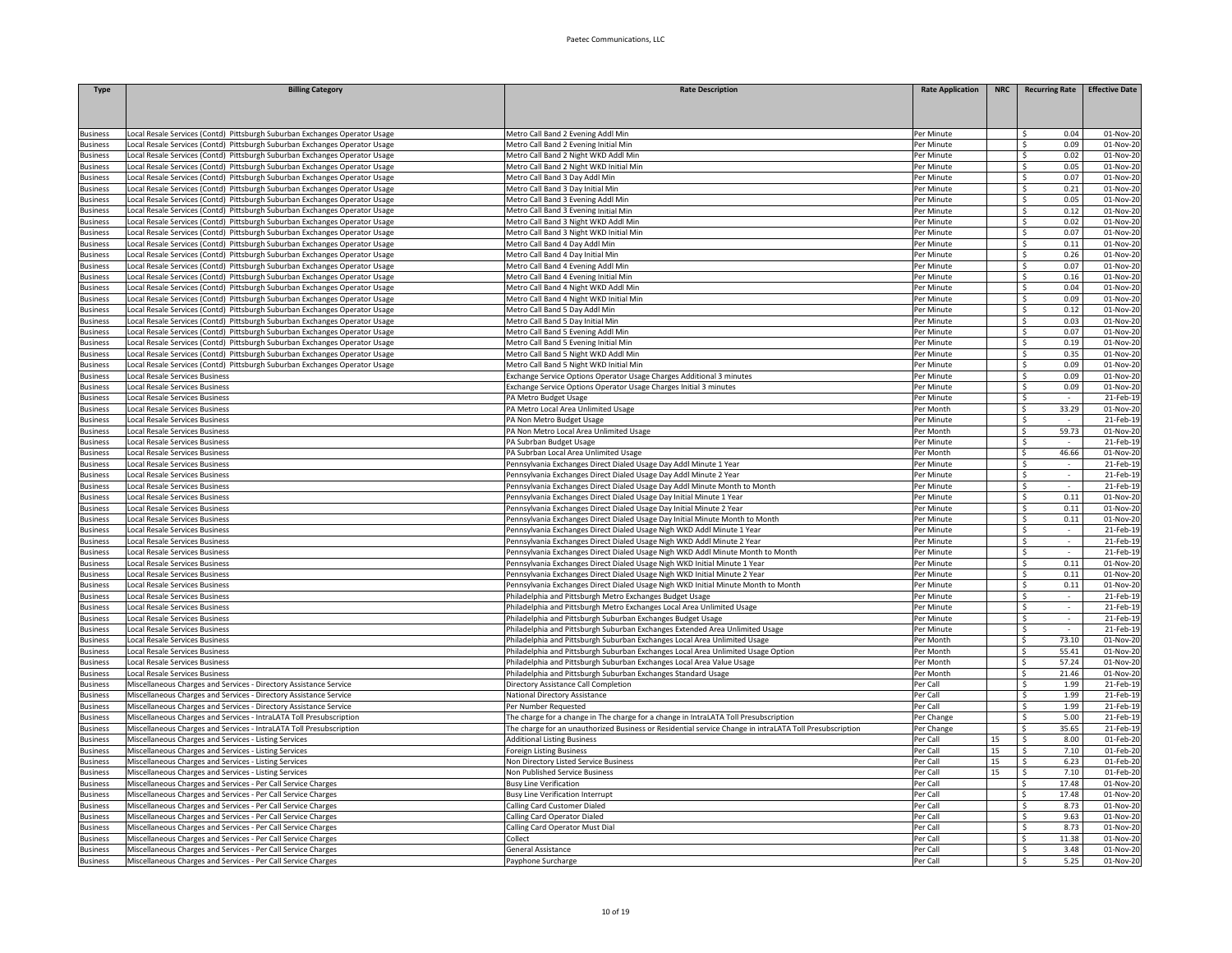| Type | Billing Category | Rate Description | Rate Application | NRC | Recurring Rate | Effective Date |
|---|---|---|---|---|---|---|
| Business | Local Resale Services (Contd) Pittsburgh Suburban Exchanges Operator Usage | Metro Call Band 2 Evening Addl Min | Per Minute | | $ 0.04 | 01-Nov-20 |
| Business | Local Resale Services (Contd) Pittsburgh Suburban Exchanges Operator Usage | Metro Call Band 2 Evening Initial Min | Per Minute | | $ 0.09 | 01-Nov-20 |
| Business | Local Resale Services (Contd) Pittsburgh Suburban Exchanges Operator Usage | Metro Call Band 2 Night WKD Addl Min | Per Minute | | $ 0.02 | 01-Nov-20 |
| Business | Local Resale Services (Contd) Pittsburgh Suburban Exchanges Operator Usage | Metro Call Band 2 Night WKD Initial Min | Per Minute | | $ 0.05 | 01-Nov-20 |
| Business | Local Resale Services (Contd) Pittsburgh Suburban Exchanges Operator Usage | Metro Call Band 3 Day Addl Min | Per Minute | | $ 0.07 | 01-Nov-20 |
| Business | Local Resale Services (Contd) Pittsburgh Suburban Exchanges Operator Usage | Metro Call Band 3 Day Initial Min | Per Minute | | $ 0.21 | 01-Nov-20 |
| Business | Local Resale Services (Contd) Pittsburgh Suburban Exchanges Operator Usage | Metro Call Band 3 Evening Addl Min | Per Minute | | $ 0.05 | 01-Nov-20 |
| Business | Local Resale Services (Contd) Pittsburgh Suburban Exchanges Operator Usage | Metro Call Band 3 Evening Initial Min | Per Minute | | $ 0.12 | 01-Nov-20 |
| Business | Local Resale Services (Contd) Pittsburgh Suburban Exchanges Operator Usage | Metro Call Band 3 Night WKD Addl Min | Per Minute | | $ 0.02 | 01-Nov-20 |
| Business | Local Resale Services (Contd) Pittsburgh Suburban Exchanges Operator Usage | Metro Call Band 3 Night WKD Initial Min | Per Minute | | $ 0.07 | 01-Nov-20 |
| Business | Local Resale Services (Contd) Pittsburgh Suburban Exchanges Operator Usage | Metro Call Band 4 Day Addl Min | Per Minute | | $ 0.11 | 01-Nov-20 |
| Business | Local Resale Services (Contd) Pittsburgh Suburban Exchanges Operator Usage | Metro Call Band 4 Day Initial Min | Per Minute | | $ 0.26 | 01-Nov-20 |
| Business | Local Resale Services (Contd) Pittsburgh Suburban Exchanges Operator Usage | Metro Call Band 4 Evening Addl Min | Per Minute | | $ 0.07 | 01-Nov-20 |
| Business | Local Resale Services (Contd) Pittsburgh Suburban Exchanges Operator Usage | Metro Call Band 4 Evening Initial Min | Per Minute | | $ 0.16 | 01-Nov-20 |
| Business | Local Resale Services (Contd) Pittsburgh Suburban Exchanges Operator Usage | Metro Call Band 4 Night WKD Addl Min | Per Minute | | $ 0.04 | 01-Nov-20 |
| Business | Local Resale Services (Contd) Pittsburgh Suburban Exchanges Operator Usage | Metro Call Band 4 Night WKD Initial Min | Per Minute | | $ 0.09 | 01-Nov-20 |
| Business | Local Resale Services (Contd) Pittsburgh Suburban Exchanges Operator Usage | Metro Call Band 5 Day Addl Min | Per Minute | | $ 0.12 | 01-Nov-20 |
| Business | Local Resale Services (Contd) Pittsburgh Suburban Exchanges Operator Usage | Metro Call Band 5 Day Initial Min | Per Minute | | $ 0.03 | 01-Nov-20 |
| Business | Local Resale Services (Contd) Pittsburgh Suburban Exchanges Operator Usage | Metro Call Band 5 Evening Addl Min | Per Minute | | $ 0.07 | 01-Nov-20 |
| Business | Local Resale Services (Contd) Pittsburgh Suburban Exchanges Operator Usage | Metro Call Band 5 Evening Initial Min | Per Minute | | $ 0.19 | 01-Nov-20 |
| Business | Local Resale Services (Contd) Pittsburgh Suburban Exchanges Operator Usage | Metro Call Band 5 Night WKD Addl Min | Per Minute | | $ 0.35 | 01-Nov-20 |
| Business | Local Resale Services (Contd) Pittsburgh Suburban Exchanges Operator Usage | Metro Call Band 5 Night WKD Initial Min | Per Minute | | $ 0.09 | 01-Nov-20 |
| Business | Local Resale Services Business | Exchange Service Options Operator Usage Charges Additional 3 minutes | Per Minute | | $ 0.09 | 01-Nov-20 |
| Business | Local Resale Services Business | Exchange Service Options Operator Usage Charges Initial 3 minutes | Per Minute | | $ 0.09 | 01-Nov-20 |
| Business | Local Resale Services Business | PA Metro Budget Usage | Per Minute | | $ - | 21-Feb-19 |
| Business | Local Resale Services Business | PA Metro Local Area Unlimited Usage | Per Month | | $ 33.29 | 01-Nov-20 |
| Business | Local Resale Services Business | PA Non Metro Budget Usage | Per Minute | | $ - | 21-Feb-19 |
| Business | Local Resale Services Business | PA Non Metro Local Area Unlimited Usage | Per Month | | $ 59.73 | 01-Nov-20 |
| Business | Local Resale Services Business | PA Subrban Budget Usage | Per Minute | | $ - | 21-Feb-19 |
| Business | Local Resale Services Business | PA Subrban Local Area Unlimited Usage | Per Month | | $ 46.66 | 01-Nov-20 |
| Business | Local Resale Services Business | Pennsylvania Exchanges Direct Dialed Usage Day Addl Minute 1 Year | Per Minute | | $ - | 21-Feb-19 |
| Business | Local Resale Services Business | Pennsylvania Exchanges Direct Dialed Usage Day Addl Minute 2 Year | Per Minute | | $ - | 21-Feb-19 |
| Business | Local Resale Services Business | Pennsylvania Exchanges Direct Dialed Usage Day Addl Minute Month to Month | Per Minute | | $ - | 21-Feb-19 |
| Business | Local Resale Services Business | Pennsylvania Exchanges Direct Dialed Usage Day Initial Minute 1 Year | Per Minute | | $ 0.11 | 01-Nov-20 |
| Business | Local Resale Services Business | Pennsylvania Exchanges Direct Dialed Usage Day Initial Minute 2 Year | Per Minute | | $ 0.11 | 01-Nov-20 |
| Business | Local Resale Services Business | Pennsylvania Exchanges Direct Dialed Usage Day Initial Minute Month to Month | Per Minute | | $ 0.11 | 01-Nov-20 |
| Business | Local Resale Services Business | Pennsylvania Exchanges Direct Dialed Usage Nigh WKD Addl Minute 1 Year | Per Minute | | $ - | 21-Feb-19 |
| Business | Local Resale Services Business | Pennsylvania Exchanges Direct Dialed Usage Nigh WKD Addl Minute 2 Year | Per Minute | | $ - | 21-Feb-19 |
| Business | Local Resale Services Business | Pennsylvania Exchanges Direct Dialed Usage Nigh WKD Addl Minute Month to Month | Per Minute | | $ - | 21-Feb-19 |
| Business | Local Resale Services Business | Pennsylvania Exchanges Direct Dialed Usage Nigh WKD Initial Minute 1 Year | Per Minute | | $ 0.11 | 01-Nov-20 |
| Business | Local Resale Services Business | Pennsylvania Exchanges Direct Dialed Usage Nigh WKD Initial Minute 2 Year | Per Minute | | $ 0.11 | 01-Nov-20 |
| Business | Local Resale Services Business | Pennsylvania Exchanges Direct Dialed Usage Nigh WKD Initial Minute Month to Month | Per Minute | | $ 0.11 | 01-Nov-20 |
| Business | Local Resale Services Business | Philadelphia and Pittsburgh Metro Exchanges Budget Usage | Per Minute | | $ - | 21-Feb-19 |
| Business | Local Resale Services Business | Philadelphia and Pittsburgh Metro Exchanges Local Area Unlimited Usage | Per Minute | | $ - | 21-Feb-19 |
| Business | Local Resale Services Business | Philadelphia and Pittsburgh Suburban Exchanges Budget Usage | Per Minute | | $ - | 21-Feb-19 |
| Business | Local Resale Services Business | Philadelphia and Pittsburgh Suburban Exchanges Extended Area Unlimited Usage | Per Minute | | $ - | 21-Feb-19 |
| Business | Local Resale Services Business | Philadelphia and Pittsburgh Suburban Exchanges Local Area Unlimited Usage | Per Month | | $ 73.10 | 01-Nov-20 |
| Business | Local Resale Services Business | Philadelphia and Pittsburgh Suburban Exchanges Local Area Unlimited Usage Option | Per Month | | $ 55.41 | 01-Nov-20 |
| Business | Local Resale Services Business | Philadelphia and Pittsburgh Suburban Exchanges Local Area Value Usage | Per Month | | $ 57.24 | 01-Nov-20 |
| Business | Local Resale Services Business | Philadelphia and Pittsburgh Suburban Exchanges Standard Usage | Per Month | | $ 21.46 | 01-Nov-20 |
| Business | Miscellaneous Charges and Services - Directory Assistance Service | Directory Assistance Call Completion | Per Call | | $ 1.99 | 21-Feb-19 |
| Business | Miscellaneous Charges and Services - Directory Assistance Service | National Directory Assistance | Per Call | | $ 1.99 | 21-Feb-19 |
| Business | Miscellaneous Charges and Services - Directory Assistance Service | Per Number Requested | Per Call | | $ 1.99 | 21-Feb-19 |
| Business | Miscellaneous Charges and Services - IntraLATA Toll Presubscription | The charge for a change in The charge for a change in IntraLATA Toll Presubscription | Per Change | | $ 5.00 | 21-Feb-19 |
| Business | Miscellaneous Charges and Services - IntraLATA Toll Presubscription | The charge for an unauthorized Business or Residential service Change in intraLATA Toll Presubscription | Per Change | | $ 35.65 | 21-Feb-19 |
| Business | Miscellaneous Charges and Services - Listing Services | Additional Listing Business | Per Call | 15 | $ 8.00 | 01-Feb-20 |
| Business | Miscellaneous Charges and Services - Listing Services | Foreign Listing Business | Per Call | 15 | $ 7.10 | 01-Feb-20 |
| Business | Miscellaneous Charges and Services - Listing Services | Non Directory Listed Service Business | Per Call | 15 | $ 6.23 | 01-Feb-20 |
| Business | Miscellaneous Charges and Services - Listing Services | Non Published Service Business | Per Call | 15 | $ 7.10 | 01-Feb-20 |
| Business | Miscellaneous Charges and Services - Per Call Service Charges | Busy Line Verification | Per Call | | $ 17.48 | 01-Nov-20 |
| Business | Miscellaneous Charges and Services - Per Call Service Charges | Busy Line Verification Interrupt | Per Call | | $ 17.48 | 01-Nov-20 |
| Business | Miscellaneous Charges and Services - Per Call Service Charges | Calling Card Customer Dialed | Per Call | | $ 8.73 | 01-Nov-20 |
| Business | Miscellaneous Charges and Services - Per Call Service Charges | Calling Card Operator Dialed | Per Call | | $ 9.63 | 01-Nov-20 |
| Business | Miscellaneous Charges and Services - Per Call Service Charges | Calling Card Operator Must Dial | Per Call | | $ 8.73 | 01-Nov-20 |
| Business | Miscellaneous Charges and Services - Per Call Service Charges | Collect | Per Call | | $ 11.38 | 01-Nov-20 |
| Business | Miscellaneous Charges and Services - Per Call Service Charges | General Assistance | Per Call | | $ 3.48 | 01-Nov-20 |
| Business | Miscellaneous Charges and Services - Per Call Service Charges | Payphone Surcharge | Per Call | | $ 5.25 | 01-Nov-20 |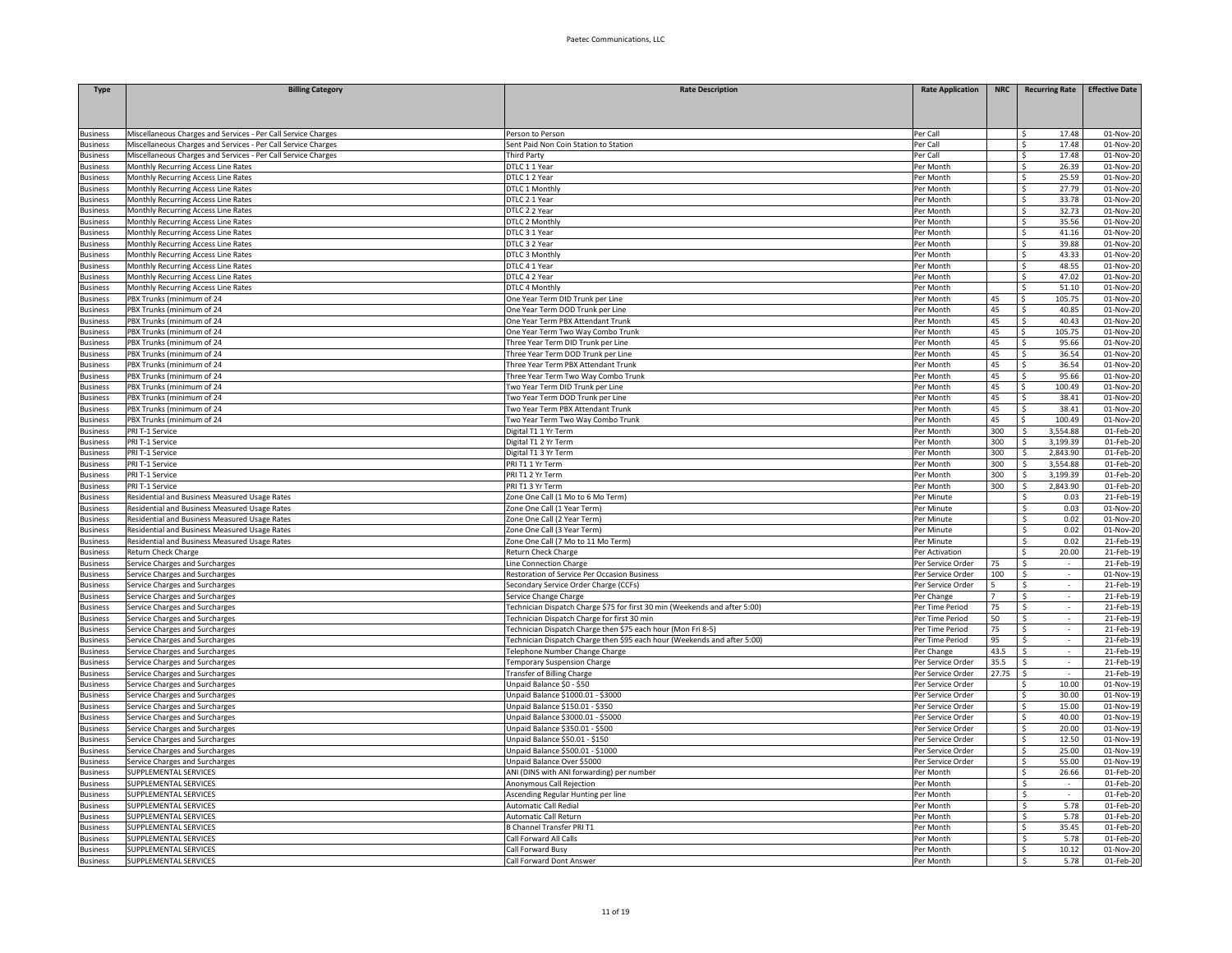Paetec Communications, LLC

| Type | Billing Category | Rate Description | Rate Application | NRC | Recurring Rate | Effective Date |
|---|---|---|---|---|---|---|
| Business | Miscellaneous Charges and Services - Per Call Service Charges | Person to Person | Per Call | | $ 17.48 | 01-Nov-20 |
| Business | Miscellaneous Charges and Services - Per Call Service Charges | Sent Paid Non Coin Station to Station | Per Call | | $ 17.48 | 01-Nov-20 |
| Business | Miscellaneous Charges and Services - Per Call Service Charges | Third Party | Per Call | | $ 17.48 | 01-Nov-20 |
| Business | Monthly Recurring Access Line Rates | DTLC 1 1 Year | Per Month | | $ 26.39 | 01-Nov-20 |
| Business | Monthly Recurring Access Line Rates | DTLC 1 2 Year | Per Month | | $ 25.59 | 01-Nov-20 |
| Business | Monthly Recurring Access Line Rates | DTLC 1 Monthly | Per Month | | $ 27.79 | 01-Nov-20 |
| Business | Monthly Recurring Access Line Rates | DTLC 2 1 Year | Per Month | | $ 33.78 | 01-Nov-20 |
| Business | Monthly Recurring Access Line Rates | DTLC 2 2 Year | Per Month | | $ 32.73 | 01-Nov-20 |
| Business | Monthly Recurring Access Line Rates | DTLC 2 Monthly | Per Month | | $ 35.56 | 01-Nov-20 |
| Business | Monthly Recurring Access Line Rates | DTLC 3 1 Year | Per Month | | $ 41.16 | 01-Nov-20 |
| Business | Monthly Recurring Access Line Rates | DTLC 3 2 Year | Per Month | | $ 39.88 | 01-Nov-20 |
| Business | Monthly Recurring Access Line Rates | DTLC 3 Monthly | Per Month | | $ 43.33 | 01-Nov-20 |
| Business | Monthly Recurring Access Line Rates | DTLC 4 1 Year | Per Month | | $ 48.55 | 01-Nov-20 |
| Business | Monthly Recurring Access Line Rates | DTLC 4 2 Year | Per Month | | $ 47.02 | 01-Nov-20 |
| Business | Monthly Recurring Access Line Rates | DTLC 4 Monthly | Per Month | | $ 51.10 | 01-Nov-20 |
| Business | PBX Trunks (minimum of 24 | One Year Term DID Trunk per Line | Per Month | 45 | $ 105.75 | 01-Nov-20 |
| Business | PBX Trunks (minimum of 24 | One Year Term DOD Trunk per Line | Per Month | 45 | $ 40.85 | 01-Nov-20 |
| Business | PBX Trunks (minimum of 24 | One Year Term PBX Attendant Trunk | Per Month | 45 | $ 40.43 | 01-Nov-20 |
| Business | PBX Trunks (minimum of 24 | One Year Term Two Way Combo Trunk | Per Month | 45 | $ 105.75 | 01-Nov-20 |
| Business | PBX Trunks (minimum of 24 | Three Year Term DID Trunk per Line | Per Month | 45 | $ 95.66 | 01-Nov-20 |
| Business | PBX Trunks (minimum of 24 | Three Year Term DOD Trunk per Line | Per Month | 45 | $ 36.54 | 01-Nov-20 |
| Business | PBX Trunks (minimum of 24 | Three Year Term PBX Attendant Trunk | Per Month | 45 | $ 36.54 | 01-Nov-20 |
| Business | PBX Trunks (minimum of 24 | Three Year Term Two Way Combo Trunk | Per Month | 45 | $ 95.66 | 01-Nov-20 |
| Business | PBX Trunks (minimum of 24 | Two Year Term DID Trunk per Line | Per Month | 45 | $ 100.49 | 01-Nov-20 |
| Business | PBX Trunks (minimum of 24 | Two Year Term DOD Trunk per Line | Per Month | 45 | $ 38.41 | 01-Nov-20 |
| Business | PBX Trunks (minimum of 24 | Two Year Term PBX Attendant Trunk | Per Month | 45 | $ 38.41 | 01-Nov-20 |
| Business | PBX Trunks (minimum of 24 | Two Year Term Two Way Combo Trunk | Per Month | 45 | $ 100.49 | 01-Nov-20 |
| Business | PRI T-1 Service | Digital T1 1 Yr Term | Per Month | 300 | $ 3,554.88 | 01-Feb-20 |
| Business | PRI T-1 Service | Digital T1 2 Yr Term | Per Month | 300 | $ 3,199.39 | 01-Feb-20 |
| Business | PRI T-1 Service | Digital T1 3 Yr Term | Per Month | 300 | $ 2,843.90 | 01-Feb-20 |
| Business | PRI T-1 Service | PRI T1 1 Yr Term | Per Month | 300 | $ 3,554.88 | 01-Feb-20 |
| Business | PRI T-1 Service | PRI T1 2 Yr Term | Per Month | 300 | $ 3,199.39 | 01-Feb-20 |
| Business | PRI T-1 Service | PRI T1 3 Yr Term | Per Month | 300 | $ 2,843.90 | 01-Feb-20 |
| Business | Residential and Business Measured Usage Rates | Zone One Call (1 Mo to 6 Mo Term) | Per Minute | | $ 0.03 | 21-Feb-19 |
| Business | Residential and Business Measured Usage Rates | Zone One Call (1 Year Term) | Per Minute | | $ 0.03 | 01-Nov-20 |
| Business | Residential and Business Measured Usage Rates | Zone One Call (2 Year Term) | Per Minute | | $ 0.02 | 01-Nov-20 |
| Business | Residential and Business Measured Usage Rates | Zone One Call (3 Year Term) | Per Minute | | $ 0.02 | 01-Nov-20 |
| Business | Residential and Business Measured Usage Rates | Zone One Call (7 Mo to 11 Mo Term) | Per Minute | | $ 0.02 | 21-Feb-19 |
| Business | Return Check Charge | Return Check Charge | Per Activation | | $ 20.00 | 21-Feb-19 |
| Business | Service Charges and Surcharges | Line Connection Charge | Per Service Order | 75 | $ - | 21-Feb-19 |
| Business | Service Charges and Surcharges | Restoration of Service Per Occasion Business | Per Service Order | 100 | $ - | 01-Nov-19 |
| Business | Service Charges and Surcharges | Secondary Service Order Charge (CCFs) | Per Service Order | 5 | $ - | 21-Feb-19 |
| Business | Service Charges and Surcharges | Service Change Charge | Per Change | 7 | $ - | 21-Feb-19 |
| Business | Service Charges and Surcharges | Technician Dispatch Charge $75 for first 30 min (Weekends and after 5:00) | Per Time Period | 75 | $ - | 21-Feb-19 |
| Business | Service Charges and Surcharges | Technician Dispatch Charge for first 30 min | Per Time Period | 50 | $ - | 21-Feb-19 |
| Business | Service Charges and Surcharges | Technician Dispatch Charge then $75 each hour (Mon Fri 8-5) | Per Time Period | 75 | $ - | 21-Feb-19 |
| Business | Service Charges and Surcharges | Technician Dispatch Charge then $95 each hour (Weekends and after 5:00) | Per Time Period | 95 | $ - | 21-Feb-19 |
| Business | Service Charges and Surcharges | Telephone Number Change Charge | Per Change | 43.5 | $ - | 21-Feb-19 |
| Business | Service Charges and Surcharges | Temporary Suspension Charge | Per Service Order | 35.5 | $ - | 21-Feb-19 |
| Business | Service Charges and Surcharges | Transfer of Billing Charge | Per Service Order | 27.75 | $ - | 21-Feb-19 |
| Business | Service Charges and Surcharges | Unpaid Balance $0 - $50 | Per Service Order | | $ 10.00 | 01-Nov-19 |
| Business | Service Charges and Surcharges | Unpaid Balance $1000.01 - $3000 | Per Service Order | | $ 30.00 | 01-Nov-19 |
| Business | Service Charges and Surcharges | Unpaid Balance $150.01 - $350 | Per Service Order | | $ 15.00 | 01-Nov-19 |
| Business | Service Charges and Surcharges | Unpaid Balance $3000.01 - $5000 | Per Service Order | | $ 40.00 | 01-Nov-19 |
| Business | Service Charges and Surcharges | Unpaid Balance $350.01 - $500 | Per Service Order | | $ 20.00 | 01-Nov-19 |
| Business | Service Charges and Surcharges | Unpaid Balance $50.01 - $150 | Per Service Order | | $ 12.50 | 01-Nov-19 |
| Business | Service Charges and Surcharges | Unpaid Balance $500.01 - $1000 | Per Service Order | | $ 25.00 | 01-Nov-19 |
| Business | Service Charges and Surcharges | Unpaid Balance Over $5000 | Per Service Order | | $ 55.00 | 01-Nov-19 |
| Business | SUPPLEMENTAL SERVICES | ANI (DINS with ANI forwarding) per number | Per Month | | $ 26.66 | 01-Feb-20 |
| Business | SUPPLEMENTAL SERVICES | Anonymous Call Rejection | Per Month | | $ - | 01-Feb-20 |
| Business | SUPPLEMENTAL SERVICES | Ascending Regular Hunting per line | Per Month | | $ - | 01-Feb-20 |
| Business | SUPPLEMENTAL SERVICES | Automatic Call Redial | Per Month | | $ 5.78 | 01-Feb-20 |
| Business | SUPPLEMENTAL SERVICES | Automatic Call Return | Per Month | | $ 5.78 | 01-Feb-20 |
| Business | SUPPLEMENTAL SERVICES | B Channel Transfer PRI T1 | Per Month | | $ 35.45 | 01-Feb-20 |
| Business | SUPPLEMENTAL SERVICES | Call Forward All Calls | Per Month | | $ 5.78 | 01-Feb-20 |
| Business | SUPPLEMENTAL SERVICES | Call Forward Busy | Per Month | | $ 10.12 | 01-Nov-20 |
| Business | SUPPLEMENTAL SERVICES | Call Forward Dont Answer | Per Month | | $ 5.78 | 01-Feb-20 |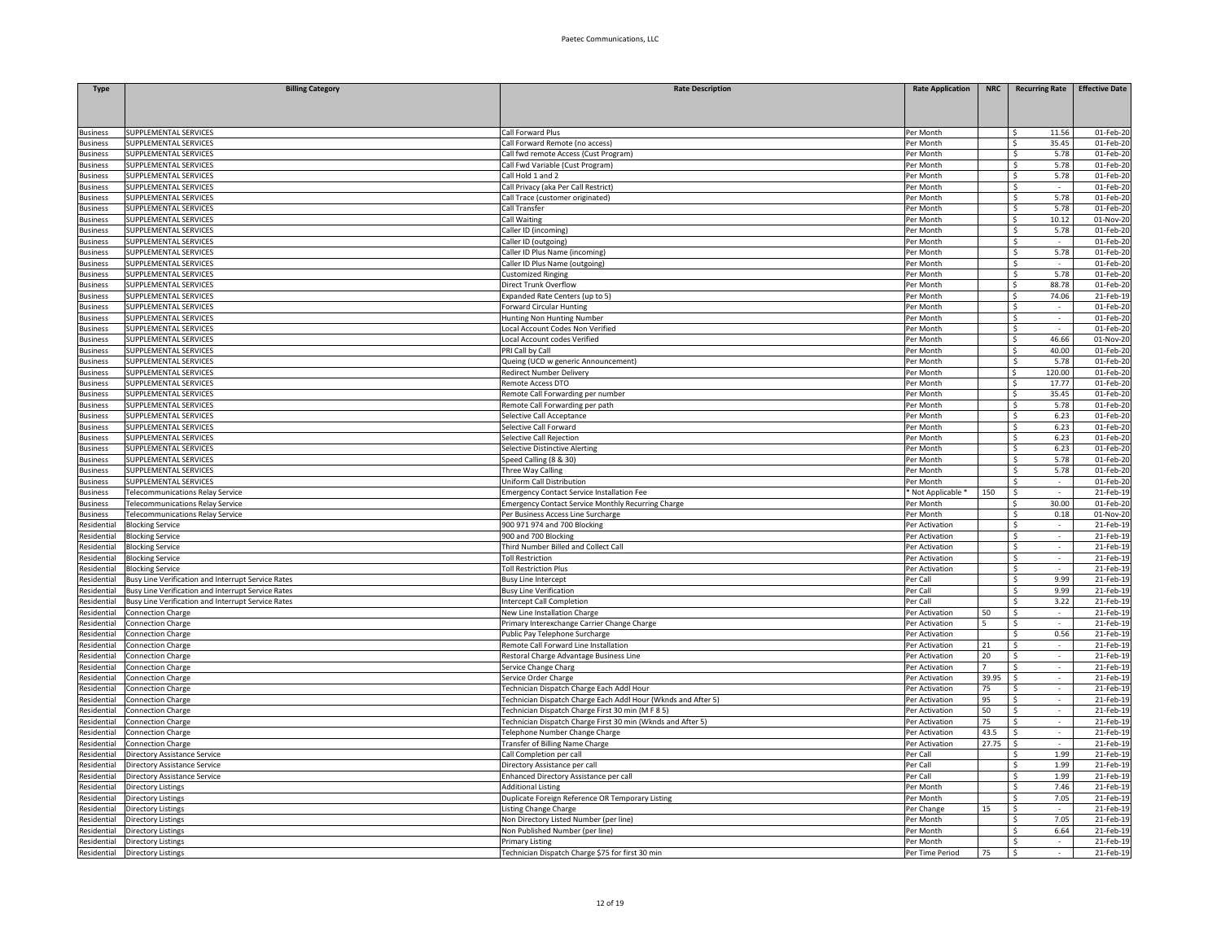Paetec Communications, LLC

| Type | Billing Category | Rate Description | Rate Application | NRC | Recurring Rate | Effective Date |
|---|---|---|---|---|---|---|
| Business | SUPPLEMENTAL SERVICES | Call Forward Plus | Per Month | | $ 11.56 | 01-Feb-20 |
| Business | SUPPLEMENTAL SERVICES | Call Forward Remote (no access) | Per Month | | $ 35.45 | 01-Feb-20 |
| Business | SUPPLEMENTAL SERVICES | Call fwd remote Access (Cust Program) | Per Month | | $ 5.78 | 01-Feb-20 |
| Business | SUPPLEMENTAL SERVICES | Call Fwd Variable (Cust Program) | Per Month | | $ 5.78 | 01-Feb-20 |
| Business | SUPPLEMENTAL SERVICES | Call Hold 1 and 2 | Per Month | | $ 5.78 | 01-Feb-20 |
| Business | SUPPLEMENTAL SERVICES | Call Privacy (aka Per Call Restrict) | Per Month | | $ - | 01-Feb-20 |
| Business | SUPPLEMENTAL SERVICES | Call Trace (customer originated) | Per Month | | $ 5.78 | 01-Feb-20 |
| Business | SUPPLEMENTAL SERVICES | Call Transfer | Per Month | | $ 5.78 | 01-Feb-20 |
| Business | SUPPLEMENTAL SERVICES | Call Waiting | Per Month | | $ 10.12 | 01-Nov-20 |
| Business | SUPPLEMENTAL SERVICES | Caller ID (incoming) | Per Month | | $ 5.78 | 01-Feb-20 |
| Business | SUPPLEMENTAL SERVICES | Caller ID (outgoing) | Per Month | | $ - | 01-Feb-20 |
| Business | SUPPLEMENTAL SERVICES | Caller ID Plus Name (incoming) | Per Month | | $ 5.78 | 01-Feb-20 |
| Business | SUPPLEMENTAL SERVICES | Caller ID Plus Name (outgoing) | Per Month | | $ - | 01-Feb-20 |
| Business | SUPPLEMENTAL SERVICES | Customized Ringing | Per Month | | $ 5.78 | 01-Feb-20 |
| Business | SUPPLEMENTAL SERVICES | Direct Trunk Overflow | Per Month | | $ 88.78 | 01-Feb-20 |
| Business | SUPPLEMENTAL SERVICES | Expanded Rate Centers (up to 5) | Per Month | | $ 74.06 | 21-Feb-19 |
| Business | SUPPLEMENTAL SERVICES | Forward Circular Hunting | Per Month | | $ - | 01-Feb-20 |
| Business | SUPPLEMENTAL SERVICES | Hunting Non Hunting Number | Per Month | | $ - | 01-Feb-20 |
| Business | SUPPLEMENTAL SERVICES | Local Account Codes Non Verified | Per Month | | $ - | 01-Feb-20 |
| Business | SUPPLEMENTAL SERVICES | Local Account codes Verified | Per Month | | $ 46.66 | 01-Nov-20 |
| Business | SUPPLEMENTAL SERVICES | PRI Call by Call | Per Month | | $ 40.00 | 01-Feb-20 |
| Business | SUPPLEMENTAL SERVICES | Queing (UCD w generic Announcement) | Per Month | | $ 5.78 | 01-Feb-20 |
| Business | SUPPLEMENTAL SERVICES | Redirect Number Delivery | Per Month | | $ 120.00 | 01-Feb-20 |
| Business | SUPPLEMENTAL SERVICES | Remote Access DTO | Per Month | | $ 17.77 | 01-Feb-20 |
| Business | SUPPLEMENTAL SERVICES | Remote Call Forwarding per number | Per Month | | $ 35.45 | 01-Feb-20 |
| Business | SUPPLEMENTAL SERVICES | Remote Call Forwarding per path | Per Month | | $ 5.78 | 01-Feb-20 |
| Business | SUPPLEMENTAL SERVICES | Selective Call Acceptance | Per Month | | $ 6.23 | 01-Feb-20 |
| Business | SUPPLEMENTAL SERVICES | Selective Call Forward | Per Month | | $ 6.23 | 01-Feb-20 |
| Business | SUPPLEMENTAL SERVICES | Selective Call Rejection | Per Month | | $ 6.23 | 01-Feb-20 |
| Business | SUPPLEMENTAL SERVICES | Selective Distinctive Alerting | Per Month | | $ 6.23 | 01-Feb-20 |
| Business | SUPPLEMENTAL SERVICES | Speed Calling (8 & 30) | Per Month | | $ 5.78 | 01-Feb-20 |
| Business | SUPPLEMENTAL SERVICES | Three Way Calling | Per Month | | $ 5.78 | 01-Feb-20 |
| Business | SUPPLEMENTAL SERVICES | Uniform Call Distribution | Per Month | | $ - | 01-Feb-20 |
| Business | Telecommunications Relay Service | Emergency Contact Service Installation Fee | * Not Applicable * | 150 | $ - | 21-Feb-19 |
| Business | Telecommunications Relay Service | Emergency Contact Service Monthly Recurring Charge | Per Month | | $ 30.00 | 01-Feb-20 |
| Business | Telecommunications Relay Service | Per Business Access Line Surcharge | Per Month | | $ 0.18 | 01-Nov-20 |
| Residential | Blocking Service | 900 971 974 and 700 Blocking | Per Activation | | $ - | 21-Feb-19 |
| Residential | Blocking Service | 900 and 700 Blocking | Per Activation | | $ - | 21-Feb-19 |
| Residential | Blocking Service | Third Number Billed and Collect Call | Per Activation | | $ - | 21-Feb-19 |
| Residential | Blocking Service | Toll Restriction | Per Activation | | $ - | 21-Feb-19 |
| Residential | Blocking Service | Toll Restriction Plus | Per Activation | | $ - | 21-Feb-19 |
| Residential | Busy Line Verification and Interrupt Service Rates | Busy Line Intercept | Per Call | | $ 9.99 | 21-Feb-19 |
| Residential | Busy Line Verification and Interrupt Service Rates | Busy Line Verification | Per Call | | $ 9.99 | 21-Feb-19 |
| Residential | Busy Line Verification and Interrupt Service Rates | Intercept Call Completion | Per Call | | $ 3.22 | 21-Feb-19 |
| Residential | Connection Charge | New Line Installation Charge | Per Activation | 50 | $ - | 21-Feb-19 |
| Residential | Connection Charge | Primary Interexchange Carrier Change Charge | Per Activation | 5 | $ - | 21-Feb-19 |
| Residential | Connection Charge | Public Pay Telephone Surcharge | Per Activation | | $ 0.56 | 21-Feb-19 |
| Residential | Connection Charge | Remote Call Forward Line Installation | Per Activation | 21 | $ - | 21-Feb-19 |
| Residential | Connection Charge | Restoral Charge Advantage Business Line | Per Activation | 20 | $ - | 21-Feb-19 |
| Residential | Connection Charge | Service Change Charg | Per Activation | 7 | $ - | 21-Feb-19 |
| Residential | Connection Charge | Service Order Charge | Per Activation | 39.95 | $ - | 21-Feb-19 |
| Residential | Connection Charge | Technician Dispatch Charge Each Addl Hour | Per Activation | 75 | $ - | 21-Feb-19 |
| Residential | Connection Charge | Technician Dispatch Charge Each Addl Hour (Wknds and After 5) | Per Activation | 95 | $ - | 21-Feb-19 |
| Residential | Connection Charge | Technician Dispatch Charge First 30 min (M F 8 5) | Per Activation | 50 | $ - | 21-Feb-19 |
| Residential | Connection Charge | Technician Dispatch Charge First 30 min (Wknds and After 5) | Per Activation | 75 | $ - | 21-Feb-19 |
| Residential | Connection Charge | Telephone Number Change Charge | Per Activation | 43.5 | $ - | 21-Feb-19 |
| Residential | Connection Charge | Transfer of Billing Name Charge | Per Activation | 27.75 | $ - | 21-Feb-19 |
| Residential | Directory Assistance Service | Call Completion per call | Per Call | | $ 1.99 | 21-Feb-19 |
| Residential | Directory Assistance Service | Directory Assistance per call | Per Call | | $ 1.99 | 21-Feb-19 |
| Residential | Directory Assistance Service | Enhanced Directory Assistance per call | Per Call | | $ 1.99 | 21-Feb-19 |
| Residential | Directory Listings | Additional Listing | Per Month | | $ 7.46 | 21-Feb-19 |
| Residential | Directory Listings | Duplicate Foreign Reference OR Temporary Listing | Per Month | | $ 7.05 | 21-Feb-19 |
| Residential | Directory Listings | Listing Change Charge | Per Change | 15 | $ - | 21-Feb-19 |
| Residential | Directory Listings | Non Directory Listed Number (per line) | Per Month | | $ 7.05 | 21-Feb-19 |
| Residential | Directory Listings | Non Published Number (per line) | Per Month | | $ 6.64 | 21-Feb-19 |
| Residential | Directory Listings | Primary Listing | Per Month | | $ - | 21-Feb-19 |
| Residential | Directory Listings | Technician Dispatch Charge $75 for first 30 min | Per Time Period | 75 | $ - | 21-Feb-19 |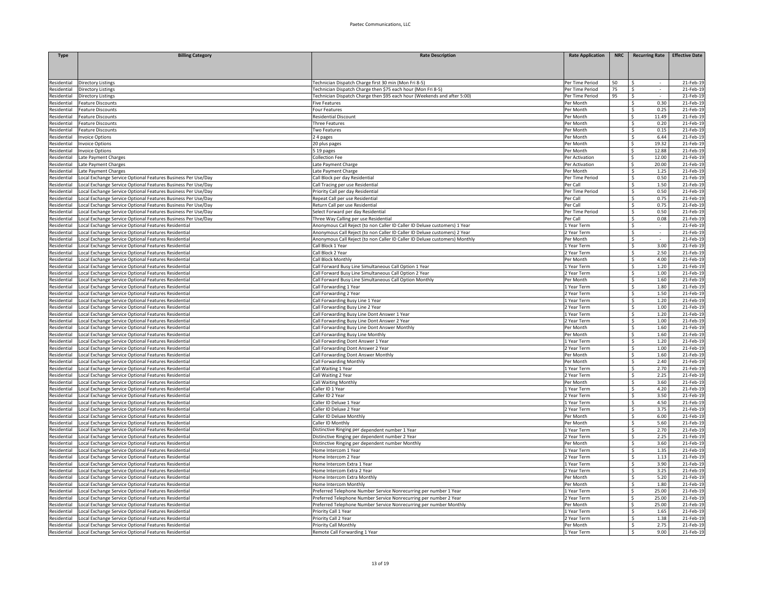| Type | Billing Category | Rate Description | Rate Application | NRC | Recurring Rate | Effective Date |
|---|---|---|---|---|---|---|
| Residential | Directory Listings | Technician Dispatch Charge first 30 min (Mon Fri 8-5) | Per Time Period | 50 | $ - | 21-Feb-19 |
| Residential | Directory Listings | Technician Dispatch Charge then $75 each hour (Mon Fri 8-5) | Per Time Period | 75 | $ - | 21-Feb-19 |
| Residential | Directory Listings | Technician Dispatch Charge then $95 each hour (Weekends and after 5:00) | Per Time Period | 95 | $ - | 21-Feb-19 |
| Residential | Feature Discounts | Five Features | Per Month | | $ 0.30 | 21-Feb-19 |
| Residential | Feature Discounts | Four Features | Per Month | | $ 0.25 | 21-Feb-19 |
| Residential | Feature Discounts | Residential Discount | Per Month | | $ 11.49 | 21-Feb-19 |
| Residential | Feature Discounts | Three Features | Per Month | | $ 0.20 | 21-Feb-19 |
| Residential | Feature Discounts | Two Features | Per Month | | $ 0.15 | 21-Feb-19 |
| Residential | Invoice Options | 2 4 pages | Per Month | | $ 6.44 | 21-Feb-19 |
| Residential | Invoice Options | 20 plus pages | Per Month | | $ 19.32 | 21-Feb-19 |
| Residential | Invoice Options | 5 19 pages | Per Month | | $ 12.88 | 21-Feb-19 |
| Residential | Late Payment Charges | Collection Fee | Per Activation | | $ 12.00 | 21-Feb-19 |
| Residential | Late Payment Charges | Late Payment Charge | Per Activation | | $ 20.00 | 21-Feb-19 |
| Residential | Late Payment Charges | Late Payment Charge | Per Month | | $ 1.25 | 21-Feb-19 |
| Residential | Local Exchange Service Optional Features Business Per Use/Day | Call Block per day Residential | Per Time Period | | $ 0.50 | 21-Feb-19 |
| Residential | Local Exchange Service Optional Features Business Per Use/Day | Call Tracing per use Residential | Per Call | | $ 1.50 | 21-Feb-19 |
| Residential | Local Exchange Service Optional Features Business Per Use/Day | Priority Call per day Residential | Per Time Period | | $ 0.50 | 21-Feb-19 |
| Residential | Local Exchange Service Optional Features Business Per Use/Day | Repeat Call per use Residential | Per Call | | $ 0.75 | 21-Feb-19 |
| Residential | Local Exchange Service Optional Features Business Per Use/Day | Return Call per use Residential | Per Call | | $ 0.75 | 21-Feb-19 |
| Residential | Local Exchange Service Optional Features Business Per Use/Day | Select Forward per day Residential | Per Time Period | | $ 0.50 | 21-Feb-19 |
| Residential | Local Exchange Service Optional Features Business Per Use/Day | Three Way Calling per use Residential | Per Call | | $ 0.08 | 21-Feb-19 |
| Residential | Local Exchange Service Optional Features Residential | Anonymous Call Reject (to non Caller ID Caller ID Deluxe customers) 1 Year | 1 Year Term | | $ - | 21-Feb-19 |
| Residential | Local Exchange Service Optional Features Residential | Anonymous Call Reject (to non Caller ID Caller ID Deluxe customers) 2 Year | 2 Year Term | | $ - | 21-Feb-19 |
| Residential | Local Exchange Service Optional Features Residential | Anonymous Call Reject (to non Caller ID Caller ID Deluxe customers) Monthly | Per Month | | $ - | 21-Feb-19 |
| Residential | Local Exchange Service Optional Features Residential | Call Block 1 Year | 1 Year Term | | $ 3.00 | 21-Feb-19 |
| Residential | Local Exchange Service Optional Features Residential | Call Block 2 Year | 2 Year Term | | $ 2.50 | 21-Feb-19 |
| Residential | Local Exchange Service Optional Features Residential | Call Block Monthly | Per Month | | $ 4.00 | 21-Feb-19 |
| Residential | Local Exchange Service Optional Features Residential | Call Forward Busy Line Simultaneous Call Option 1 Year | 1 Year Term | | $ 1.20 | 21-Feb-19 |
| Residential | Local Exchange Service Optional Features Residential | Call Forward Busy Line Simultaneous Call Option 2 Year | 2 Year Term | | $ 1.00 | 21-Feb-19 |
| Residential | Local Exchange Service Optional Features Residential | Call Forward Busy Line Simultaneous Call Option Monthly | Per Month | | $ 1.60 | 21-Feb-19 |
| Residential | Local Exchange Service Optional Features Residential | Call Forwarding 1 Year | 1 Year Term | | $ 1.80 | 21-Feb-19 |
| Residential | Local Exchange Service Optional Features Residential | Call Forwarding 2 Year | 2 Year Term | | $ 1.50 | 21-Feb-19 |
| Residential | Local Exchange Service Optional Features Residential | Call Forwarding Busy Line 1 Year | 1 Year Term | | $ 1.20 | 21-Feb-19 |
| Residential | Local Exchange Service Optional Features Residential | Call Forwarding Busy Line 2 Year | 2 Year Term | | $ 1.00 | 21-Feb-19 |
| Residential | Local Exchange Service Optional Features Residential | Call Forwarding Busy Line Dont Answer 1 Year | 1 Year Term | | $ 1.20 | 21-Feb-19 |
| Residential | Local Exchange Service Optional Features Residential | Call Forwarding Busy Line Dont Answer 2 Year | 2 Year Term | | $ 1.00 | 21-Feb-19 |
| Residential | Local Exchange Service Optional Features Residential | Call Forwarding Busy Line Dont Answer Monthly | Per Month | | $ 1.60 | 21-Feb-19 |
| Residential | Local Exchange Service Optional Features Residential | Call Forwarding Busy Line Monthly | Per Month | | $ 1.60 | 21-Feb-19 |
| Residential | Local Exchange Service Optional Features Residential | Call Forwarding Dont Answer 1 Year | 1 Year Term | | $ 1.20 | 21-Feb-19 |
| Residential | Local Exchange Service Optional Features Residential | Call Forwarding Dont Answer 2 Year | 2 Year Term | | $ 1.00 | 21-Feb-19 |
| Residential | Local Exchange Service Optional Features Residential | Call Forwarding Dont Answer Monthly | Per Month | | $ 1.60 | 21-Feb-19 |
| Residential | Local Exchange Service Optional Features Residential | Call Forwarding Monthly | Per Month | | $ 2.40 | 21-Feb-19 |
| Residential | Local Exchange Service Optional Features Residential | Call Waiting 1 Year | 1 Year Term | | $ 2.70 | 21-Feb-19 |
| Residential | Local Exchange Service Optional Features Residential | Call Waiting 2 Year | 2 Year Term | | $ 2.25 | 21-Feb-19 |
| Residential | Local Exchange Service Optional Features Residential | Call Waiting Monthly | Per Month | | $ 3.60 | 21-Feb-19 |
| Residential | Local Exchange Service Optional Features Residential | Caller ID 1 Year | 1 Year Term | | $ 4.20 | 21-Feb-19 |
| Residential | Local Exchange Service Optional Features Residential | Caller ID 2 Year | 2 Year Term | | $ 3.50 | 21-Feb-19 |
| Residential | Local Exchange Service Optional Features Residential | Caller ID Deluxe 1 Year | 1 Year Term | | $ 4.50 | 21-Feb-19 |
| Residential | Local Exchange Service Optional Features Residential | Caller ID Deluxe 2 Year | 2 Year Term | | $ 3.75 | 21-Feb-19 |
| Residential | Local Exchange Service Optional Features Residential | Caller ID Deluxe Monthly | Per Month | | $ 6.00 | 21-Feb-19 |
| Residential | Local Exchange Service Optional Features Residential | Caller ID Monthly | Per Month | | $ 5.60 | 21-Feb-19 |
| Residential | Local Exchange Service Optional Features Residential | Distinctive Ringing per dependent number 1 Year | 1 Year Term | | $ 2.70 | 21-Feb-19 |
| Residential | Local Exchange Service Optional Features Residential | Distinctive Ringing per dependent number 2 Year | 2 Year Term | | $ 2.25 | 21-Feb-19 |
| Residential | Local Exchange Service Optional Features Residential | Distinctive Ringing per dependent number Monthly | Per Month | | $ 3.60 | 21-Feb-19 |
| Residential | Local Exchange Service Optional Features Residential | Home Intercom 1 Year | 1 Year Term | | $ 1.35 | 21-Feb-19 |
| Residential | Local Exchange Service Optional Features Residential | Home Intercom 2 Year | 2 Year Term | | $ 1.13 | 21-Feb-19 |
| Residential | Local Exchange Service Optional Features Residential | Home Intercom Extra 1 Year | 1 Year Term | | $ 3.90 | 21-Feb-19 |
| Residential | Local Exchange Service Optional Features Residential | Home Intercom Extra 2 Year | 2 Year Term | | $ 3.25 | 21-Feb-19 |
| Residential | Local Exchange Service Optional Features Residential | Home Intercom Extra Monthly | Per Month | | $ 5.20 | 21-Feb-19 |
| Residential | Local Exchange Service Optional Features Residential | Home Intercom Monthly | Per Month | | $ 1.80 | 21-Feb-19 |
| Residential | Local Exchange Service Optional Features Residential | Preferred Telephone Number Service Nonrecurring per number 1 Year | 1 Year Term | | $ 25.00 | 21-Feb-19 |
| Residential | Local Exchange Service Optional Features Residential | Preferred Telephone Number Service Nonrecurring per number 2 Year | 2 Year Term | | $ 25.00 | 21-Feb-19 |
| Residential | Local Exchange Service Optional Features Residential | Preferred Telephone Number Service Nonrecurring per number Monthly | Per Month | | $ 25.00 | 21-Feb-19 |
| Residential | Local Exchange Service Optional Features Residential | Priority Call 1 Year | 1 Year Term | | $ 1.65 | 21-Feb-19 |
| Residential | Local Exchange Service Optional Features Residential | Priority Call 2 Year | 2 Year Term | | $ 1.38 | 21-Feb-19 |
| Residential | Local Exchange Service Optional Features Residential | Priority Call Monthly | Per Month | | $ 2.75 | 21-Feb-19 |
| Residential | Local Exchange Service Optional Features Residential | Remote Call Forwarding 1 Year | 1 Year Term | | $ 9.00 | 21-Feb-19 |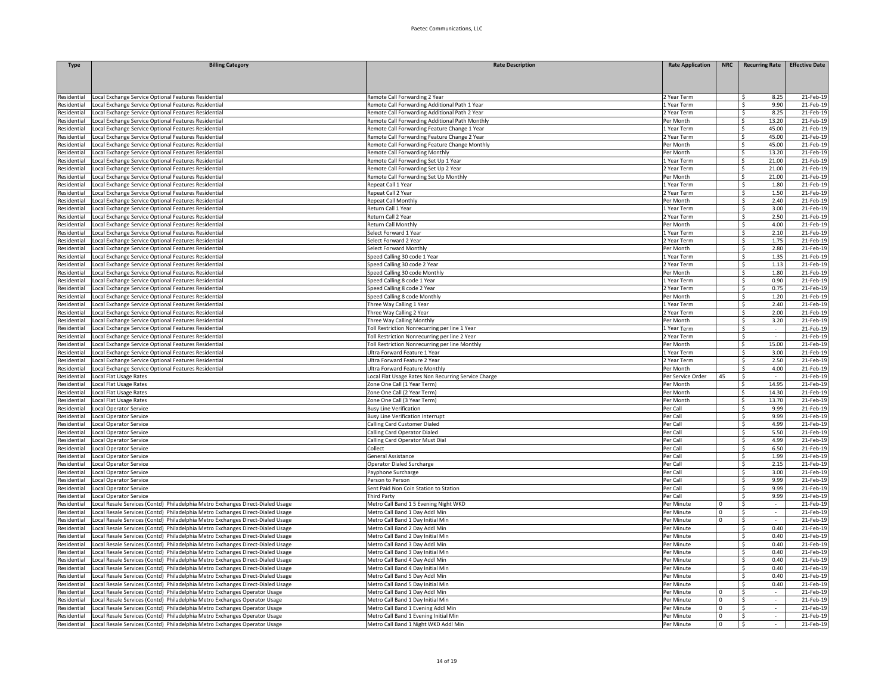| Type | Billing Category | Rate Description | Rate Application | NRC | Recurring Rate | Effective Date |
|---|---|---|---|---|---|---|
| Residential | Local Exchange Service Optional Features Residential | Remote Call Forwarding 2 Year | 2 Year Term | | $ 8.25 | 21-Feb-19 |
| Residential | Local Exchange Service Optional Features Residential | Remote Call Forwarding Additional Path 1 Year | 1 Year Term | | $ 9.90 | 21-Feb-19 |
| Residential | Local Exchange Service Optional Features Residential | Remote Call Forwarding Additional Path 2 Year | 2 Year Term | | $ 8.25 | 21-Feb-19 |
| Residential | Local Exchange Service Optional Features Residential | Remote Call Forwarding Additional Path Monthly | Per Month | | $ 13.20 | 21-Feb-19 |
| Residential | Local Exchange Service Optional Features Residential | Remote Call Forwarding Feature Change 1 Year | 1 Year Term | | $ 45.00 | 21-Feb-19 |
| Residential | Local Exchange Service Optional Features Residential | Remote Call Forwarding Feature Change 2 Year | 2 Year Term | | $ 45.00 | 21-Feb-19 |
| Residential | Local Exchange Service Optional Features Residential | Remote Call Forwarding Feature Change Monthly | Per Month | | $ 45.00 | 21-Feb-19 |
| Residential | Local Exchange Service Optional Features Residential | Remote Call Forwarding Monthly | Per Month | | $ 13.20 | 21-Feb-19 |
| Residential | Local Exchange Service Optional Features Residential | Remote Call Forwarding Set Up 1 Year | 1 Year Term | | $ 21.00 | 21-Feb-19 |
| Residential | Local Exchange Service Optional Features Residential | Remote Call Forwarding Set Up 2 Year | 2 Year Term | | $ 21.00 | 21-Feb-19 |
| Residential | Local Exchange Service Optional Features Residential | Remote Call Forwarding Set Up Monthly | Per Month | | $ 21.00 | 21-Feb-19 |
| Residential | Local Exchange Service Optional Features Residential | Repeat Call 1 Year | 1 Year Term | | $ 1.80 | 21-Feb-19 |
| Residential | Local Exchange Service Optional Features Residential | Repeat Call 2 Year | 2 Year Term | | $ 1.50 | 21-Feb-19 |
| Residential | Local Exchange Service Optional Features Residential | Repeat Call Monthly | Per Month | | $ 2.40 | 21-Feb-19 |
| Residential | Local Exchange Service Optional Features Residential | Return Call 1 Year | 1 Year Term | | $ 3.00 | 21-Feb-19 |
| Residential | Local Exchange Service Optional Features Residential | Return Call 2 Year | 2 Year Term | | $ 2.50 | 21-Feb-19 |
| Residential | Local Exchange Service Optional Features Residential | Return Call Monthly | Per Month | | $ 4.00 | 21-Feb-19 |
| Residential | Local Exchange Service Optional Features Residential | Select Forward 1 Year | 1 Year Term | | $ 2.10 | 21-Feb-19 |
| Residential | Local Exchange Service Optional Features Residential | Select Forward 2 Year | 2 Year Term | | $ 1.75 | 21-Feb-19 |
| Residential | Local Exchange Service Optional Features Residential | Select Forward Monthly | Per Month | | $ 2.80 | 21-Feb-19 |
| Residential | Local Exchange Service Optional Features Residential | Speed Calling 30 code 1 Year | 1 Year Term | | $ 1.35 | 21-Feb-19 |
| Residential | Local Exchange Service Optional Features Residential | Speed Calling 30 code 2 Year | 2 Year Term | | $ 1.13 | 21-Feb-19 |
| Residential | Local Exchange Service Optional Features Residential | Speed Calling 30 code Monthly | Per Month | | $ 1.80 | 21-Feb-19 |
| Residential | Local Exchange Service Optional Features Residential | Speed Calling 8 code 1 Year | 1 Year Term | | $ 0.90 | 21-Feb-19 |
| Residential | Local Exchange Service Optional Features Residential | Speed Calling 8 code 2 Year | 2 Year Term | | $ 0.75 | 21-Feb-19 |
| Residential | Local Exchange Service Optional Features Residential | Speed Calling 8 code Monthly | Per Month | | $ 1.20 | 21-Feb-19 |
| Residential | Local Exchange Service Optional Features Residential | Three Way Calling 1 Year | 1 Year Term | | $ 2.40 | 21-Feb-19 |
| Residential | Local Exchange Service Optional Features Residential | Three Way Calling 2 Year | 2 Year Term | | $ 2.00 | 21-Feb-19 |
| Residential | Local Exchange Service Optional Features Residential | Three Way Calling Monthly | Per Month | | $ 3.20 | 21-Feb-19 |
| Residential | Local Exchange Service Optional Features Residential | Toll Restriction Nonrecurring per line 1 Year | 1 Year Term | | $ - | 21-Feb-19 |
| Residential | Local Exchange Service Optional Features Residential | Toll Restriction Nonrecurring per line 2 Year | 2 Year Term | | $ - | 21-Feb-19 |
| Residential | Local Exchange Service Optional Features Residential | Toll Restriction Nonrecurring per line Monthly | Per Month | | $ 15.00 | 21-Feb-19 |
| Residential | Local Exchange Service Optional Features Residential | Ultra Forward Feature 1 Year | 1 Year Term | | $ 3.00 | 21-Feb-19 |
| Residential | Local Exchange Service Optional Features Residential | Ultra Forward Feature 2 Year | 2 Year Term | | $ 2.50 | 21-Feb-19 |
| Residential | Local Exchange Service Optional Features Residential | Ultra Forward Feature Monthly | Per Month | | $ 4.00 | 21-Feb-19 |
| Residential | Local Flat Usage Rates | Local Flat Usage Rates Non Recurring Service Charge | Per Service Order | 45 | $ - | 21-Feb-19 |
| Residential | Local Flat Usage Rates | Zone One Call (1 Year Term) | Per Month | | $ 14.95 | 21-Feb-19 |
| Residential | Local Flat Usage Rates | Zone One Call (2 Year Term) | Per Month | | $ 14.30 | 21-Feb-19 |
| Residential | Local Flat Usage Rates | Zone One Call (3 Year Term) | Per Month | | $ 13.70 | 21-Feb-19 |
| Residential | Local Operator Service | Busy Line Verification | Per Call | | $ 9.99 | 21-Feb-19 |
| Residential | Local Operator Service | Busy Line Verification Interrupt | Per Call | | $ 9.99 | 21-Feb-19 |
| Residential | Local Operator Service | Calling Card Customer Dialed | Per Call | | $ 4.99 | 21-Feb-19 |
| Residential | Local Operator Service | Calling Card Operator Dialed | Per Call | | $ 5.50 | 21-Feb-19 |
| Residential | Local Operator Service | Calling Card Operator Must Dial | Per Call | | $ 4.99 | 21-Feb-19 |
| Residential | Local Operator Service | Collect | Per Call | | $ 6.50 | 21-Feb-19 |
| Residential | Local Operator Service | General Assistance | Per Call | | $ 1.99 | 21-Feb-19 |
| Residential | Local Operator Service | Operator Dialed Surcharge | Per Call | | $ 2.15 | 21-Feb-19 |
| Residential | Local Operator Service | Payphone Surcharge | Per Call | | $ 3.00 | 21-Feb-19 |
| Residential | Local Operator Service | Person to Person | Per Call | | $ 9.99 | 21-Feb-19 |
| Residential | Local Operator Service | Sent Paid Non Coin Station to Station | Per Call | | $ 9.99 | 21-Feb-19 |
| Residential | Local Operator Service | Third Party | Per Call | | $ 9.99 | 21-Feb-19 |
| Residential | Local Resale Services (Contd) Philadelphia Metro Exchanges Direct-Dialed Usage | Metro Call Band 1 5 Evening Night WKD | Per Minute | 0 | $ - | 21-Feb-19 |
| Residential | Local Resale Services (Contd) Philadelphia Metro Exchanges Direct-Dialed Usage | Metro Call Band 1 Day Addl Min | Per Minute | 0 | $ - | 21-Feb-19 |
| Residential | Local Resale Services (Contd) Philadelphia Metro Exchanges Direct-Dialed Usage | Metro Call Band 1 Day Initial Min | Per Minute | 0 | $ - | 21-Feb-19 |
| Residential | Local Resale Services (Contd) Philadelphia Metro Exchanges Direct-Dialed Usage | Metro Call Band 2 Day Addl Min | Per Minute | | $ 0.40 | 21-Feb-19 |
| Residential | Local Resale Services (Contd) Philadelphia Metro Exchanges Direct-Dialed Usage | Metro Call Band 2 Day Initial Min | Per Minute | | $ 0.40 | 21-Feb-19 |
| Residential | Local Resale Services (Contd) Philadelphia Metro Exchanges Direct-Dialed Usage | Metro Call Band 3 Day Addl Min | Per Minute | | $ 0.40 | 21-Feb-19 |
| Residential | Local Resale Services (Contd) Philadelphia Metro Exchanges Direct-Dialed Usage | Metro Call Band 3 Day Initial Min | Per Minute | | $ 0.40 | 21-Feb-19 |
| Residential | Local Resale Services (Contd) Philadelphia Metro Exchanges Direct-Dialed Usage | Metro Call Band 4 Day Addl Min | Per Minute | | $ 0.40 | 21-Feb-19 |
| Residential | Local Resale Services (Contd) Philadelphia Metro Exchanges Direct-Dialed Usage | Metro Call Band 4 Day Initial Min | Per Minute | | $ 0.40 | 21-Feb-19 |
| Residential | Local Resale Services (Contd) Philadelphia Metro Exchanges Direct-Dialed Usage | Metro Call Band 5 Day Addl Min | Per Minute | | $ 0.40 | 21-Feb-19 |
| Residential | Local Resale Services (Contd) Philadelphia Metro Exchanges Direct-Dialed Usage | Metro Call Band 5 Day Initial Min | Per Minute | | $ 0.40 | 21-Feb-19 |
| Residential | Local Resale Services (Contd) Philadelphia Metro Exchanges Operator Usage | Metro Call Band 1 Day Addl Min | Per Minute | 0 | $ - | 21-Feb-19 |
| Residential | Local Resale Services (Contd) Philadelphia Metro Exchanges Operator Usage | Metro Call Band 1 Day Initial Min | Per Minute | 0 | $ - | 21-Feb-19 |
| Residential | Local Resale Services (Contd) Philadelphia Metro Exchanges Operator Usage | Metro Call Band 1 Evening Addl Min | Per Minute | 0 | $ - | 21-Feb-19 |
| Residential | Local Resale Services (Contd) Philadelphia Metro Exchanges Operator Usage | Metro Call Band 1 Evening Initial Min | Per Minute | 0 | $ - | 21-Feb-19 |
| Residential | Local Resale Services (Contd) Philadelphia Metro Exchanges Operator Usage | Metro Call Band 1 Night WKD Addl Min | Per Minute | 0 | $ - | 21-Feb-19 |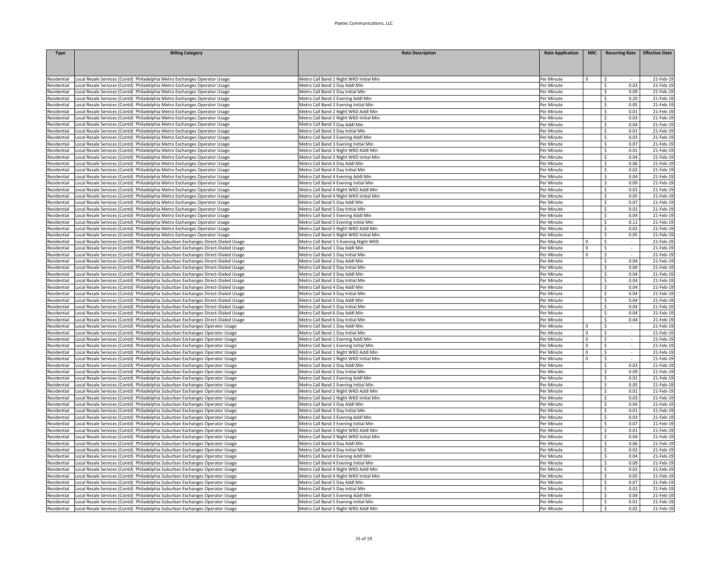| Type | Billing Category | Rate Description | Rate Application | NRC | Recurring Rate | Effective Date |
|---|---|---|---|---|---|---|
| Residential | Local Resale Services (Contd) Philadelphia Metro Exchanges Operator Usage | Metro Call Band 1 Night WKD Initial Min | Per Minute | 0 | $ - | 21-Feb-19 |
| Residential | Local Resale Services (Contd) Philadelphia Metro Exchanges Operator Usage | Metro Call Band 2 Day Addl Min | Per Minute | | $ 0.03 | 21-Feb-19 |
| Residential | Local Resale Services (Contd) Philadelphia Metro Exchanges Operator Usage | Metro Call Band 2 Day Initial Min | Per Minute | | $ 0.09 | 21-Feb-19 |
| Residential | Local Resale Services (Contd) Philadelphia Metro Exchanges Operator Usage | Metro Call Band 2 Evening Addl Min | Per Minute | | $ 0.20 | 21-Feb-19 |
| Residential | Local Resale Services (Contd) Philadelphia Metro Exchanges Operator Usage | Metro Call Band 2 Evening Initial Min | Per Minute | | $ 0.05 | 21-Feb-19 |
| Residential | Local Resale Services (Contd) Philadelphia Metro Exchanges Operator Usage | Metro Call Band 2 Night WKD Addl Min | Per Minute | | $ 0.01 | 21-Feb-19 |
| Residential | Local Resale Services (Contd) Philadelphia Metro Exchanges Operator Usage | Metro Call Band 2 Night WKD Initial Min | Per Minute | | $ 0.03 | 21-Feb-19 |
| Residential | Local Resale Services (Contd) Philadelphia Metro Exchanges Operator Usage | Metro Call Band 3 Day Addl Min | Per Minute | | $ 0.04 | 21-Feb-19 |
| Residential | Local Resale Services (Contd) Philadelphia Metro Exchanges Operator Usage | Metro Call Band 3 Day Initial Min | Per Minute | | $ 0.01 | 21-Feb-19 |
| Residential | Local Resale Services (Contd) Philadelphia Metro Exchanges Operator Usage | Metro Call Band 3 Evening Addl Min | Per Minute | | $ 0.03 | 21-Feb-19 |
| Residential | Local Resale Services (Contd) Philadelphia Metro Exchanges Operator Usage | Metro Call Band 3 Evening Initial Min | Per Minute | | $ 0.07 | 21-Feb-19 |
| Residential | Local Resale Services (Contd) Philadelphia Metro Exchanges Operator Usage | Metro Call Band 3 Night WKD Addl Min | Per Minute | | $ 0.01 | 21-Feb-19 |
| Residential | Local Resale Services (Contd) Philadelphia Metro Exchanges Operator Usage | Metro Call Band 3 Night WKD Initial Min | Per Minute | | $ 0.04 | 21-Feb-19 |
| Residential | Local Resale Services (Contd) Philadelphia Metro Exchanges Operator Usage | Metro Call Band 4 Day Addl Min | Per Minute | | $ 0.06 | 21-Feb-19 |
| Residential | Local Resale Services (Contd) Philadelphia Metro Exchanges Operator Usage | Metro Call Band 4 Day Initial Min | Per Minute | | $ 0.02 | 21-Feb-19 |
| Residential | Local Resale Services (Contd) Philadelphia Metro Exchanges Operator Usage | Metro Call Band 4 Evening Addl Min | Per Minute | | $ 0.04 | 21-Feb-19 |
| Residential | Local Resale Services (Contd) Philadelphia Metro Exchanges Operator Usage | Metro Call Band 4 Evening Initial Min | Per Minute | | $ 0.09 | 21-Feb-19 |
| Residential | Local Resale Services (Contd) Philadelphia Metro Exchanges Operator Usage | Metro Call Band 4 Night WKD Addl Min | Per Minute | | $ 0.02 | 21-Feb-19 |
| Residential | Local Resale Services (Contd) Philadelphia Metro Exchanges Operator Usage | Metro Call Band 4 Night WKD Initial Min | Per Minute | | $ 0.05 | 21-Feb-19 |
| Residential | Local Resale Services (Contd) Philadelphia Metro Exchanges Operator Usage | Metro Call Band 5 Day Addl Min | Per Minute | | $ 0.07 | 21-Feb-19 |
| Residential | Local Resale Services (Contd) Philadelphia Metro Exchanges Operator Usage | Metro Call Band 5 Day Initial Min | Per Minute | | $ 0.02 | 21-Feb-19 |
| Residential | Local Resale Services (Contd) Philadelphia Metro Exchanges Operator Usage | Metro Call Band 5 Evening Addl Min | Per Minute | | $ 0.04 | 21-Feb-19 |
| Residential | Local Resale Services (Contd) Philadelphia Metro Exchanges Operator Usage | Metro Call Band 5 Evening Initial Min | Per Minute | | $ 0.11 | 21-Feb-19 |
| Residential | Local Resale Services (Contd) Philadelphia Metro Exchanges Operator Usage | Metro Call Band 5 Night WKD Addl Min | Per Minute | | $ 0.02 | 21-Feb-19 |
| Residential | Local Resale Services (Contd) Philadelphia Metro Exchanges Operator Usage | Metro Call Band 5 Night WKD Initial Min | Per Minute | | $ 0.05 | 21-Feb-19 |
| Residential | Local Resale Services (Contd) Philadelphia Suburban Exchanges Direct-Dialed Usage | Metro Call Band 1 5 Evening Night WKD | Per Minute | 0 | $ - | 21-Feb-19 |
| Residential | Local Resale Services (Contd) Philadelphia Suburban Exchanges Direct-Dialed Usage | Metro Call Band 1 Day Addl Min | Per Minute | 0 | $ - | 21-Feb-19 |
| Residential | Local Resale Services (Contd) Philadelphia Suburban Exchanges Direct-Dialed Usage | Metro Call Band 1 Day Initial Min | Per Minute | 0 | $ - | 21-Feb-19 |
| Residential | Local Resale Services (Contd) Philadelphia Suburban Exchanges Direct-Dialed Usage | Metro Call Band 2 Day Addl Min | Per Minute | | $ 0.04 | 21-Feb-19 |
| Residential | Local Resale Services (Contd) Philadelphia Suburban Exchanges Direct-Dialed Usage | Metro Call Band 2 Day Initial Min | Per Minute | | $ 0.04 | 21-Feb-19 |
| Residential | Local Resale Services (Contd) Philadelphia Suburban Exchanges Direct-Dialed Usage | Metro Call Band 3 Day Addl Min | Per Minute | | $ 0.04 | 21-Feb-19 |
| Residential | Local Resale Services (Contd) Philadelphia Suburban Exchanges Direct-Dialed Usage | Metro Call Band 3 Day Initial Min | Per Minute | | $ 0.04 | 21-Feb-19 |
| Residential | Local Resale Services (Contd) Philadelphia Suburban Exchanges Direct-Dialed Usage | Metro Call Band 4 Day Addl Min | Per Minute | | $ 0.04 | 21-Feb-19 |
| Residential | Local Resale Services (Contd) Philadelphia Suburban Exchanges Direct-Dialed Usage | Metro Call Band 4 Day Initial Min | Per Minute | | $ 0.04 | 21-Feb-19 |
| Residential | Local Resale Services (Contd) Philadelphia Suburban Exchanges Direct-Dialed Usage | Metro Call Band 5 Day Addl Min | Per Minute | | $ 0.04 | 21-Feb-19 |
| Residential | Local Resale Services (Contd) Philadelphia Suburban Exchanges Direct-Dialed Usage | Metro Call Band 5 Day Initial Min | Per Minute | | $ 0.04 | 21-Feb-19 |
| Residential | Local Resale Services (Contd) Philadelphia Suburban Exchanges Direct-Dialed Usage | Metro Call Band 6 Day Addl Min | Per Minute | | $ 0.04 | 21-Feb-19 |
| Residential | Local Resale Services (Contd) Philadelphia Suburban Exchanges Direct-Dialed Usage | Metro Call Band 6 Day Initial Min | Per Minute | | $ 0.04 | 21-Feb-19 |
| Residential | Local Resale Services (Contd) Philadelphia Suburban Exchanges Operator Usage | Metro Call Band 1 Day Addl Min | Per Minute | 0 | $ - | 21-Feb-19 |
| Residential | Local Resale Services (Contd) Philadelphia Suburban Exchanges Operator Usage | Metro Call Band 1 Day Initial Min | Per Minute | 0 | $ - | 21-Feb-19 |
| Residential | Local Resale Services (Contd) Philadelphia Suburban Exchanges Operator Usage | Metro Call Band 1 Evening Addl Min | Per Minute | 0 | $ - | 21-Feb-19 |
| Residential | Local Resale Services (Contd) Philadelphia Suburban Exchanges Operator Usage | Metro Call Band 1 Evening Initial Min | Per Minute | 0 | $ - | 21-Feb-19 |
| Residential | Local Resale Services (Contd) Philadelphia Suburban Exchanges Operator Usage | Metro Call Band 1 Night WKD Addl Min | Per Minute | 0 | $ - | 21-Feb-19 |
| Residential | Local Resale Services (Contd) Philadelphia Suburban Exchanges Operator Usage | Metro Call Band 1 Night WKD Initial Min | Per Minute | 0 | $ - | 21-Feb-19 |
| Residential | Local Resale Services (Contd) Philadelphia Suburban Exchanges Operator Usage | Metro Call Band 2 Day Addl Min | Per Minute | | $ 0.03 | 21-Feb-19 |
| Residential | Local Resale Services (Contd) Philadelphia Suburban Exchanges Operator Usage | Metro Call Band 2 Day Initial Min | Per Minute | | $ 0.09 | 21-Feb-19 |
| Residential | Local Resale Services (Contd) Philadelphia Suburban Exchanges Operator Usage | Metro Call Band 2 Evening Addl Min | Per Minute | | $ 0.02 | 21-Feb-19 |
| Residential | Local Resale Services (Contd) Philadelphia Suburban Exchanges Operator Usage | Metro Call Band 2 Evening Initial Min | Per Minute | | $ 0.05 | 21-Feb-19 |
| Residential | Local Resale Services (Contd) Philadelphia Suburban Exchanges Operator Usage | Metro Call Band 2 Night WKD Addl Min | Per Minute | | $ 0.01 | 21-Feb-19 |
| Residential | Local Resale Services (Contd) Philadelphia Suburban Exchanges Operator Usage | Metro Call Band 2 Night WKD Initial Min | Per Minute | | $ 0.03 | 21-Feb-19 |
| Residential | Local Resale Services (Contd) Philadelphia Suburban Exchanges Operator Usage | Metro Call Band 3 Day Addl Min | Per Minute | | $ 0.04 | 21-Feb-19 |
| Residential | Local Resale Services (Contd) Philadelphia Suburban Exchanges Operator Usage | Metro Call Band 3 Day Initial Min | Per Minute | | $ 0.01 | 21-Feb-19 |
| Residential | Local Resale Services (Contd) Philadelphia Suburban Exchanges Operator Usage | Metro Call Band 3 Evening Addl Min | Per Minute | | $ 0.03 | 21-Feb-19 |
| Residential | Local Resale Services (Contd) Philadelphia Suburban Exchanges Operator Usage | Metro Call Band 3 Evening Initial Min | Per Minute | | $ 0.07 | 21-Feb-19 |
| Residential | Local Resale Services (Contd) Philadelphia Suburban Exchanges Operator Usage | Metro Call Band 3 Night WKD Addl Min | Per Minute | | $ 0.01 | 21-Feb-19 |
| Residential | Local Resale Services (Contd) Philadelphia Suburban Exchanges Operator Usage | Metro Call Band 3 Night WKD Initial Min | Per Minute | | $ 0.04 | 21-Feb-19 |
| Residential | Local Resale Services (Contd) Philadelphia Suburban Exchanges Operator Usage | Metro Call Band 4 Day Addl Min | Per Minute | | $ 0.06 | 21-Feb-19 |
| Residential | Local Resale Services (Contd) Philadelphia Suburban Exchanges Operator Usage | Metro Call Band 4 Day Initial Min | Per Minute | | $ 0.02 | 21-Feb-19 |
| Residential | Local Resale Services (Contd) Philadelphia Suburban Exchanges Operator Usage | Metro Call Band 4 Evening Addl Min | Per Minute | | $ 0.04 | 21-Feb-19 |
| Residential | Local Resale Services (Contd) Philadelphia Suburban Exchanges Operator Usage | Metro Call Band 4 Evening Initial Min | Per Minute | | $ 0.09 | 21-Feb-19 |
| Residential | Local Resale Services (Contd) Philadelphia Suburban Exchanges Operator Usage | Metro Call Band 4 Night WKD Addl Min | Per Minute | | $ 0.02 | 21-Feb-19 |
| Residential | Local Resale Services (Contd) Philadelphia Suburban Exchanges Operator Usage | Metro Call Band 4 Night WKD Initial Min | Per Minute | | $ 0.05 | 21-Feb-19 |
| Residential | Local Resale Services (Contd) Philadelphia Suburban Exchanges Operator Usage | Metro Call Band 5 Day Addl Min | Per Minute | | $ 0.07 | 21-Feb-19 |
| Residential | Local Resale Services (Contd) Philadelphia Suburban Exchanges Operator Usage | Metro Call Band 5 Day Initial Min | Per Minute | | $ 0.02 | 21-Feb-19 |
| Residential | Local Resale Services (Contd) Philadelphia Suburban Exchanges Operator Usage | Metro Call Band 5 Evening Addl Min | Per Minute | | $ 0.04 | 21-Feb-19 |
| Residential | Local Resale Services (Contd) Philadelphia Suburban Exchanges Operator Usage | Metro Call Band 5 Evening Initial Min | Per Minute | | $ 0.01 | 21-Feb-19 |
| Residential | Local Resale Services (Contd) Philadelphia Suburban Exchanges Operator Usage | Metro Call Band 5 Night WKD Addl Min | Per Minute | | $ 0.02 | 21-Feb-19 |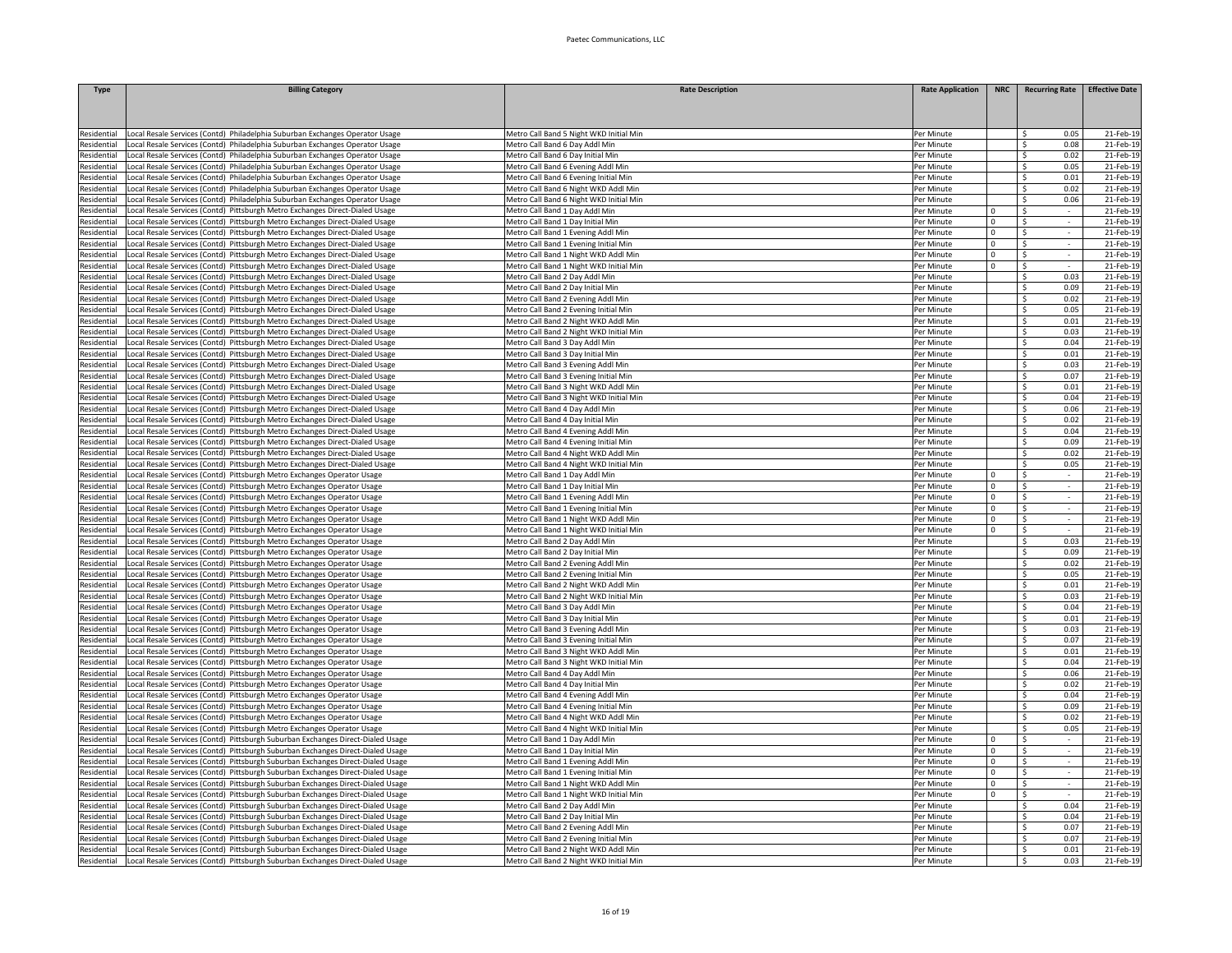| Type | Billing Category | Rate Description | Rate Application | NRC | Recurring Rate | Effective Date |
|---|---|---|---|---|---|---|
| Residential | Local Resale Services (Contd) Philadelphia Suburban Exchanges Operator Usage | Metro Call Band 5 Night WKD Initial Min | Per Minute | | $ 0.05 | 21-Feb-19 |
| Residential | Local Resale Services (Contd) Philadelphia Suburban Exchanges Operator Usage | Metro Call Band 6 Day Addl Min | Per Minute | | $ 0.08 | 21-Feb-19 |
| Residential | Local Resale Services (Contd) Philadelphia Suburban Exchanges Operator Usage | Metro Call Band 6 Day Initial Min | Per Minute | | $ 0.02 | 21-Feb-19 |
| Residential | Local Resale Services (Contd) Philadelphia Suburban Exchanges Operator Usage | Metro Call Band 6 Evening Addl Min | Per Minute | | $ 0.05 | 21-Feb-19 |
| Residential | Local Resale Services (Contd) Philadelphia Suburban Exchanges Operator Usage | Metro Call Band 6 Evening Initial Min | Per Minute | | $ 0.01 | 21-Feb-19 |
| Residential | Local Resale Services (Contd) Philadelphia Suburban Exchanges Operator Usage | Metro Call Band 6 Night WKD Addl Min | Per Minute | | $ 0.02 | 21-Feb-19 |
| Residential | Local Resale Services (Contd) Philadelphia Suburban Exchanges Operator Usage | Metro Call Band 6 Night WKD Initial Min | Per Minute | | $ 0.06 | 21-Feb-19 |
| Residential | Local Resale Services (Contd) Pittsburgh Metro Exchanges Direct-Dialed Usage | Metro Call Band 1 Day Addl Min | Per Minute | 0 | $ - | 21-Feb-19 |
| Residential | Local Resale Services (Contd) Pittsburgh Metro Exchanges Direct-Dialed Usage | Metro Call Band 1 Day Initial Min | Per Minute | 0 | $ - | 21-Feb-19 |
| Residential | Local Resale Services (Contd) Pittsburgh Metro Exchanges Direct-Dialed Usage | Metro Call Band 1 Evening Addl Min | Per Minute | 0 | $ - | 21-Feb-19 |
| Residential | Local Resale Services (Contd) Pittsburgh Metro Exchanges Direct-Dialed Usage | Metro Call Band 1 Evening Initial Min | Per Minute | 0 | $ - | 21-Feb-19 |
| Residential | Local Resale Services (Contd) Pittsburgh Metro Exchanges Direct-Dialed Usage | Metro Call Band 1 Night WKD Addl Min | Per Minute | 0 | $ - | 21-Feb-19 |
| Residential | Local Resale Services (Contd) Pittsburgh Metro Exchanges Direct-Dialed Usage | Metro Call Band 1 Night WKD Initial Min | Per Minute | 0 | $ - | 21-Feb-19 |
| Residential | Local Resale Services (Contd) Pittsburgh Metro Exchanges Direct-Dialed Usage | Metro Call Band 2 Day Addl Min | Per Minute | | $ 0.03 | 21-Feb-19 |
| Residential | Local Resale Services (Contd) Pittsburgh Metro Exchanges Direct-Dialed Usage | Metro Call Band 2 Day Initial Min | Per Minute | | $ 0.09 | 21-Feb-19 |
| Residential | Local Resale Services (Contd) Pittsburgh Metro Exchanges Direct-Dialed Usage | Metro Call Band 2 Evening Addl Min | Per Minute | | $ 0.02 | 21-Feb-19 |
| Residential | Local Resale Services (Contd) Pittsburgh Metro Exchanges Direct-Dialed Usage | Metro Call Band 2 Evening Initial Min | Per Minute | | $ 0.05 | 21-Feb-19 |
| Residential | Local Resale Services (Contd) Pittsburgh Metro Exchanges Direct-Dialed Usage | Metro Call Band 2 Night WKD Addl Min | Per Minute | | $ 0.01 | 21-Feb-19 |
| Residential | Local Resale Services (Contd) Pittsburgh Metro Exchanges Direct-Dialed Usage | Metro Call Band 2 Night WKD Initial Min | Per Minute | | $ 0.03 | 21-Feb-19 |
| Residential | Local Resale Services (Contd) Pittsburgh Metro Exchanges Direct-Dialed Usage | Metro Call Band 3 Day Addl Min | Per Minute | | $ 0.04 | 21-Feb-19 |
| Residential | Local Resale Services (Contd) Pittsburgh Metro Exchanges Direct-Dialed Usage | Metro Call Band 3 Day Initial Min | Per Minute | | $ 0.01 | 21-Feb-19 |
| Residential | Local Resale Services (Contd) Pittsburgh Metro Exchanges Direct-Dialed Usage | Metro Call Band 3 Evening Addl Min | Per Minute | | $ 0.03 | 21-Feb-19 |
| Residential | Local Resale Services (Contd) Pittsburgh Metro Exchanges Direct-Dialed Usage | Metro Call Band 3 Evening Initial Min | Per Minute | | $ 0.07 | 21-Feb-19 |
| Residential | Local Resale Services (Contd) Pittsburgh Metro Exchanges Direct-Dialed Usage | Metro Call Band 3 Night WKD Addl Min | Per Minute | | $ 0.01 | 21-Feb-19 |
| Residential | Local Resale Services (Contd) Pittsburgh Metro Exchanges Direct-Dialed Usage | Metro Call Band 3 Night WKD Initial Min | Per Minute | | $ 0.04 | 21-Feb-19 |
| Residential | Local Resale Services (Contd) Pittsburgh Metro Exchanges Direct-Dialed Usage | Metro Call Band 4 Day Addl Min | Per Minute | | $ 0.06 | 21-Feb-19 |
| Residential | Local Resale Services (Contd) Pittsburgh Metro Exchanges Direct-Dialed Usage | Metro Call Band 4 Day Initial Min | Per Minute | | $ 0.02 | 21-Feb-19 |
| Residential | Local Resale Services (Contd) Pittsburgh Metro Exchanges Direct-Dialed Usage | Metro Call Band 4 Evening Addl Min | Per Minute | | $ 0.04 | 21-Feb-19 |
| Residential | Local Resale Services (Contd) Pittsburgh Metro Exchanges Direct-Dialed Usage | Metro Call Band 4 Evening Initial Min | Per Minute | | $ 0.09 | 21-Feb-19 |
| Residential | Local Resale Services (Contd) Pittsburgh Metro Exchanges Direct-Dialed Usage | Metro Call Band 4 Night WKD Addl Min | Per Minute | | $ 0.02 | 21-Feb-19 |
| Residential | Local Resale Services (Contd) Pittsburgh Metro Exchanges Direct-Dialed Usage | Metro Call Band 4 Night WKD Initial Min | Per Minute | | $ 0.05 | 21-Feb-19 |
| Residential | Local Resale Services (Contd) Pittsburgh Metro Exchanges Operator Usage | Metro Call Band 1 Day Addl Min | Per Minute | 0 | $ - | 21-Feb-19 |
| Residential | Local Resale Services (Contd) Pittsburgh Metro Exchanges Operator Usage | Metro Call Band 1 Day Initial Min | Per Minute | 0 | $ - | 21-Feb-19 |
| Residential | Local Resale Services (Contd) Pittsburgh Metro Exchanges Operator Usage | Metro Call Band 1 Evening Addl Min | Per Minute | 0 | $ - | 21-Feb-19 |
| Residential | Local Resale Services (Contd) Pittsburgh Metro Exchanges Operator Usage | Metro Call Band 1 Evening Initial Min | Per Minute | 0 | $ - | 21-Feb-19 |
| Residential | Local Resale Services (Contd) Pittsburgh Metro Exchanges Operator Usage | Metro Call Band 1 Night WKD Addl Min | Per Minute | 0 | $ - | 21-Feb-19 |
| Residential | Local Resale Services (Contd) Pittsburgh Metro Exchanges Operator Usage | Metro Call Band 1 Night WKD Initial Min | Per Minute | 0 | $ - | 21-Feb-19 |
| Residential | Local Resale Services (Contd) Pittsburgh Metro Exchanges Operator Usage | Metro Call Band 2 Day Addl Min | Per Minute | | $ 0.03 | 21-Feb-19 |
| Residential | Local Resale Services (Contd) Pittsburgh Metro Exchanges Operator Usage | Metro Call Band 2 Day Initial Min | Per Minute | | $ 0.09 | 21-Feb-19 |
| Residential | Local Resale Services (Contd) Pittsburgh Metro Exchanges Operator Usage | Metro Call Band 2 Evening Addl Min | Per Minute | | $ 0.02 | 21-Feb-19 |
| Residential | Local Resale Services (Contd) Pittsburgh Metro Exchanges Operator Usage | Metro Call Band 2 Evening Initial Min | Per Minute | | $ 0.05 | 21-Feb-19 |
| Residential | Local Resale Services (Contd) Pittsburgh Metro Exchanges Operator Usage | Metro Call Band 2 Night WKD Addl Min | Per Minute | | $ 0.01 | 21-Feb-19 |
| Residential | Local Resale Services (Contd) Pittsburgh Metro Exchanges Operator Usage | Metro Call Band 2 Night WKD Initial Min | Per Minute | | $ 0.03 | 21-Feb-19 |
| Residential | Local Resale Services (Contd) Pittsburgh Metro Exchanges Operator Usage | Metro Call Band 3 Day Addl Min | Per Minute | | $ 0.04 | 21-Feb-19 |
| Residential | Local Resale Services (Contd) Pittsburgh Metro Exchanges Operator Usage | Metro Call Band 3 Day Initial Min | Per Minute | | $ 0.01 | 21-Feb-19 |
| Residential | Local Resale Services (Contd) Pittsburgh Metro Exchanges Operator Usage | Metro Call Band 3 Evening Addl Min | Per Minute | | $ 0.03 | 21-Feb-19 |
| Residential | Local Resale Services (Contd) Pittsburgh Metro Exchanges Operator Usage | Metro Call Band 3 Evening Initial Min | Per Minute | | $ 0.07 | 21-Feb-19 |
| Residential | Local Resale Services (Contd) Pittsburgh Metro Exchanges Operator Usage | Metro Call Band 3 Night WKD Addl Min | Per Minute | | $ 0.01 | 21-Feb-19 |
| Residential | Local Resale Services (Contd) Pittsburgh Metro Exchanges Operator Usage | Metro Call Band 3 Night WKD Initial Min | Per Minute | | $ 0.04 | 21-Feb-19 |
| Residential | Local Resale Services (Contd) Pittsburgh Metro Exchanges Operator Usage | Metro Call Band 4 Day Addl Min | Per Minute | | $ 0.06 | 21-Feb-19 |
| Residential | Local Resale Services (Contd) Pittsburgh Metro Exchanges Operator Usage | Metro Call Band 4 Day Initial Min | Per Minute | | $ 0.02 | 21-Feb-19 |
| Residential | Local Resale Services (Contd) Pittsburgh Metro Exchanges Operator Usage | Metro Call Band 4 Evening Addl Min | Per Minute | | $ 0.04 | 21-Feb-19 |
| Residential | Local Resale Services (Contd) Pittsburgh Metro Exchanges Operator Usage | Metro Call Band 4 Evening Initial Min | Per Minute | | $ 0.09 | 21-Feb-19 |
| Residential | Local Resale Services (Contd) Pittsburgh Metro Exchanges Operator Usage | Metro Call Band 4 Night WKD Addl Min | Per Minute | | $ 0.02 | 21-Feb-19 |
| Residential | Local Resale Services (Contd) Pittsburgh Metro Exchanges Operator Usage | Metro Call Band 4 Night WKD Initial Min | Per Minute | | $ 0.05 | 21-Feb-19 |
| Residential | Local Resale Services (Contd) Pittsburgh Suburban Exchanges Direct-Dialed Usage | Metro Call Band 1 Day Addl Min | Per Minute | 0 | $ - | 21-Feb-19 |
| Residential | Local Resale Services (Contd) Pittsburgh Suburban Exchanges Direct-Dialed Usage | Metro Call Band 1 Day Initial Min | Per Minute | 0 | $ - | 21-Feb-19 |
| Residential | Local Resale Services (Contd) Pittsburgh Suburban Exchanges Direct-Dialed Usage | Metro Call Band 1 Evening Addl Min | Per Minute | 0 | $ - | 21-Feb-19 |
| Residential | Local Resale Services (Contd) Pittsburgh Suburban Exchanges Direct-Dialed Usage | Metro Call Band 1 Evening Initial Min | Per Minute | 0 | $ - | 21-Feb-19 |
| Residential | Local Resale Services (Contd) Pittsburgh Suburban Exchanges Direct-Dialed Usage | Metro Call Band 1 Night WKD Addl Min | Per Minute | 0 | $ - | 21-Feb-19 |
| Residential | Local Resale Services (Contd) Pittsburgh Suburban Exchanges Direct-Dialed Usage | Metro Call Band 1 Night WKD Initial Min | Per Minute | 0 | $ - | 21-Feb-19 |
| Residential | Local Resale Services (Contd) Pittsburgh Suburban Exchanges Direct-Dialed Usage | Metro Call Band 2 Day Addl Min | Per Minute | | $ 0.04 | 21-Feb-19 |
| Residential | Local Resale Services (Contd) Pittsburgh Suburban Exchanges Direct-Dialed Usage | Metro Call Band 2 Day Initial Min | Per Minute | | $ 0.04 | 21-Feb-19 |
| Residential | Local Resale Services (Contd) Pittsburgh Suburban Exchanges Direct-Dialed Usage | Metro Call Band 2 Evening Addl Min | Per Minute | | $ 0.07 | 21-Feb-19 |
| Residential | Local Resale Services (Contd) Pittsburgh Suburban Exchanges Direct-Dialed Usage | Metro Call Band 2 Evening Initial Min | Per Minute | | $ 0.07 | 21-Feb-19 |
| Residential | Local Resale Services (Contd) Pittsburgh Suburban Exchanges Direct-Dialed Usage | Metro Call Band 2 Night WKD Addl Min | Per Minute | | $ 0.01 | 21-Feb-19 |
| Residential | Local Resale Services (Contd) Pittsburgh Suburban Exchanges Direct-Dialed Usage | Metro Call Band 2 Night WKD Initial Min | Per Minute | | $ 0.03 | 21-Feb-19 |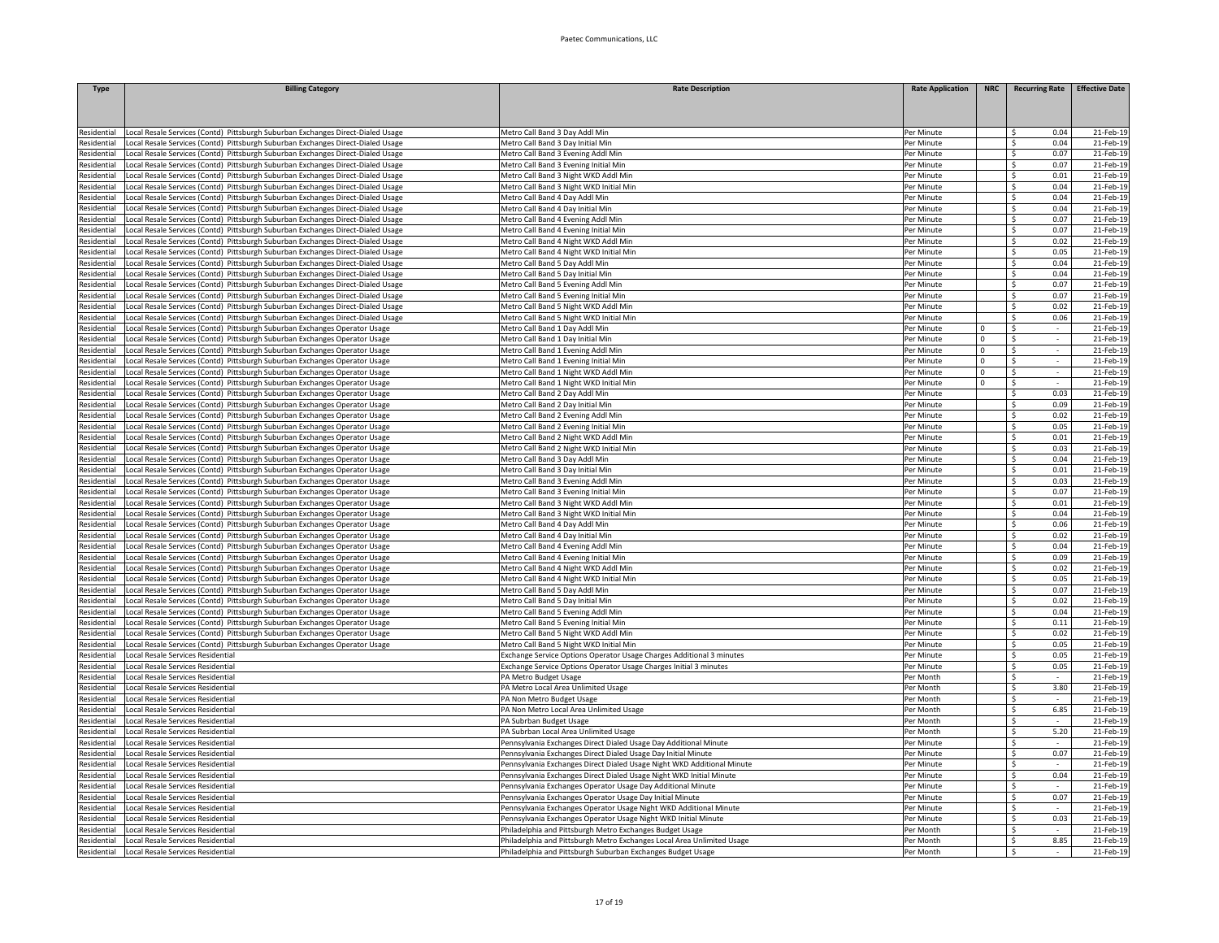| Type | Billing Category | Rate Description | Rate Application | NRC | Recurring Rate | Effective Date |
|---|---|---|---|---|---|---|
| Residential | Local Resale Services (Contd) Pittsburgh Suburban Exchanges Direct-Dialed Usage | Metro Call Band 3 Day Addl Min | Per Minute | | $ 0.04 | 21-Feb-19 |
| Residential | Local Resale Services (Contd) Pittsburgh Suburban Exchanges Direct-Dialed Usage | Metro Call Band 3 Day Initial Min | Per Minute | | $ 0.04 | 21-Feb-19 |
| Residential | Local Resale Services (Contd) Pittsburgh Suburban Exchanges Direct-Dialed Usage | Metro Call Band 3 Evening Addl Min | Per Minute | | $ 0.07 | 21-Feb-19 |
| Residential | Local Resale Services (Contd) Pittsburgh Suburban Exchanges Direct-Dialed Usage | Metro Call Band 3 Evening Initial Min | Per Minute | | $ 0.07 | 21-Feb-19 |
| Residential | Local Resale Services (Contd) Pittsburgh Suburban Exchanges Direct-Dialed Usage | Metro Call Band 3 Night WKD Addl Min | Per Minute | | $ 0.01 | 21-Feb-19 |
| Residential | Local Resale Services (Contd) Pittsburgh Suburban Exchanges Direct-Dialed Usage | Metro Call Band 3 Night WKD Initial Min | Per Minute | | $ 0.04 | 21-Feb-19 |
| Residential | Local Resale Services (Contd) Pittsburgh Suburban Exchanges Direct-Dialed Usage | Metro Call Band 4 Day Addl Min | Per Minute | | $ 0.04 | 21-Feb-19 |
| Residential | Local Resale Services (Contd) Pittsburgh Suburban Exchanges Direct-Dialed Usage | Metro Call Band 4 Day Initial Min | Per Minute | | $ 0.04 | 21-Feb-19 |
| Residential | Local Resale Services (Contd) Pittsburgh Suburban Exchanges Direct-Dialed Usage | Metro Call Band 4 Evening Addl Min | Per Minute | | $ 0.07 | 21-Feb-19 |
| Residential | Local Resale Services (Contd) Pittsburgh Suburban Exchanges Direct-Dialed Usage | Metro Call Band 4 Evening Initial Min | Per Minute | | $ 0.07 | 21-Feb-19 |
| Residential | Local Resale Services (Contd) Pittsburgh Suburban Exchanges Direct-Dialed Usage | Metro Call Band 4 Night WKD Addl Min | Per Minute | | $ 0.02 | 21-Feb-19 |
| Residential | Local Resale Services (Contd) Pittsburgh Suburban Exchanges Direct-Dialed Usage | Metro Call Band 4 Night WKD Initial Min | Per Minute | | $ 0.05 | 21-Feb-19 |
| Residential | Local Resale Services (Contd) Pittsburgh Suburban Exchanges Direct-Dialed Usage | Metro Call Band 5 Day Addl Min | Per Minute | | $ 0.04 | 21-Feb-19 |
| Residential | Local Resale Services (Contd) Pittsburgh Suburban Exchanges Direct-Dialed Usage | Metro Call Band 5 Day Initial Min | Per Minute | | $ 0.04 | 21-Feb-19 |
| Residential | Local Resale Services (Contd) Pittsburgh Suburban Exchanges Direct-Dialed Usage | Metro Call Band 5 Evening Addl Min | Per Minute | | $ 0.07 | 21-Feb-19 |
| Residential | Local Resale Services (Contd) Pittsburgh Suburban Exchanges Direct-Dialed Usage | Metro Call Band 5 Evening Initial Min | Per Minute | | $ 0.07 | 21-Feb-19 |
| Residential | Local Resale Services (Contd) Pittsburgh Suburban Exchanges Direct-Dialed Usage | Metro Call Band 5 Night WKD Addl Min | Per Minute | | $ 0.02 | 21-Feb-19 |
| Residential | Local Resale Services (Contd) Pittsburgh Suburban Exchanges Direct-Dialed Usage | Metro Call Band 5 Night WKD Initial Min | Per Minute | | $ 0.06 | 21-Feb-19 |
| Residential | Local Resale Services (Contd) Pittsburgh Suburban Exchanges Operator Usage | Metro Call Band 1 Day Addl Min | Per Minute | 0 | $ - | 21-Feb-19 |
| Residential | Local Resale Services (Contd) Pittsburgh Suburban Exchanges Operator Usage | Metro Call Band 1 Day Initial Min | Per Minute | 0 | $ - | 21-Feb-19 |
| Residential | Local Resale Services (Contd) Pittsburgh Suburban Exchanges Operator Usage | Metro Call Band 1 Evening Addl Min | Per Minute | 0 | $ - | 21-Feb-19 |
| Residential | Local Resale Services (Contd) Pittsburgh Suburban Exchanges Operator Usage | Metro Call Band 1 Evening Initial Min | Per Minute | 0 | $ - | 21-Feb-19 |
| Residential | Local Resale Services (Contd) Pittsburgh Suburban Exchanges Operator Usage | Metro Call Band 1 Night WKD Addl Min | Per Minute | 0 | $ - | 21-Feb-19 |
| Residential | Local Resale Services (Contd) Pittsburgh Suburban Exchanges Operator Usage | Metro Call Band 1 Night WKD Initial Min | Per Minute | 0 | $ - | 21-Feb-19 |
| Residential | Local Resale Services (Contd) Pittsburgh Suburban Exchanges Operator Usage | Metro Call Band 2 Day Addl Min | Per Minute | | $ 0.03 | 21-Feb-19 |
| Residential | Local Resale Services (Contd) Pittsburgh Suburban Exchanges Operator Usage | Metro Call Band 2 Day Initial Min | Per Minute | | $ 0.09 | 21-Feb-19 |
| Residential | Local Resale Services (Contd) Pittsburgh Suburban Exchanges Operator Usage | Metro Call Band 2 Evening Addl Min | Per Minute | | $ 0.02 | 21-Feb-19 |
| Residential | Local Resale Services (Contd) Pittsburgh Suburban Exchanges Operator Usage | Metro Call Band 2 Evening Initial Min | Per Minute | | $ 0.05 | 21-Feb-19 |
| Residential | Local Resale Services (Contd) Pittsburgh Suburban Exchanges Operator Usage | Metro Call Band 2 Night WKD Addl Min | Per Minute | | $ 0.01 | 21-Feb-19 |
| Residential | Local Resale Services (Contd) Pittsburgh Suburban Exchanges Operator Usage | Metro Call Band 2 Night WKD Initial Min | Per Minute | | $ 0.03 | 21-Feb-19 |
| Residential | Local Resale Services (Contd) Pittsburgh Suburban Exchanges Operator Usage | Metro Call Band 3 Day Addl Min | Per Minute | | $ 0.04 | 21-Feb-19 |
| Residential | Local Resale Services (Contd) Pittsburgh Suburban Exchanges Operator Usage | Metro Call Band 3 Day Initial Min | Per Minute | | $ 0.01 | 21-Feb-19 |
| Residential | Local Resale Services (Contd) Pittsburgh Suburban Exchanges Operator Usage | Metro Call Band 3 Evening Addl Min | Per Minute | | $ 0.03 | 21-Feb-19 |
| Residential | Local Resale Services (Contd) Pittsburgh Suburban Exchanges Operator Usage | Metro Call Band 3 Evening Initial Min | Per Minute | | $ 0.07 | 21-Feb-19 |
| Residential | Local Resale Services (Contd) Pittsburgh Suburban Exchanges Operator Usage | Metro Call Band 3 Night WKD Addl Min | Per Minute | | $ 0.01 | 21-Feb-19 |
| Residential | Local Resale Services (Contd) Pittsburgh Suburban Exchanges Operator Usage | Metro Call Band 3 Night WKD Initial Min | Per Minute | | $ 0.04 | 21-Feb-19 |
| Residential | Local Resale Services (Contd) Pittsburgh Suburban Exchanges Operator Usage | Metro Call Band 4 Day Addl Min | Per Minute | | $ 0.06 | 21-Feb-19 |
| Residential | Local Resale Services (Contd) Pittsburgh Suburban Exchanges Operator Usage | Metro Call Band 4 Day Initial Min | Per Minute | | $ 0.02 | 21-Feb-19 |
| Residential | Local Resale Services (Contd) Pittsburgh Suburban Exchanges Operator Usage | Metro Call Band 4 Evening Addl Min | Per Minute | | $ 0.04 | 21-Feb-19 |
| Residential | Local Resale Services (Contd) Pittsburgh Suburban Exchanges Operator Usage | Metro Call Band 4 Evening Initial Min | Per Minute | | $ 0.09 | 21-Feb-19 |
| Residential | Local Resale Services (Contd) Pittsburgh Suburban Exchanges Operator Usage | Metro Call Band 4 Night WKD Addl Min | Per Minute | | $ 0.02 | 21-Feb-19 |
| Residential | Local Resale Services (Contd) Pittsburgh Suburban Exchanges Operator Usage | Metro Call Band 4 Night WKD Initial Min | Per Minute | | $ 0.05 | 21-Feb-19 |
| Residential | Local Resale Services (Contd) Pittsburgh Suburban Exchanges Operator Usage | Metro Call Band 5 Day Addl Min | Per Minute | | $ 0.07 | 21-Feb-19 |
| Residential | Local Resale Services (Contd) Pittsburgh Suburban Exchanges Operator Usage | Metro Call Band 5 Day Initial Min | Per Minute | | $ 0.02 | 21-Feb-19 |
| Residential | Local Resale Services (Contd) Pittsburgh Suburban Exchanges Operator Usage | Metro Call Band 5 Evening Addl Min | Per Minute | | $ 0.04 | 21-Feb-19 |
| Residential | Local Resale Services (Contd) Pittsburgh Suburban Exchanges Operator Usage | Metro Call Band 5 Evening Initial Min | Per Minute | | $ 0.11 | 21-Feb-19 |
| Residential | Local Resale Services (Contd) Pittsburgh Suburban Exchanges Operator Usage | Metro Call Band 5 Night WKD Addl Min | Per Minute | | $ 0.02 | 21-Feb-19 |
| Residential | Local Resale Services (Contd) Pittsburgh Suburban Exchanges Operator Usage | Metro Call Band 5 Night WKD Initial Min | Per Minute | | $ 0.05 | 21-Feb-19 |
| Residential | Local Resale Services Residential | Exchange Service Options Operator Usage Charges Additional 3 minutes | Per Minute | | $ 0.05 | 21-Feb-19 |
| Residential | Local Resale Services Residential | Exchange Service Options Operator Usage Charges Initial 3 minutes | Per Minute | | $ 0.05 | 21-Feb-19 |
| Residential | Local Resale Services Residential | PA Metro Budget Usage | Per Month | | $ - | 21-Feb-19 |
| Residential | Local Resale Services Residential | PA Metro Local Area Unlimited Usage | Per Month | | $ 3.80 | 21-Feb-19 |
| Residential | Local Resale Services Residential | PA Non Metro Budget Usage | Per Month | | $ - | 21-Feb-19 |
| Residential | Local Resale Services Residential | PA Non Metro Local Area Unlimited Usage | Per Month | | $ 6.85 | 21-Feb-19 |
| Residential | Local Resale Services Residential | PA Subrban Budget Usage | Per Month | | $ - | 21-Feb-19 |
| Residential | Local Resale Services Residential | PA Subrban Local Area Unlimited Usage | Per Month | | $ 5.20 | 21-Feb-19 |
| Residential | Local Resale Services Residential | Pennsylvania Exchanges Direct Dialed Usage Day Additional Minute | Per Minute | | $ - | 21-Feb-19 |
| Residential | Local Resale Services Residential | Pennsylvania Exchanges Direct Dialed Usage Day Initial Minute | Per Minute | | $ 0.07 | 21-Feb-19 |
| Residential | Local Resale Services Residential | Pennsylvania Exchanges Direct Dialed Usage Night WKD Additional Minute | Per Minute | | $ - | 21-Feb-19 |
| Residential | Local Resale Services Residential | Pennsylvania Exchanges Direct Dialed Usage Night WKD Initial Minute | Per Minute | | $ 0.04 | 21-Feb-19 |
| Residential | Local Resale Services Residential | Pennsylvania Exchanges Operator Usage Day Additional Minute | Per Minute | | $ - | 21-Feb-19 |
| Residential | Local Resale Services Residential | Pennsylvania Exchanges Operator Usage Day Initial Minute | Per Minute | | $ 0.07 | 21-Feb-19 |
| Residential | Local Resale Services Residential | Pennsylvania Exchanges Operator Usage Night WKD Additional Minute | Per Minute | | $ - | 21-Feb-19 |
| Residential | Local Resale Services Residential | Pennsylvania Exchanges Operator Usage Night WKD Initial Minute | Per Minute | | $ 0.03 | 21-Feb-19 |
| Residential | Local Resale Services Residential | Philadelphia and Pittsburgh Metro Exchanges Budget Usage | Per Month | | $ - | 21-Feb-19 |
| Residential | Local Resale Services Residential | Philadelphia and Pittsburgh Metro Exchanges Local Area Unlimited Usage | Per Month | | $ 8.85 | 21-Feb-19 |
| Residential | Local Resale Services Residential | Philadelphia and Pittsburgh Suburban Exchanges Budget Usage | Per Month | | $ - | 21-Feb-19 |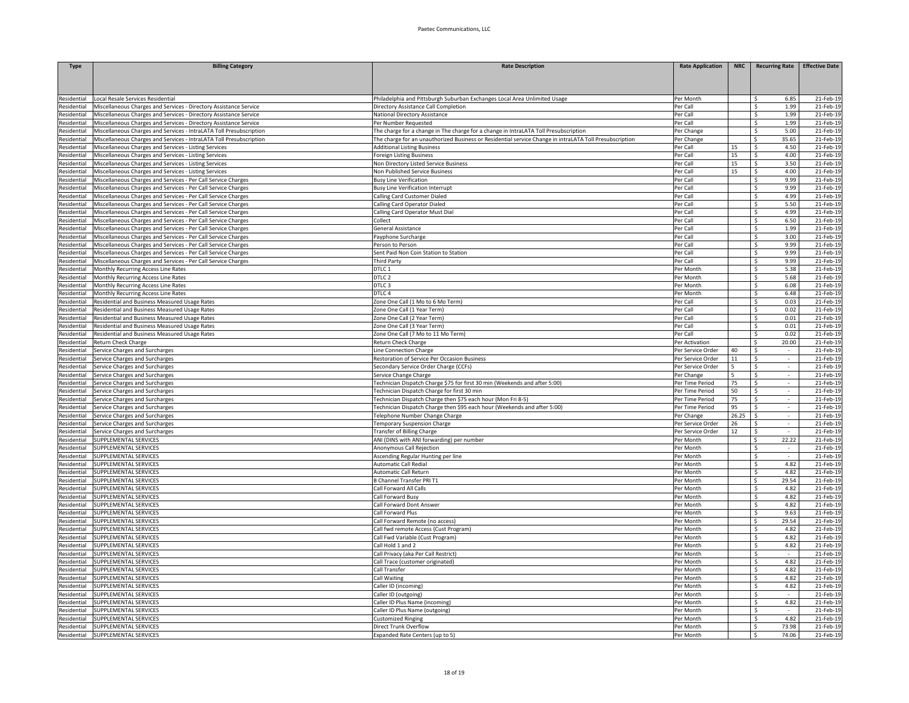| Type | Billing Category | Rate Description | Rate Application | NRC | Recurring Rate | Effective Date |
|---|---|---|---|---|---|---|
| Residential | Local Resale Services Residential | Philadelphia and Pittsburgh Suburban Exchanges Local Area Unlimited Usage | Per Month | | $ 6.85 | 21-Feb-19 |
| Residential | Miscellaneous Charges and Services - Directory Assistance Service | Directory Assistance Call Completion | Per Call | | $ 1.99 | 21-Feb-19 |
| Residential | Miscellaneous Charges and Services - Directory Assistance Service | National Directory Assistance | Per Call | | $ 1.99 | 21-Feb-19 |
| Residential | Miscellaneous Charges and Services - Directory Assistance Service | Per Number Requested | Per Call | | $ 1.99 | 21-Feb-19 |
| Residential | Miscellaneous Charges and Services - IntraLATA Toll Presubscription | The charge for a change in The charge for a change in IntraLATA Toll Presubscription | Per Change | | $ 5.00 | 21-Feb-19 |
| Residential | Miscellaneous Charges and Services - IntraLATA Toll Presubscription | The charge for an unauthorized Business or Residential service Change in intraLATA Toll Presubscription | Per Change | | $ 35.65 | 21-Feb-19 |
| Residential | Miscellaneous Charges and Services - Listing Services | Additional Listing Business | Per Call | 15 | $ 4.50 | 21-Feb-19 |
| Residential | Miscellaneous Charges and Services - Listing Services | Foreign Listing Business | Per Call | 15 | $ 4.00 | 21-Feb-19 |
| Residential | Miscellaneous Charges and Services - Listing Services | Non Directory Listed Service Business | Per Call | 15 | $ 3.50 | 21-Feb-19 |
| Residential | Miscellaneous Charges and Services - Listing Services | Non Published Service Business | Per Call | 15 | $ 4.00 | 21-Feb-19 |
| Residential | Miscellaneous Charges and Services - Per Call Service Charges | Busy Line Verification | Per Call | | $ 9.99 | 21-Feb-19 |
| Residential | Miscellaneous Charges and Services - Per Call Service Charges | Busy Line Verification Interrupt | Per Call | | $ 9.99 | 21-Feb-19 |
| Residential | Miscellaneous Charges and Services - Per Call Service Charges | Calling Card Customer Dialed | Per Call | | $ 4.99 | 21-Feb-19 |
| Residential | Miscellaneous Charges and Services - Per Call Service Charges | Calling Card Operator Dialed | Per Call | | $ 5.50 | 21-Feb-19 |
| Residential | Miscellaneous Charges and Services - Per Call Service Charges | Calling Card Operator Must Dial | Per Call | | $ 4.99 | 21-Feb-19 |
| Residential | Miscellaneous Charges and Services - Per Call Service Charges | Collect | Per Call | | $ 6.50 | 21-Feb-19 |
| Residential | Miscellaneous Charges and Services - Per Call Service Charges | General Assistance | Per Call | | $ 1.99 | 21-Feb-19 |
| Residential | Miscellaneous Charges and Services - Per Call Service Charges | Payphone Surcharge | Per Call | | $ 3.00 | 21-Feb-19 |
| Residential | Miscellaneous Charges and Services - Per Call Service Charges | Person to Person | Per Call | | $ 9.99 | 21-Feb-19 |
| Residential | Miscellaneous Charges and Services - Per Call Service Charges | Sent Paid Non Coin Station to Station | Per Call | | $ 9.99 | 21-Feb-19 |
| Residential | Miscellaneous Charges and Services - Per Call Service Charges | Third Party | Per Call | | $ 9.99 | 21-Feb-19 |
| Residential | Monthly Recurring Access Line Rates | DTLC 1 | Per Month | | $ 5.38 | 21-Feb-19 |
| Residential | Monthly Recurring Access Line Rates | DTLC 2 | Per Month | | $ 5.68 | 21-Feb-19 |
| Residential | Monthly Recurring Access Line Rates | DTLC 3 | Per Month | | $ 6.08 | 21-Feb-19 |
| Residential | Monthly Recurring Access Line Rates | DTLC 4 | Per Month | | $ 6.48 | 21-Feb-19 |
| Residential | Residential and Business Measured Usage Rates | Zone One Call (1 Mo to 6 Mo Term) | Per Call | | $ 0.03 | 21-Feb-19 |
| Residential | Residential and Business Measured Usage Rates | Zone One Call (1 Year Term) | Per Call | | $ 0.02 | 21-Feb-19 |
| Residential | Residential and Business Measured Usage Rates | Zone One Call (2 Year Term) | Per Call | | $ 0.01 | 21-Feb-19 |
| Residential | Residential and Business Measured Usage Rates | Zone One Call (3 Year Term) | Per Call | | $ 0.01 | 21-Feb-19 |
| Residential | Residential and Business Measured Usage Rates | Zone One Call (7 Mo to 11 Mo Term) | Per Call | | $ 0.02 | 21-Feb-19 |
| Residential | Return Check Charge | Return Check Charge | Per Activation | | $ 20.00 | 21-Feb-19 |
| Residential | Service Charges and Surcharges | Line Connection Charge | Per Service Order | 40 | $ - | 21-Feb-19 |
| Residential | Service Charges and Surcharges | Restoration of Service Per Occasion Business | Per Service Order | 11 | $ - | 21-Feb-19 |
| Residential | Service Charges and Surcharges | Secondary Service Order Charge (CCFs) | Per Service Order | 5 | $ - | 21-Feb-19 |
| Residential | Service Charges and Surcharges | Service Change Charge | Per Change | 5 | $ - | 21-Feb-19 |
| Residential | Service Charges and Surcharges | Technician Dispatch Charge $75 for first 30 min (Weekends and after 5:00) | Per Time Period | 75 | $ - | 21-Feb-19 |
| Residential | Service Charges and Surcharges | Technician Dispatch Charge for first 30 min | Per Time Period | 50 | $ - | 21-Feb-19 |
| Residential | Service Charges and Surcharges | Technician Dispatch Charge then $75 each hour (Mon Fri 8-5) | Per Time Period | 75 | $ - | 21-Feb-19 |
| Residential | Service Charges and Surcharges | Technician Dispatch Charge then $95 each hour (Weekends and after 5:00) | Per Time Period | 95 | $ - | 21-Feb-19 |
| Residential | Service Charges and Surcharges | Telephone Number Change Charge | Per Change | 26.25 | $ - | 21-Feb-19 |
| Residential | Service Charges and Surcharges | Temporary Suspension Charge | Per Service Order | 26 | $ - | 21-Feb-19 |
| Residential | Service Charges and Surcharges | Transfer of Billing Charge | Per Service Order | 12 | $ - | 21-Feb-19 |
| Residential | SUPPLEMENTAL SERVICES | ANI (DINS with ANI forwarding) per number | Per Month | | $ 22.22 | 21-Feb-19 |
| Residential | SUPPLEMENTAL SERVICES | Anonymous Call Rejection | Per Month | | $ - | 21-Feb-19 |
| Residential | SUPPLEMENTAL SERVICES | Ascending Regular Hunting per line | Per Month | | $ - | 21-Feb-19 |
| Residential | SUPPLEMENTAL SERVICES | Automatic Call Redial | Per Month | | $ 4.82 | 21-Feb-19 |
| Residential | SUPPLEMENTAL SERVICES | Automatic Call Return | Per Month | | $ 4.82 | 21-Feb-19 |
| Residential | SUPPLEMENTAL SERVICES | B Channel Transfer PRI T1 | Per Month | | $ 29.54 | 21-Feb-19 |
| Residential | SUPPLEMENTAL SERVICES | Call Forward All Calls | Per Month | | $ 4.82 | 21-Feb-19 |
| Residential | SUPPLEMENTAL SERVICES | Call Forward Busy | Per Month | | $ 4.82 | 21-Feb-19 |
| Residential | SUPPLEMENTAL SERVICES | Call Forward Dont Answer | Per Month | | $ 4.82 | 21-Feb-19 |
| Residential | SUPPLEMENTAL SERVICES | Call Forward Plus | Per Month | | $ 9.63 | 21-Feb-19 |
| Residential | SUPPLEMENTAL SERVICES | Call Forward Remote (no access) | Per Month | | $ 29.54 | 21-Feb-19 |
| Residential | SUPPLEMENTAL SERVICES | Call fwd remote Access (Cust Program) | Per Month | | $ 4.82 | 21-Feb-19 |
| Residential | SUPPLEMENTAL SERVICES | Call Fwd Variable (Cust Program) | Per Month | | $ 4.82 | 21-Feb-19 |
| Residential | SUPPLEMENTAL SERVICES | Call Hold 1 and 2 | Per Month | | $ 4.82 | 21-Feb-19 |
| Residential | SUPPLEMENTAL SERVICES | Call Privacy (aka Per Call Restrict) | Per Month | | $ - | 21-Feb-19 |
| Residential | SUPPLEMENTAL SERVICES | Call Trace (customer originated) | Per Month | | $ 4.82 | 21-Feb-19 |
| Residential | SUPPLEMENTAL SERVICES | Call Transfer | Per Month | | $ 4.82 | 21-Feb-19 |
| Residential | SUPPLEMENTAL SERVICES | Call Waiting | Per Month | | $ 4.82 | 21-Feb-19 |
| Residential | SUPPLEMENTAL SERVICES | Caller ID (incoming) | Per Month | | $ 4.82 | 21-Feb-19 |
| Residential | SUPPLEMENTAL SERVICES | Caller ID (outgoing) | Per Month | | $ - | 21-Feb-19 |
| Residential | SUPPLEMENTAL SERVICES | Caller ID Plus Name (incoming) | Per Month | | $ 4.82 | 21-Feb-19 |
| Residential | SUPPLEMENTAL SERVICES | Caller ID Plus Name (outgoing) | Per Month | | $ - | 21-Feb-19 |
| Residential | SUPPLEMENTAL SERVICES | Customized Ringing | Per Month | | $ 4.82 | 21-Feb-19 |
| Residential | SUPPLEMENTAL SERVICES | Direct Trunk Overflow | Per Month | | $ 73.98 | 21-Feb-19 |
| Residential | SUPPLEMENTAL SERVICES | Expanded Rate Centers (up to 5) | Per Month | | $ 74.06 | 21-Feb-19 |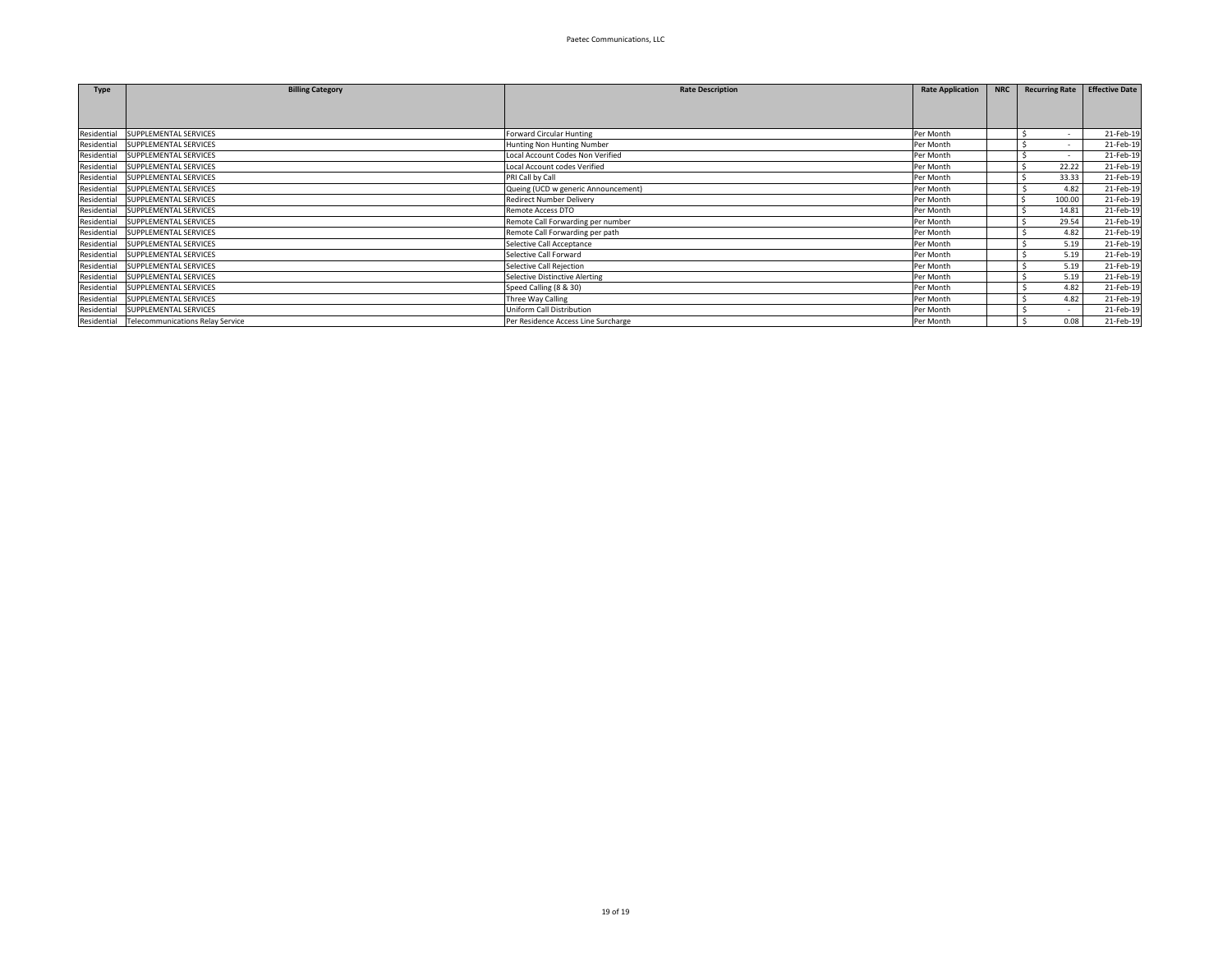| Type | Billing Category | Rate Description | Rate Application | NRC | Recurring Rate | Effective Date |
|---|---|---|---|---|---|---|
| Residential | SUPPLEMENTAL SERVICES | Forward Circular Hunting | Per Month | | $ - | 21-Feb-19 |
| Residential | SUPPLEMENTAL SERVICES | Hunting Non Hunting Number | Per Month | | $ - | 21-Feb-19 |
| Residential | SUPPLEMENTAL SERVICES | Local Account Codes Non Verified | Per Month | | $ - | 21-Feb-19 |
| Residential | SUPPLEMENTAL SERVICES | Local Account codes Verified | Per Month | | $ 22.22 | 21-Feb-19 |
| Residential | SUPPLEMENTAL SERVICES | PRI Call by Call | Per Month | | $ 33.33 | 21-Feb-19 |
| Residential | SUPPLEMENTAL SERVICES | Queing (UCD w generic Announcement) | Per Month | | $ 4.82 | 21-Feb-19 |
| Residential | SUPPLEMENTAL SERVICES | Redirect Number Delivery | Per Month | | $ 100.00 | 21-Feb-19 |
| Residential | SUPPLEMENTAL SERVICES | Remote Access DTO | Per Month | | $ 14.81 | 21-Feb-19 |
| Residential | SUPPLEMENTAL SERVICES | Remote Call Forwarding per number | Per Month | | $ 29.54 | 21-Feb-19 |
| Residential | SUPPLEMENTAL SERVICES | Remote Call Forwarding per path | Per Month | | $ 4.82 | 21-Feb-19 |
| Residential | SUPPLEMENTAL SERVICES | Selective Call Acceptance | Per Month | | $ 5.19 | 21-Feb-19 |
| Residential | SUPPLEMENTAL SERVICES | Selective Call Forward | Per Month | | $ 5.19 | 21-Feb-19 |
| Residential | SUPPLEMENTAL SERVICES | Selective Call Rejection | Per Month | | $ 5.19 | 21-Feb-19 |
| Residential | SUPPLEMENTAL SERVICES | Selective Distinctive Alerting | Per Month | | $ 5.19 | 21-Feb-19 |
| Residential | SUPPLEMENTAL SERVICES | Speed Calling (8 & 30) | Per Month | | $ 4.82 | 21-Feb-19 |
| Residential | SUPPLEMENTAL SERVICES | Three Way Calling | Per Month | | $ 4.82 | 21-Feb-19 |
| Residential | SUPPLEMENTAL SERVICES | Uniform Call Distribution | Per Month | | $ - | 21-Feb-19 |
| Residential | Telecommunications Relay Service | Per Residence Access Line Surcharge | Per Month | | $ 0.08 | 21-Feb-19 |